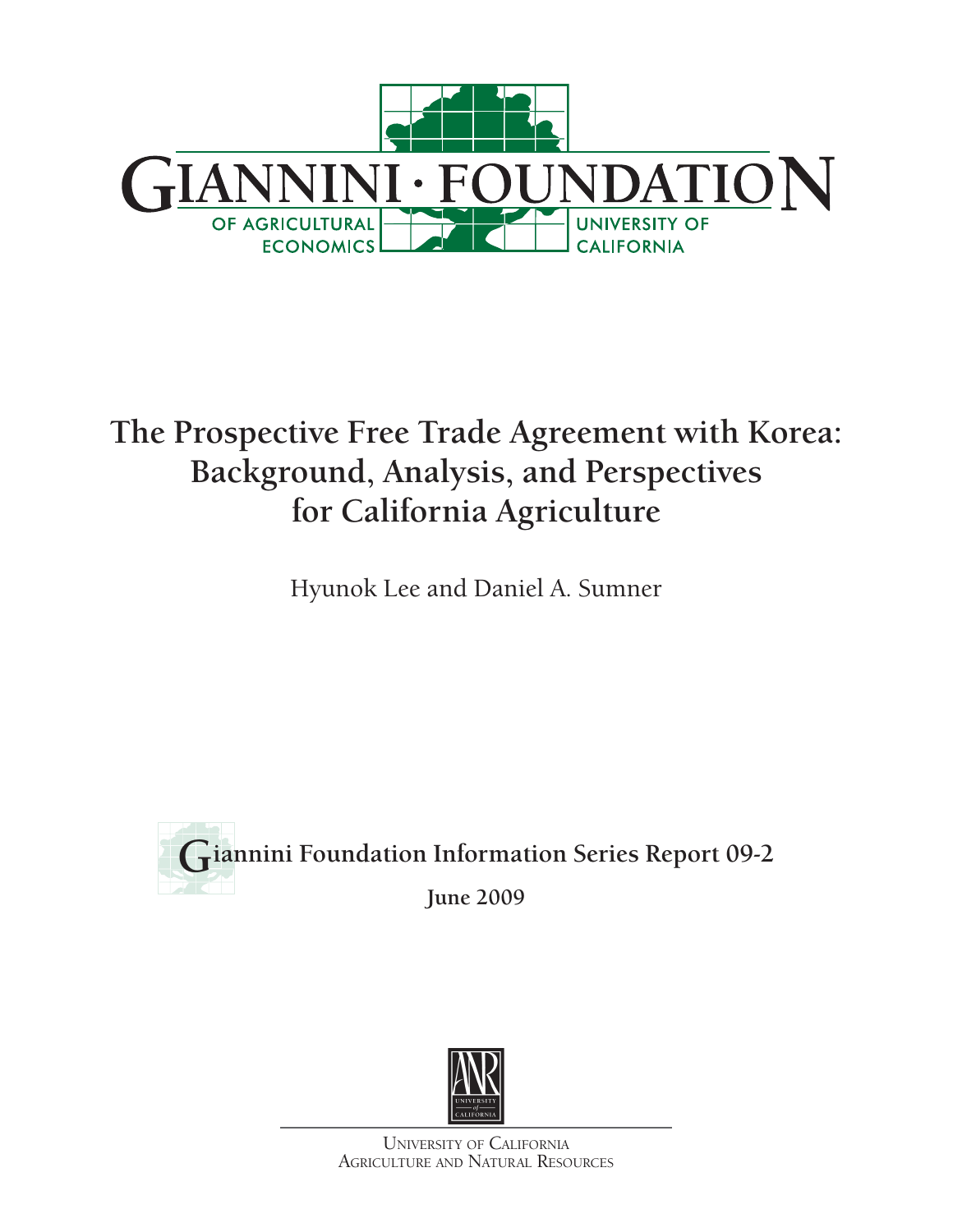GIANNINI · FOUNDATION

OF AGRICULTURAL ECONOMICS

UNIVERSITY OF CALIFORNIA

# The Prospective Free Trade Agreement with Korea: Background, Analysis, and Perspectives for California Agriculture

Hyunok Lee and Daniel A. Sumner

**Giannini Foundation Information Series Report 09-2**

**June 2009**

University of California
Agriculture and Natural Resources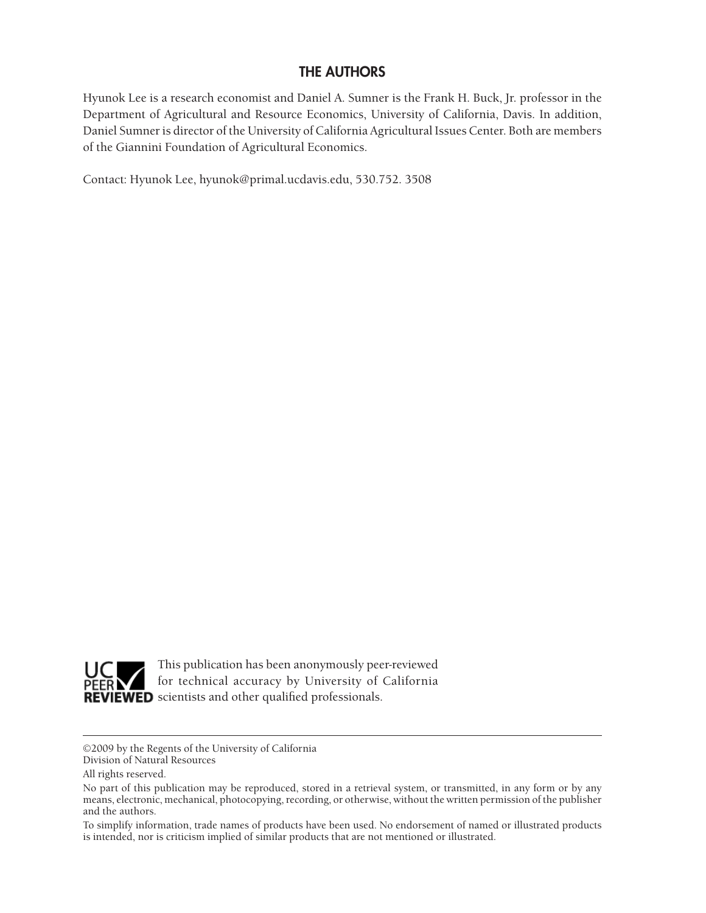## THE AUTHORS

Hyunok Lee is a research economist and Daniel A. Sumner is the Frank H. Buck, Jr. professor in the Department of Agricultural and Resource Economics, University of California, Davis. In addition, Daniel Sumner is director of the University of California Agricultural Issues Center. Both are members of the Giannini Foundation of Agricultural Economics.

Contact: Hyunok Lee, hyunok@primal.ucdavis.edu, 530.752. 3508

**UC PEER REVIEWED** This publication has been anonymously peer-reviewed for technical accuracy by University of California scientists and other qualified professionals.

---

©2009 by the Regents of the University of California
Division of Natural Resources

All rights reserved.

No part of this publication may be reproduced, stored in a retrieval system, or transmitted, in any form or by any means, electronic, mechanical, photocopying, recording, or otherwise, without the written permission of the publisher and the authors.

To simplify information, trade names of products have been used. No endorsement of named or illustrated products is intended, nor is criticism implied of similar products that are not mentioned or illustrated.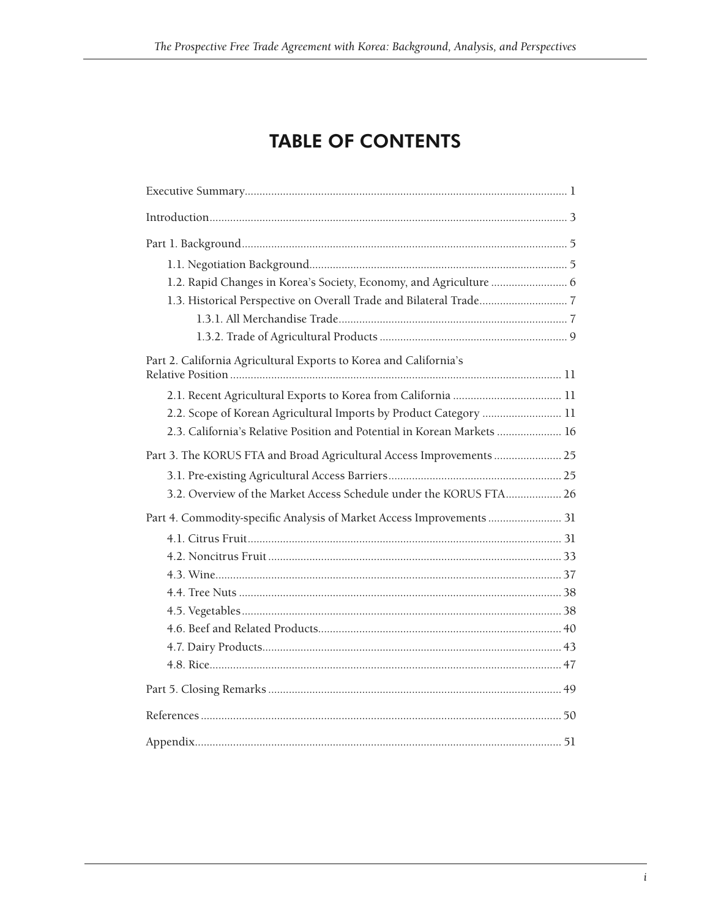# TABLE OF CONTENTS

Executive Summary ........................................................................................................ 1

Introduction ..................................................................................................................... 3

Part 1. Background .......................................................................................................... 5

- 1.1. Negotiation Background ...................................................................................... 5
- 1.2. Rapid Changes in Korea's Society, Economy, and Agriculture ......................... 6
- 1.3. Historical Perspective on Overall Trade and Bilateral Trade ............................. 7
  - 1.3.1. All Merchandise Trade ............................................................................ 7
  - 1.3.2. Trade of Agricultural Products ............................................................... 9

Part 2. California Agricultural Exports to Korea and California's Relative Position ................................................................................................................ 11

- 2.1. Recent Agricultural Exports to Korea from California .................................... 11
- 2.2. Scope of Korean Agricultural Imports by Product Category .......................... 11
- 2.3. California's Relative Position and Potential in Korean Markets ..................... 16

Part 3. The KORUS FTA and Broad Agricultural Access Improvements ...................... 25

- 3.1. Pre-existing Agricultural Access Barriers .......................................................... 25
- 3.2. Overview of the Market Access Schedule under the KORUS FTA .................. 26

Part 4. Commodity-specific Analysis of Market Access Improvements ........................ 31

- 4.1. Citrus Fruit .......................................................................................................... 31
- 4.2. Noncitrus Fruit .................................................................................................. 33
- 4.3. Wine .................................................................................................................... 37
- 4.4. Tree Nuts ............................................................................................................ 38
- 4.5. Vegetables ........................................................................................................... 38
- 4.6. Beef and Related Products ................................................................................. 40
- 4.7. Dairy Products .................................................................................................... 43
- 4.8. Rice ...................................................................................................................... 47

Part 5. Closing Remarks .................................................................................................. 49

References ......................................................................................................................... 50

Appendix ........................................................................................................................... 51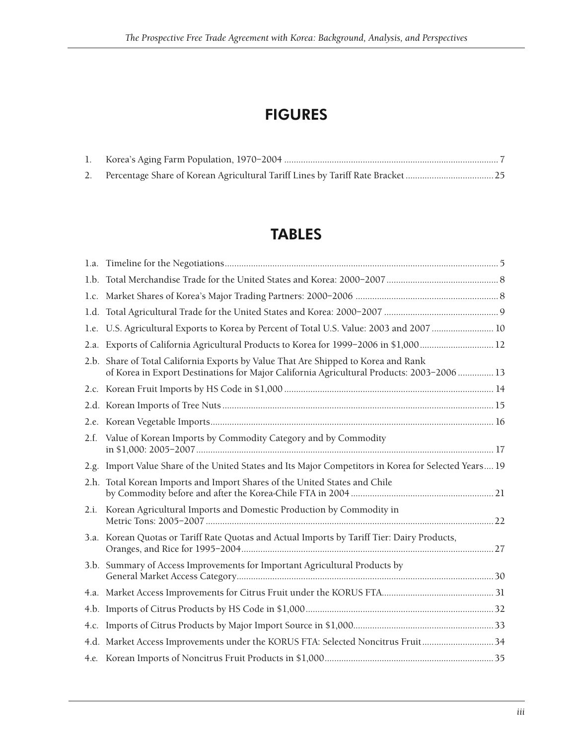# FIGURES

1. Korea's Aging Farm Population, 1970–2004 ........ 7
2. Percentage Share of Korean Agricultural Tariff Lines by Tariff Rate Bracket ........ 25

# TABLES

1.a. Timeline for the Negotiations ........ 5

1.b. Total Merchandise Trade for the United States and Korea: 2000–2007 ........ 8

1.c. Market Shares of Korea's Major Trading Partners: 2000–2006 ........ 8

1.d. Total Agricultural Trade for the United States and Korea: 2000–2007 ........ 9

1.e. U.S. Agricultural Exports to Korea by Percent of Total U.S. Value: 2003 and 2007 ........ 10

2.a. Exports of California Agricultural Products to Korea for 1999–2006 in $1,000 ........ 12

2.b. Share of Total California Exports by Value That Are Shipped to Korea and Rank of Korea in Export Destinations for Major California Agricultural Products: 2003–2006 ........ 13

2.c. Korean Fruit Imports by HS Code in $1,000 ........ 14

2.d. Korean Imports of Tree Nuts ........ 15

2.e. Korean Vegetable Imports ........ 16

2.f. Value of Korean Imports by Commodity Category and by Commodity in $1,000: 2005–2007 ........ 17

2.g. Import Value Share of the United States and Its Major Competitors in Korea for Selected Years ........ 19

2.h. Total Korean Imports and Import Shares of the United States and Chile by Commodity before and after the Korea-Chile FTA in 2004 ........ 21

2.i. Korean Agricultural Imports and Domestic Production by Commodity in Metric Tons: 2005–2007 ........ 22

3.a. Korean Quotas or Tariff Rate Quotas and Actual Imports by Tariff Tier: Dairy Products, Oranges, and Rice for 1995–2004 ........ 27

3.b. Summary of Access Improvements for Important Agricultural Products by General Market Access Category ........ 30

4.a. Market Access Improvements for Citrus Fruit under the KORUS FTA ........ 31

4.b. Imports of Citrus Products by HS Code in $1,000 ........ 32

4.c. Imports of Citrus Products by Major Import Source in $1,000 ........ 33

4.d. Market Access Improvements under the KORUS FTA: Selected Noncitrus Fruit ........ 34

4.e. Korean Imports of Noncitrus Fruit Products in $1,000 ........ 35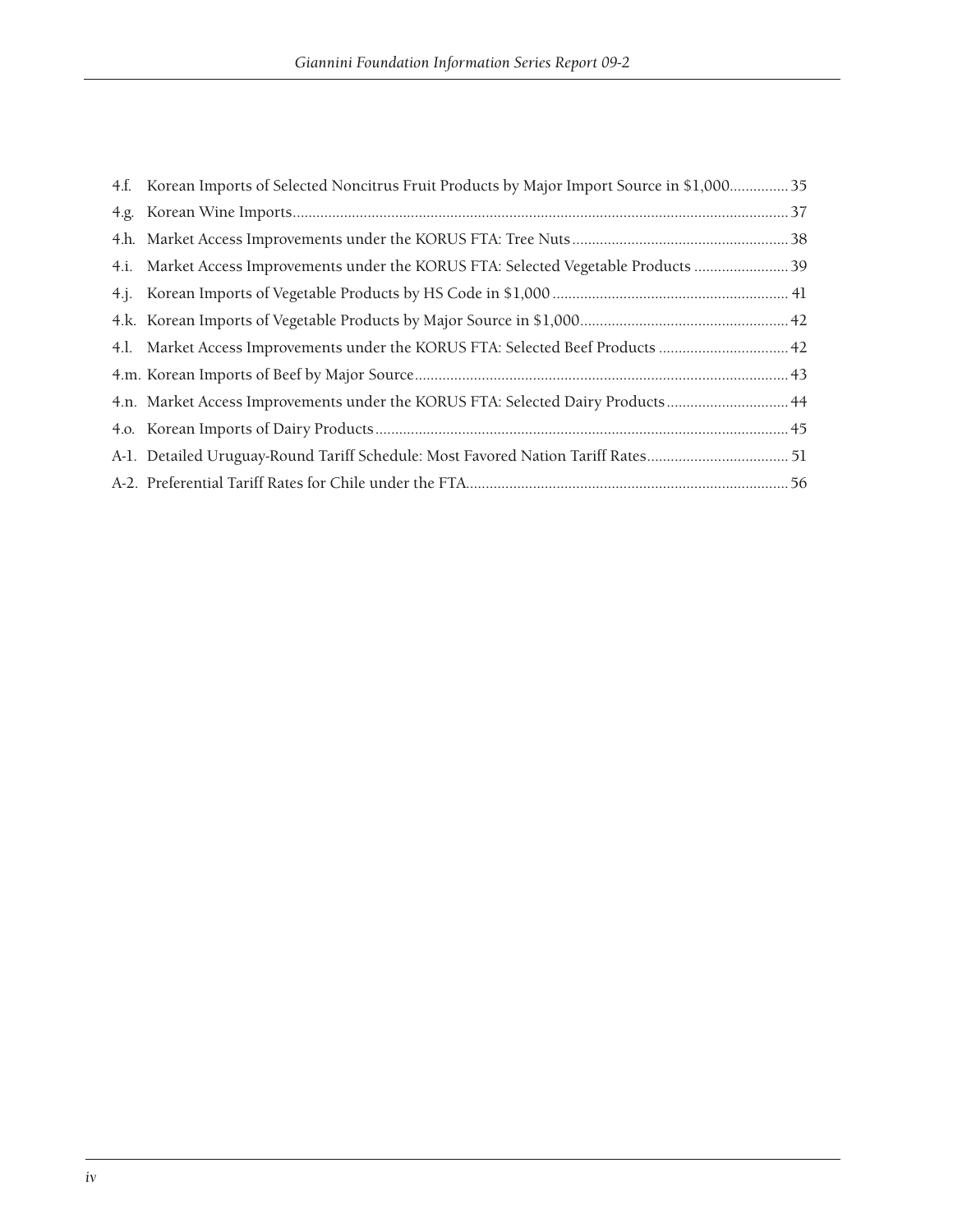4.f. Korean Imports of Selected Noncitrus Fruit Products by Major Import Source in $1,000 ............... 35

4.g. Korean Wine Imports ............................................................................................................. 37

4.h. Market Access Improvements under the KORUS FTA: Tree Nuts ....................................................... 38

4.i. Market Access Improvements under the KORUS FTA: Selected Vegetable Products ........................ 39

4.j. Korean Imports of Vegetable Products by HS Code in $1,000 ............................................................ 41

4.k. Korean Imports of Vegetable Products by Major Source in $1,000 ..................................................... 42

4.l. Market Access Improvements under the KORUS FTA: Selected Beef Products ................................. 42

4.m. Korean Imports of Beef by Major Source .............................................................................................. 43

4.n. Market Access Improvements under the KORUS FTA: Selected Dairy Products ............................... 44

4.o. Korean Imports of Dairy Products ......................................................................................................... 45

A-1. Detailed Uruguay-Round Tariff Schedule: Most Favored Nation Tariff Rates .................................... 51

A-2. Preferential Tariff Rates for Chile under the FTA .................................................................................. 56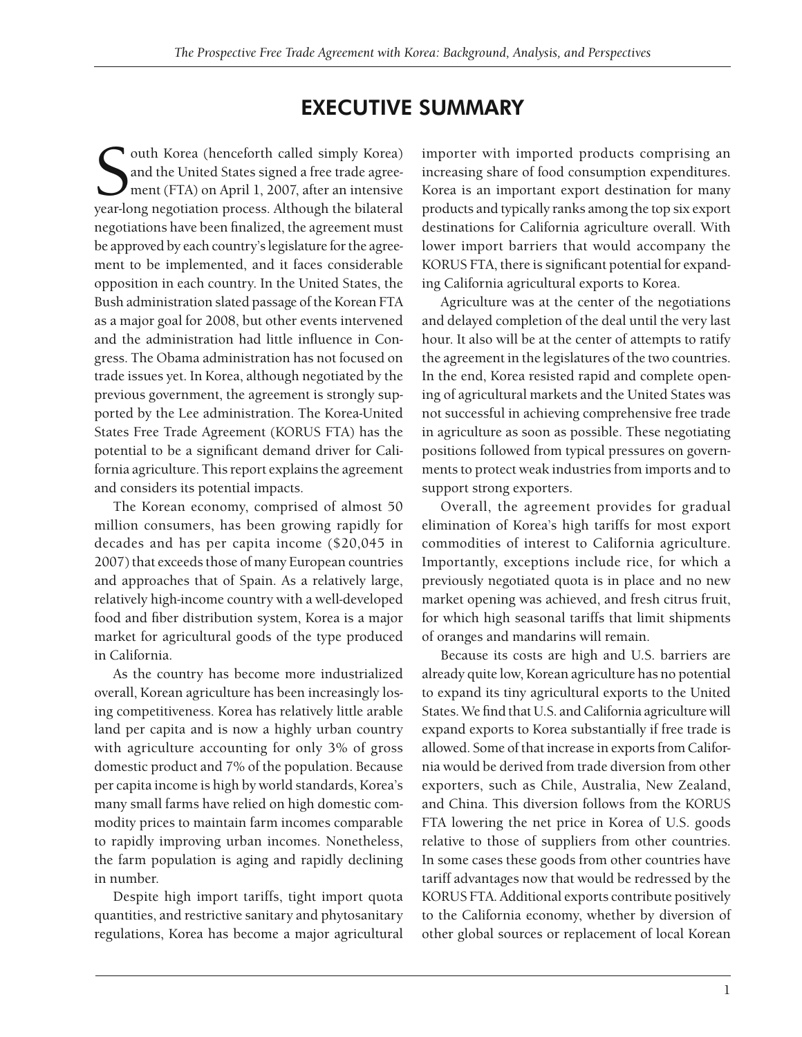# EXECUTIVE SUMMARY

South Korea (henceforth called simply Korea) and the United States signed a free trade agreement (FTA) on April 1, 2007, after an intensive year-long negotiation process. Although the bilateral negotiations have been finalized, the agreement must be approved by each country's legislature for the agreement to be implemented, and it faces considerable opposition in each country. In the United States, the Bush administration slated passage of the Korean FTA as a major goal for 2008, but other events intervened and the administration had little influence in Congress. The Obama administration has not focused on trade issues yet. In Korea, although negotiated by the previous government, the agreement is strongly supported by the Lee administration. The Korea-United States Free Trade Agreement (KORUS FTA) has the potential to be a significant demand driver for California agriculture. This report explains the agreement and considers its potential impacts.

The Korean economy, comprised of almost 50 million consumers, has been growing rapidly for decades and has per capita income ($20,045 in 2007) that exceeds those of many European countries and approaches that of Spain. As a relatively large, relatively high-income country with a well-developed food and fiber distribution system, Korea is a major market for agricultural goods of the type produced in California.

As the country has become more industrialized overall, Korean agriculture has been increasingly losing competitiveness. Korea has relatively little arable land per capita and is now a highly urban country with agriculture accounting for only 3% of gross domestic product and 7% of the population. Because per capita income is high by world standards, Korea's many small farms have relied on high domestic commodity prices to maintain farm incomes comparable to rapidly improving urban incomes. Nonetheless, the farm population is aging and rapidly declining in number.

Despite high import tariffs, tight import quota quantities, and restrictive sanitary and phytosanitary regulations, Korea has become a major agricultural importer with imported products comprising an increasing share of food consumption expenditures. Korea is an important export destination for many products and typically ranks among the top six export destinations for California agriculture overall. With lower import barriers that would accompany the KORUS FTA, there is significant potential for expanding California agricultural exports to Korea.

Agriculture was at the center of the negotiations and delayed completion of the deal until the very last hour. It also will be at the center of attempts to ratify the agreement in the legislatures of the two countries. In the end, Korea resisted rapid and complete opening of agricultural markets and the United States was not successful in achieving comprehensive free trade in agriculture as soon as possible. These negotiating positions followed from typical pressures on governments to protect weak industries from imports and to support strong exporters.

Overall, the agreement provides for gradual elimination of Korea's high tariffs for most export commodities of interest to California agriculture. Importantly, exceptions include rice, for which a previously negotiated quota is in place and no new market opening was achieved, and fresh citrus fruit, for which high seasonal tariffs that limit shipments of oranges and mandarins will remain.

Because its costs are high and U.S. barriers are already quite low, Korean agriculture has no potential to expand its tiny agricultural exports to the United States. We find that U.S. and California agriculture will expand exports to Korea substantially if free trade is allowed. Some of that increase in exports from California would be derived from trade diversion from other exporters, such as Chile, Australia, New Zealand, and China. This diversion follows from the KORUS FTA lowering the net price in Korea of U.S. goods relative to those of suppliers from other countries. In some cases these goods from other countries have tariff advantages now that would be redressed by the KORUS FTA. Additional exports contribute positively to the California economy, whether by diversion of other global sources or replacement of local Korean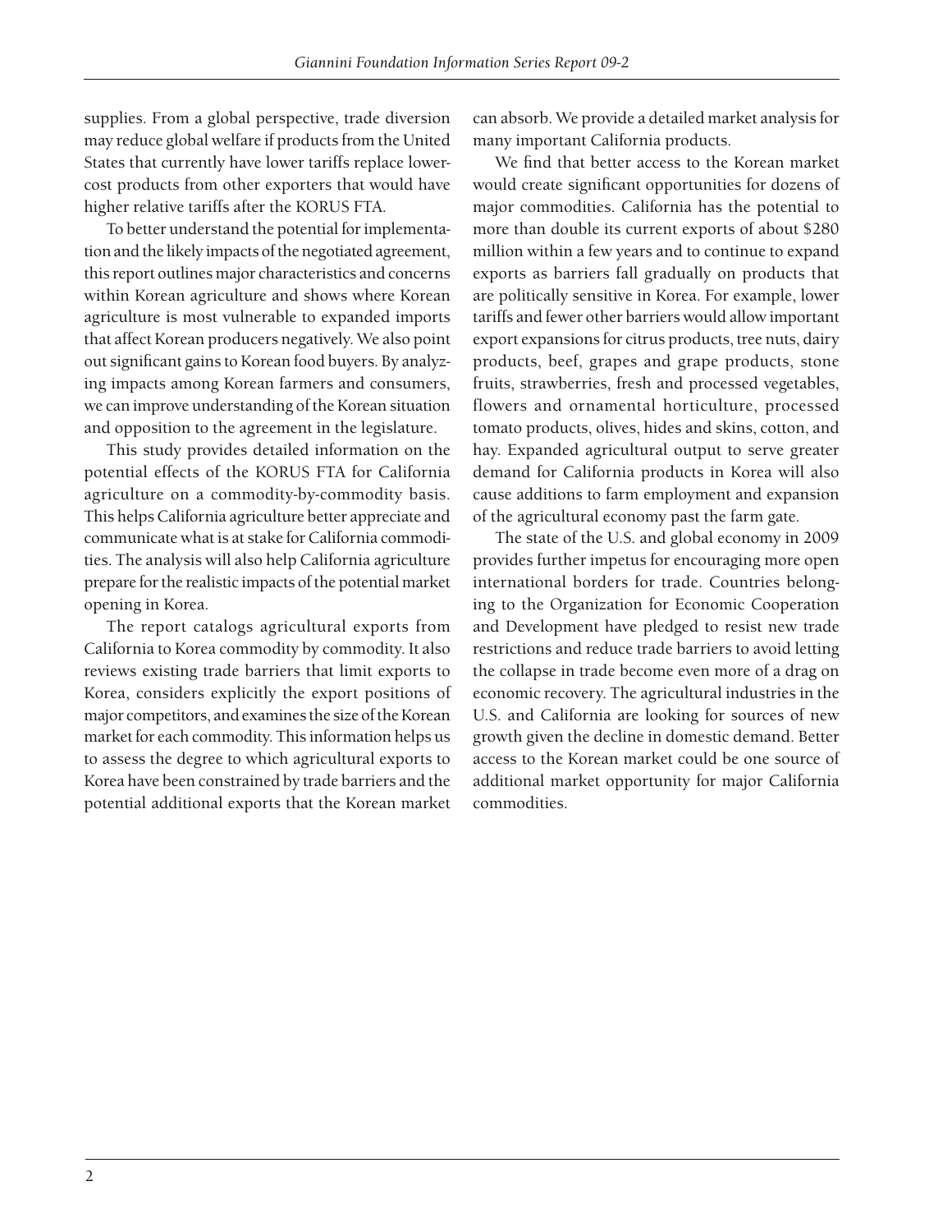supplies. From a global perspective, trade diversion may reduce global welfare if products from the United States that currently have lower tariffs replace lower-cost products from other exporters that would have higher relative tariffs after the KORUS FTA.

To better understand the potential for implementation and the likely impacts of the negotiated agreement, this report outlines major characteristics and concerns within Korean agriculture and shows where Korean agriculture is most vulnerable to expanded imports that affect Korean producers negatively. We also point out significant gains to Korean food buyers. By analyzing impacts among Korean farmers and consumers, we can improve understanding of the Korean situation and opposition to the agreement in the legislature.

This study provides detailed information on the potential effects of the KORUS FTA for California agriculture on a commodity-by-commodity basis. This helps California agriculture better appreciate and communicate what is at stake for California commodities. The analysis will also help California agriculture prepare for the realistic impacts of the potential market opening in Korea.

The report catalogs agricultural exports from California to Korea commodity by commodity. It also reviews existing trade barriers that limit exports to Korea, considers explicitly the export positions of major competitors, and examines the size of the Korean market for each commodity. This information helps us to assess the degree to which agricultural exports to Korea have been constrained by trade barriers and the potential additional exports that the Korean market can absorb. We provide a detailed market analysis for many important California products.

We find that better access to the Korean market would create significant opportunities for dozens of major commodities. California has the potential to more than double its current exports of about $280 million within a few years and to continue to expand exports as barriers fall gradually on products that are politically sensitive in Korea. For example, lower tariffs and fewer other barriers would allow important export expansions for citrus products, tree nuts, dairy products, beef, grapes and grape products, stone fruits, strawberries, fresh and processed vegetables, flowers and ornamental horticulture, processed tomato products, olives, hides and skins, cotton, and hay. Expanded agricultural output to serve greater demand for California products in Korea will also cause additions to farm employment and expansion of the agricultural economy past the farm gate.

The state of the U.S. and global economy in 2009 provides further impetus for encouraging more open international borders for trade. Countries belonging to the Organization for Economic Cooperation and Development have pledged to resist new trade restrictions and reduce trade barriers to avoid letting the collapse in trade become even more of a drag on economic recovery. The agricultural industries in the U.S. and California are looking for sources of new growth given the decline in domestic demand. Better access to the Korean market could be one source of additional market opportunity for major California commodities.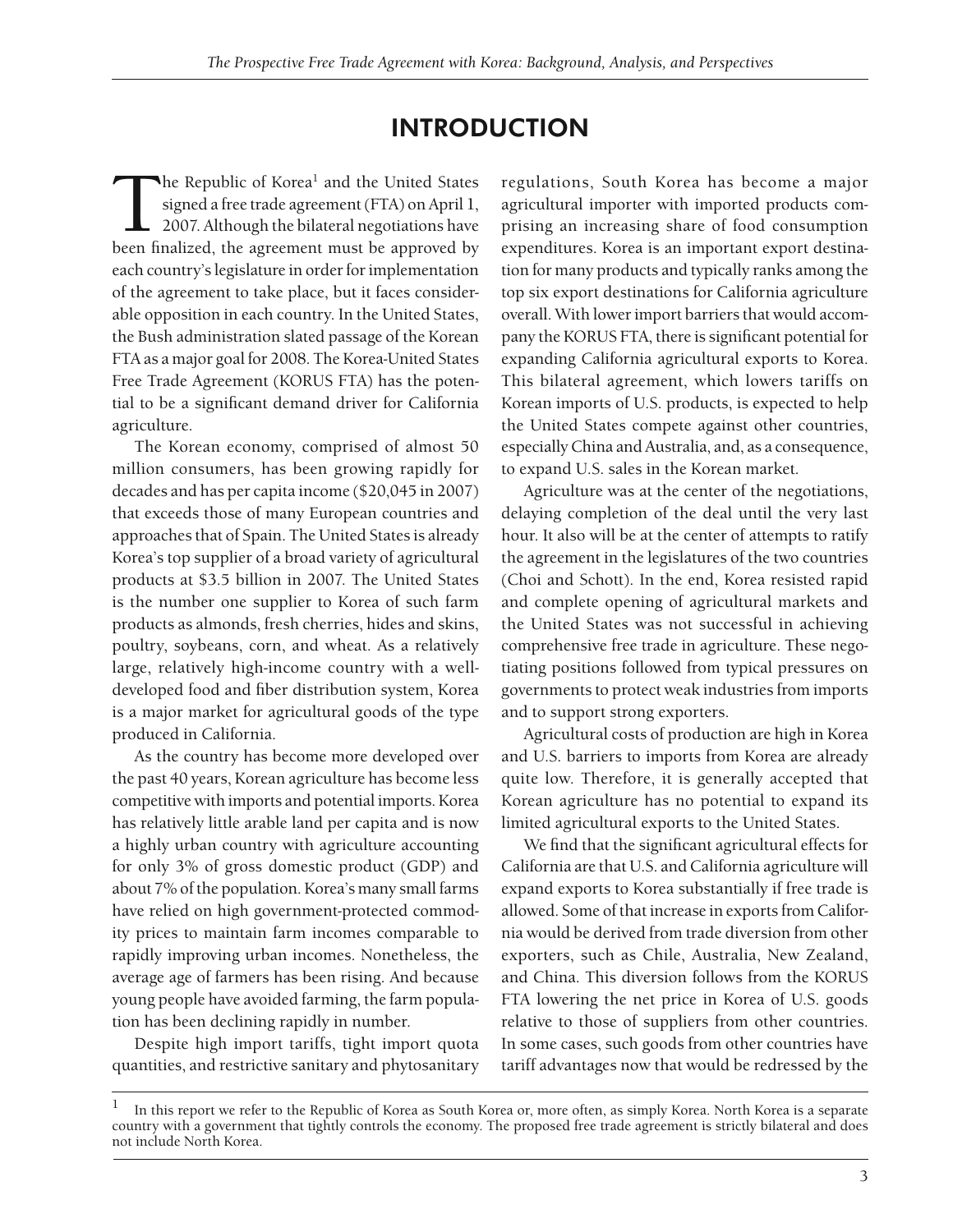# INTRODUCTION

The Republic of Korea[1] and the United States signed a free trade agreement (FTA) on April 1, 2007. Although the bilateral negotiations have been finalized, the agreement must be approved by each country's legislature in order for implementation of the agreement to take place, but it faces considerable opposition in each country. In the United States, the Bush administration slated passage of the Korean FTA as a major goal for 2008. The Korea-United States Free Trade Agreement (KORUS FTA) has the potential to be a significant demand driver for California agriculture.

The Korean economy, comprised of almost 50 million consumers, has been growing rapidly for decades and has per capita income ($20,045 in 2007) that exceeds those of many European countries and approaches that of Spain. The United States is already Korea's top supplier of a broad variety of agricultural products at $3.5 billion in 2007. The United States is the number one supplier to Korea of such farm products as almonds, fresh cherries, hides and skins, poultry, soybeans, corn, and wheat. As a relatively large, relatively high-income country with a well-developed food and fiber distribution system, Korea is a major market for agricultural goods of the type produced in California.

As the country has become more developed over the past 40 years, Korean agriculture has become less competitive with imports and potential imports. Korea has relatively little arable land per capita and is now a highly urban country with agriculture accounting for only 3% of gross domestic product (GDP) and about 7% of the population. Korea's many small farms have relied on high government-protected commodity prices to maintain farm incomes comparable to rapidly improving urban incomes. Nonetheless, the average age of farmers has been rising. And because young people have avoided farming, the farm population has been declining rapidly in number.

Despite high import tariffs, tight import quota quantities, and restrictive sanitary and phytosanitary regulations, South Korea has become a major agricultural importer with imported products comprising an increasing share of food consumption expenditures. Korea is an important export destination for many products and typically ranks among the top six export destinations for California agriculture overall. With lower import barriers that would accompany the KORUS FTA, there is significant potential for expanding California agricultural exports to Korea. This bilateral agreement, which lowers tariffs on Korean imports of U.S. products, is expected to help the United States compete against other countries, especially China and Australia, and, as a consequence, to expand U.S. sales in the Korean market.

Agriculture was at the center of the negotiations, delaying completion of the deal until the very last hour. It also will be at the center of attempts to ratify the agreement in the legislatures of the two countries (Choi and Schott). In the end, Korea resisted rapid and complete opening of agricultural markets and the United States was not successful in achieving comprehensive free trade in agriculture. These negotiating positions followed from typical pressures on governments to protect weak industries from imports and to support strong exporters.

Agricultural costs of production are high in Korea and U.S. barriers to imports from Korea are already quite low. Therefore, it is generally accepted that Korean agriculture has no potential to expand its limited agricultural exports to the United States.

We find that the significant agricultural effects for California are that U.S. and California agriculture will expand exports to Korea substantially if free trade is allowed. Some of that increase in exports from California would be derived from trade diversion from other exporters, such as Chile, Australia, New Zealand, and China. This diversion follows from the KORUS FTA lowering the net price in Korea of U.S. goods relative to those of suppliers from other countries. In some cases, such goods from other countries have tariff advantages now that would be redressed by the

[1] In this report we refer to the Republic of Korea as South Korea or, more often, as simply Korea. North Korea is a separate country with a government that tightly controls the economy. The proposed free trade agreement is strictly bilateral and does not include North Korea.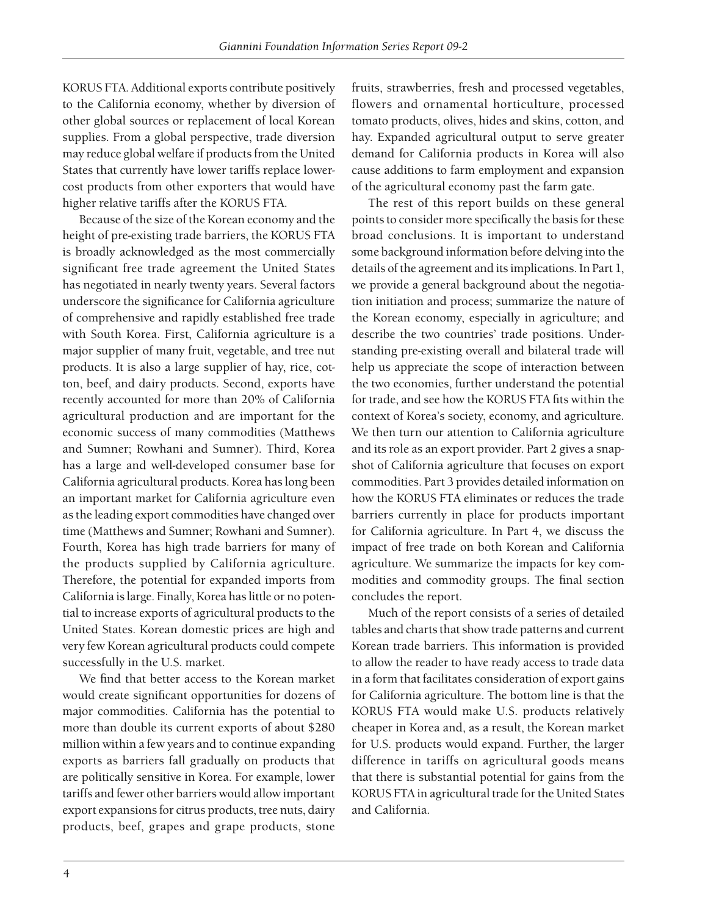KORUS FTA. Additional exports contribute positively to the California economy, whether by diversion of other global sources or replacement of local Korean supplies. From a global perspective, trade diversion may reduce global welfare if products from the United States that currently have lower tariffs replace lower-cost products from other exporters that would have higher relative tariffs after the KORUS FTA.

Because of the size of the Korean economy and the height of pre-existing trade barriers, the KORUS FTA is broadly acknowledged as the most commercially significant free trade agreement the United States has negotiated in nearly twenty years. Several factors underscore the significance for California agriculture of comprehensive and rapidly established free trade with South Korea. First, California agriculture is a major supplier of many fruit, vegetable, and tree nut products. It is also a large supplier of hay, rice, cotton, beef, and dairy products. Second, exports have recently accounted for more than 20% of California agricultural production and are important for the economic success of many commodities (Matthews and Sumner; Rowhani and Sumner). Third, Korea has a large and well-developed consumer base for California agricultural products. Korea has long been an important market for California agriculture even as the leading export commodities have changed over time (Matthews and Sumner; Rowhani and Sumner). Fourth, Korea has high trade barriers for many of the products supplied by California agriculture. Therefore, the potential for expanded imports from California is large. Finally, Korea has little or no potential to increase exports of agricultural products to the United States. Korean domestic prices are high and very few Korean agricultural products could compete successfully in the U.S. market.

We find that better access to the Korean market would create significant opportunities for dozens of major commodities. California has the potential to more than double its current exports of about $280 million within a few years and to continue expanding exports as barriers fall gradually on products that are politically sensitive in Korea. For example, lower tariffs and fewer other barriers would allow important export expansions for citrus products, tree nuts, dairy products, beef, grapes and grape products, stone fruits, strawberries, fresh and processed vegetables, flowers and ornamental horticulture, processed tomato products, olives, hides and skins, cotton, and hay. Expanded agricultural output to serve greater demand for California products in Korea will also cause additions to farm employment and expansion of the agricultural economy past the farm gate.

The rest of this report builds on these general points to consider more specifically the basis for these broad conclusions. It is important to understand some background information before delving into the details of the agreement and its implications. In Part 1, we provide a general background about the negotiation initiation and process; summarize the nature of the Korean economy, especially in agriculture; and describe the two countries' trade positions. Understanding pre-existing overall and bilateral trade will help us appreciate the scope of interaction between the two economies, further understand the potential for trade, and see how the KORUS FTA fits within the context of Korea's society, economy, and agriculture. We then turn our attention to California agriculture and its role as an export provider. Part 2 gives a snapshot of California agriculture that focuses on export commodities. Part 3 provides detailed information on how the KORUS FTA eliminates or reduces the trade barriers currently in place for products important for California agriculture. In Part 4, we discuss the impact of free trade on both Korean and California agriculture. We summarize the impacts for key commodities and commodity groups. The final section concludes the report.

Much of the report consists of a series of detailed tables and charts that show trade patterns and current Korean trade barriers. This information is provided to allow the reader to have ready access to trade data in a form that facilitates consideration of export gains for California agriculture. The bottom line is that the KORUS FTA would make U.S. products relatively cheaper in Korea and, as a result, the Korean market for U.S. products would expand. Further, the larger difference in tariffs on agricultural goods means that there is substantial potential for gains from the KORUS FTA in agricultural trade for the United States and California.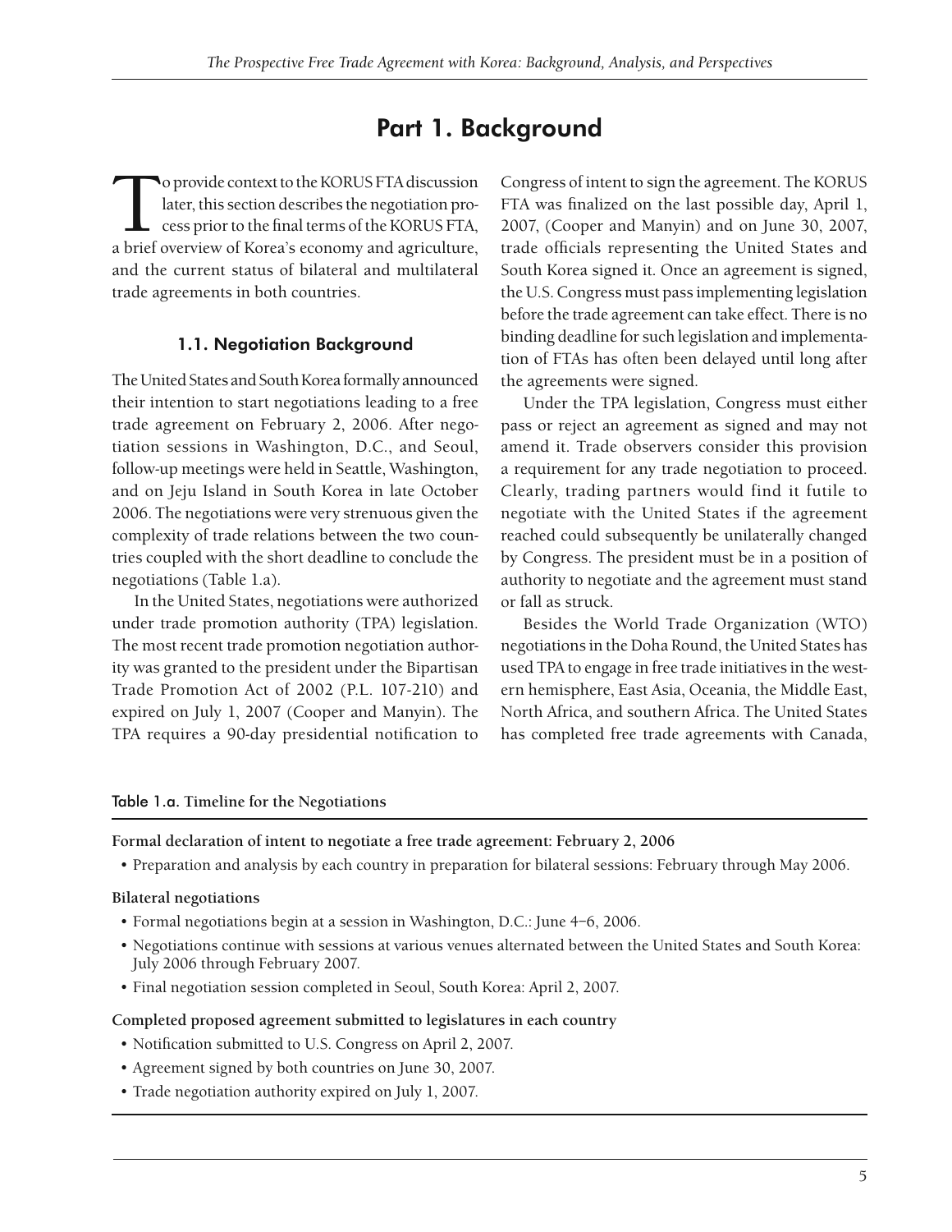# Part 1. Background

To provide context to the KORUS FTA discussion later, this section describes the negotiation process prior to the final terms of the KORUS FTA, a brief overview of Korea's economy and agriculture, and the current status of bilateral and multilateral trade agreements in both countries.

## 1.1. Negotiation Background

The United States and South Korea formally announced their intention to start negotiations leading to a free trade agreement on February 2, 2006. After negotiation sessions in Washington, D.C., and Seoul, follow-up meetings were held in Seattle, Washington, and on Jeju Island in South Korea in late October 2006. The negotiations were very strenuous given the complexity of trade relations between the two countries coupled with the short deadline to conclude the negotiations (Table 1.a).

In the United States, negotiations were authorized under trade promotion authority (TPA) legislation. The most recent trade promotion negotiation authority was granted to the president under the Bipartisan Trade Promotion Act of 2002 (P.L. 107-210) and expired on July 1, 2007 (Cooper and Manyin). The TPA requires a 90-day presidential notification to Congress of intent to sign the agreement. The KORUS FTA was finalized on the last possible day, April 1, 2007, (Cooper and Manyin) and on June 30, 2007, trade officials representing the United States and South Korea signed it. Once an agreement is signed, the U.S. Congress must pass implementing legislation before the trade agreement can take effect. There is no binding deadline for such legislation and implementation of FTAs has often been delayed until long after the agreements were signed.

Under the TPA legislation, Congress must either pass or reject an agreement as signed and may not amend it. Trade observers consider this provision a requirement for any trade negotiation to proceed. Clearly, trading partners would find it futile to negotiate with the United States if the agreement reached could subsequently be unilaterally changed by Congress. The president must be in a position of authority to negotiate and the agreement must stand or fall as struck.

Besides the World Trade Organization (WTO) negotiations in the Doha Round, the United States has used TPA to engage in free trade initiatives in the western hemisphere, East Asia, Oceania, the Middle East, North Africa, and southern Africa. The United States has completed free trade agreements with Canada,

Table 1.a. **Timeline for the Negotiations**

**Formal declaration of intent to negotiate a free trade agreement: February 2, 2006**

- Preparation and analysis by each country in preparation for bilateral sessions: February through May 2006.

**Bilateral negotiations**

- Formal negotiations begin at a session in Washington, D.C.: June 4–6, 2006.
- Negotiations continue with sessions at various venues alternated between the United States and South Korea: July 2006 through February 2007.
- Final negotiation session completed in Seoul, South Korea: April 2, 2007.

**Completed proposed agreement submitted to legislatures in each country**

- Notification submitted to U.S. Congress on April 2, 2007.
- Agreement signed by both countries on June 30, 2007.
- Trade negotiation authority expired on July 1, 2007.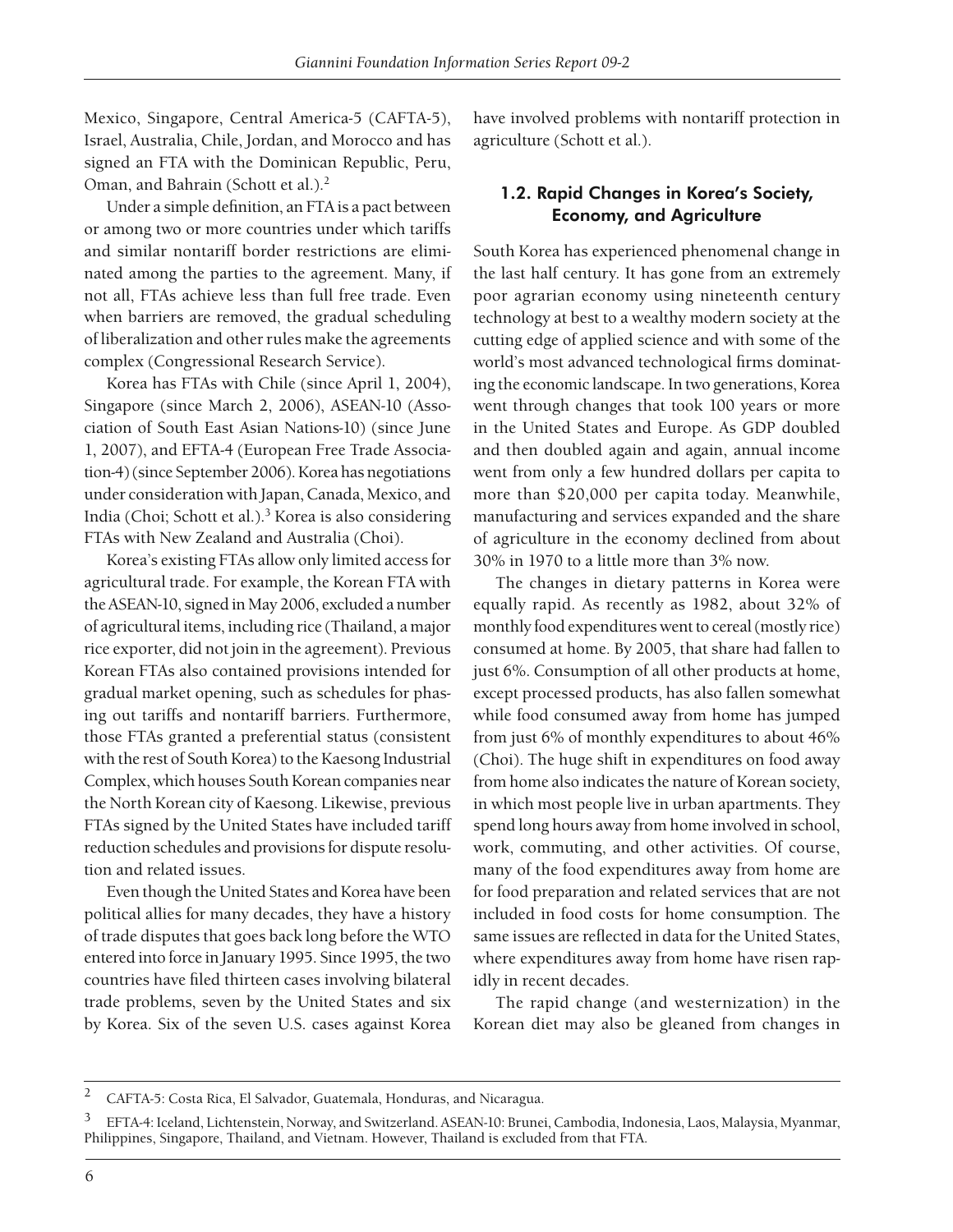Mexico, Singapore, Central America-5 (CAFTA-5), Israel, Australia, Chile, Jordan, and Morocco and has signed an FTA with the Dominican Republic, Peru, Oman, and Bahrain (Schott et al.).[2]

Under a simple definition, an FTA is a pact between or among two or more countries under which tariffs and similar nontariff border restrictions are eliminated among the parties to the agreement. Many, if not all, FTAs achieve less than full free trade. Even when barriers are removed, the gradual scheduling of liberalization and other rules make the agreements complex (Congressional Research Service).

Korea has FTAs with Chile (since April 1, 2004), Singapore (since March 2, 2006), ASEAN-10 (Association of South East Asian Nations-10) (since June 1, 2007), and EFTA-4 (European Free Trade Association-4) (since September 2006). Korea has negotiations under consideration with Japan, Canada, Mexico, and India (Choi; Schott et al.).[3] Korea is also considering FTAs with New Zealand and Australia (Choi).

Korea's existing FTAs allow only limited access for agricultural trade. For example, the Korean FTA with the ASEAN-10, signed in May 2006, excluded a number of agricultural items, including rice (Thailand, a major rice exporter, did not join in the agreement). Previous Korean FTAs also contained provisions intended for gradual market opening, such as schedules for phasing out tariffs and nontariff barriers. Furthermore, those FTAs granted a preferential status (consistent with the rest of South Korea) to the Kaesong Industrial Complex, which houses South Korean companies near the North Korean city of Kaesong. Likewise, previous FTAs signed by the United States have included tariff reduction schedules and provisions for dispute resolution and related issues.

Even though the United States and Korea have been political allies for many decades, they have a history of trade disputes that goes back long before the WTO entered into force in January 1995. Since 1995, the two countries have filed thirteen cases involving bilateral trade problems, seven by the United States and six by Korea. Six of the seven U.S. cases against Korea have involved problems with nontariff protection in agriculture (Schott et al.).

## 1.2. Rapid Changes in Korea's Society, Economy, and Agriculture

South Korea has experienced phenomenal change in the last half century. It has gone from an extremely poor agrarian economy using nineteenth century technology at best to a wealthy modern society at the cutting edge of applied science and with some of the world's most advanced technological firms dominating the economic landscape. In two generations, Korea went through changes that took 100 years or more in the United States and Europe. As GDP doubled and then doubled again and again, annual income went from only a few hundred dollars per capita to more than $20,000 per capita today. Meanwhile, manufacturing and services expanded and the share of agriculture in the economy declined from about 30% in 1970 to a little more than 3% now.

The changes in dietary patterns in Korea were equally rapid. As recently as 1982, about 32% of monthly food expenditures went to cereal (mostly rice) consumed at home. By 2005, that share had fallen to just 6%. Consumption of all other products at home, except processed products, has also fallen somewhat while food consumed away from home has jumped from just 6% of monthly expenditures to about 46% (Choi). The huge shift in expenditures on food away from home also indicates the nature of Korean society, in which most people live in urban apartments. They spend long hours away from home involved in school, work, commuting, and other activities. Of course, many of the food expenditures away from home are for food preparation and related services that are not included in food costs for home consumption. The same issues are reflected in data for the United States, where expenditures away from home have risen rapidly in recent decades.

The rapid change (and westernization) in the Korean diet may also be gleaned from changes in

---

[2] CAFTA-5: Costa Rica, El Salvador, Guatemala, Honduras, and Nicaragua.

[3] EFTA-4: Iceland, Lichtenstein, Norway, and Switzerland. ASEAN-10: Brunei, Cambodia, Indonesia, Laos, Malaysia, Myanmar, Philippines, Singapore, Thailand, and Vietnam. However, Thailand is excluded from that FTA.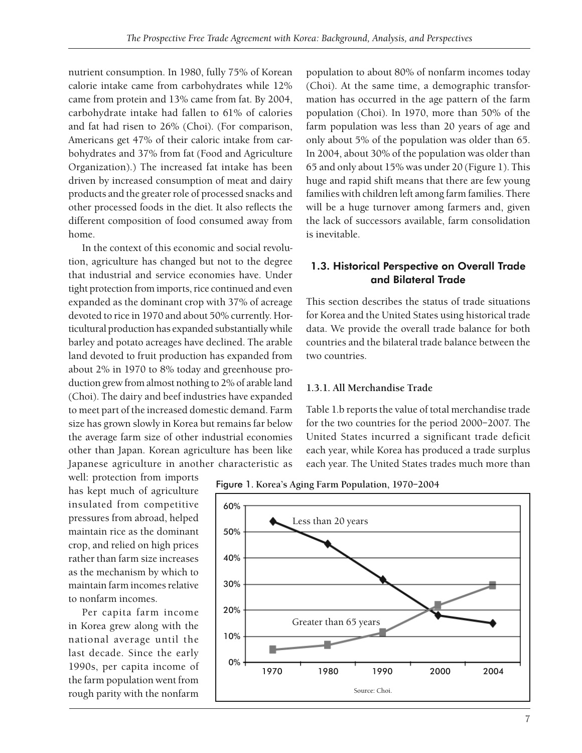nutrient consumption. In 1980, fully 75% of Korean calorie intake came from carbohydrates while 12% came from protein and 13% came from fat. By 2004, carbohydrate intake had fallen to 61% of calories and fat had risen to 26% (Choi). (For comparison, Americans get 47% of their caloric intake from carbohydrates and 37% from fat (Food and Agriculture Organization).) The increased fat intake has been driven by increased consumption of meat and dairy products and the greater role of processed snacks and other processed foods in the diet. It also reflects the different composition of food consumed away from home.

In the context of this economic and social revolution, agriculture has changed but not to the degree that industrial and service economies have. Under tight protection from imports, rice continued and even expanded as the dominant crop with 37% of acreage devoted to rice in 1970 and about 50% currently. Horticultural production has expanded substantially while barley and potato acreages have declined. The arable land devoted to fruit production has expanded from about 2% in 1970 to 8% today and greenhouse production grew from almost nothing to 2% of arable land (Choi). The dairy and beef industries have expanded to meet part of the increased domestic demand. Farm size has grown slowly in Korea but remains far below the average farm size of other industrial economies other than Japan. Korean agriculture has been like Japanese agriculture in another characteristic as well: protection from imports has kept much of agriculture insulated from competitive pressures from abroad, helped maintain rice as the dominant crop, and relied on high prices rather than farm size increases as the mechanism by which to maintain farm incomes relative to nonfarm incomes.

Per capita farm income in Korea grew along with the national average until the last decade. Since the early 1990s, per capita income of the farm population went from rough parity with the nonfarm population to about 80% of nonfarm incomes today (Choi). At the same time, a demographic transformation has occurred in the age pattern of the farm population (Choi). In 1970, more than 50% of the farm population was less than 20 years of age and only about 5% of the population was older than 65. In 2004, about 30% of the population was older than 65 and only about 15% was under 20 (Figure 1). This huge and rapid shift means that there are few young families with children left among farm families. There will be a huge turnover among farmers and, given the lack of successors available, farm consolidation is inevitable.

Figure 1. Korea's Aging Farm Population, 1970–2004

Source: Choi.

## 1.3. Historical Perspective on Overall Trade and Bilateral Trade

This section describes the status of trade situations for Korea and the United States using historical trade data. We provide the overall trade balance for both countries and the bilateral trade balance between the two countries.

### 1.3.1. All Merchandise Trade

Table 1.b reports the value of total merchandise trade for the two countries for the period 2000–2007. The United States incurred a significant trade deficit each year, while Korea has produced a trade surplus each year. The United States trades much more than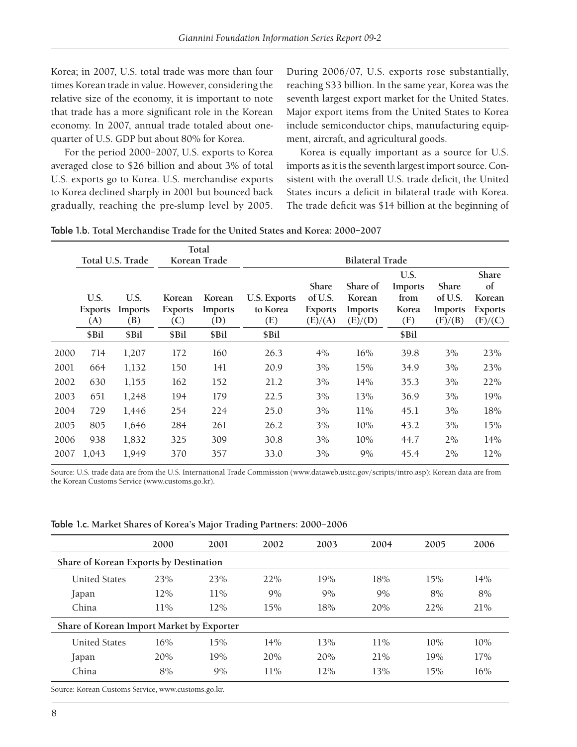Korea; in 2007, U.S. total trade was more than four times Korean trade in value. However, considering the relative size of the economy, it is important to note that trade has a more significant role in the Korean economy. In 2007, annual trade totaled about one-quarter of U.S. GDP but about 80% for Korea.

For the period 2000–2007, U.S. exports to Korea averaged close to $26 billion and about 3% of total U.S. exports go to Korea. U.S. merchandise exports to Korea declined sharply in 2001 but bounced back gradually, reaching the pre-slump level by 2005. During 2006/07, U.S. exports rose substantially, reaching $33 billion. In the same year, Korea was the seventh largest export market for the United States. Major export items from the United States to Korea include semiconductor chips, manufacturing equipment, aircraft, and agricultural goods.

Korea is equally important as a source for U.S. imports as it is the seventh largest import source. Consistent with the overall U.S. trade deficit, the United States incurs a deficit in bilateral trade with Korea. The trade deficit was $14 billion at the beginning of

Table 1.b. Total Merchandise Trade for the United States and Korea: 2000–2007

| | Total U.S. Trade | | Total Korean Trade | | Bilateral Trade | | | | | |
|---|---|---|---|---|---|---|---|---|---|---|
| | U.S. Exports (A) | U.S. Imports (B) | Korean Exports (C) | Korean Imports (D) | U.S. Exports to Korea (E) | Share of U.S. Exports (E)/(A) | Share of Korean Imports (E)/(D) | U.S. Imports from Korea (F) | Share of U.S. Imports (F)/(B) | Share of Korean Exports (F)/(C) |
| | $Bil | $Bil | $Bil | $Bil | $Bil | | | $Bil | | |
| 2000 | 714 | 1,207 | 172 | 160 | 26.3 | 4% | 16% | 39.8 | 3% | 23% |
| 2001 | 664 | 1,132 | 150 | 141 | 20.9 | 3% | 15% | 34.9 | 3% | 23% |
| 2002 | 630 | 1,155 | 162 | 152 | 21.2 | 3% | 14% | 35.3 | 3% | 22% |
| 2003 | 651 | 1,248 | 194 | 179 | 22.5 | 3% | 13% | 36.9 | 3% | 19% |
| 2004 | 729 | 1,446 | 254 | 224 | 25.0 | 3% | 11% | 45.1 | 3% | 18% |
| 2005 | 805 | 1,646 | 284 | 261 | 26.2 | 3% | 10% | 43.2 | 3% | 15% |
| 2006 | 938 | 1,832 | 325 | 309 | 30.8 | 3% | 10% | 44.7 | 2% | 14% |
| 2007 | 1,043 | 1,949 | 370 | 357 | 33.0 | 3% | 9% | 45.4 | 2% | 12% |

Source: U.S. trade data are from the U.S. International Trade Commission (www.dataweb.usitc.gov/scripts/intro.asp); Korean data are from the Korean Customs Service (www.customs.go.kr).

Table 1.c. Market Shares of Korea's Major Trading Partners: 2000–2006

| | 2000 | 2001 | 2002 | 2003 | 2004 | 2005 | 2006 |
|---|---|---|---|---|---|---|---|
| **Share of Korean Exports by Destination** | | | | | | | |
| United States | 23% | 23% | 22% | 19% | 18% | 15% | 14% |
| Japan | 12% | 11% | 9% | 9% | 9% | 8% | 8% |
| China | 11% | 12% | 15% | 18% | 20% | 22% | 21% |
| **Share of Korean Import Market by Exporter** | | | | | | | |
| United States | 16% | 15% | 14% | 13% | 11% | 10% | 10% |
| Japan | 20% | 19% | 20% | 20% | 21% | 19% | 17% |
| China | 8% | 9% | 11% | 12% | 13% | 15% | 16% |

Source: Korean Customs Service, www.customs.go.kr.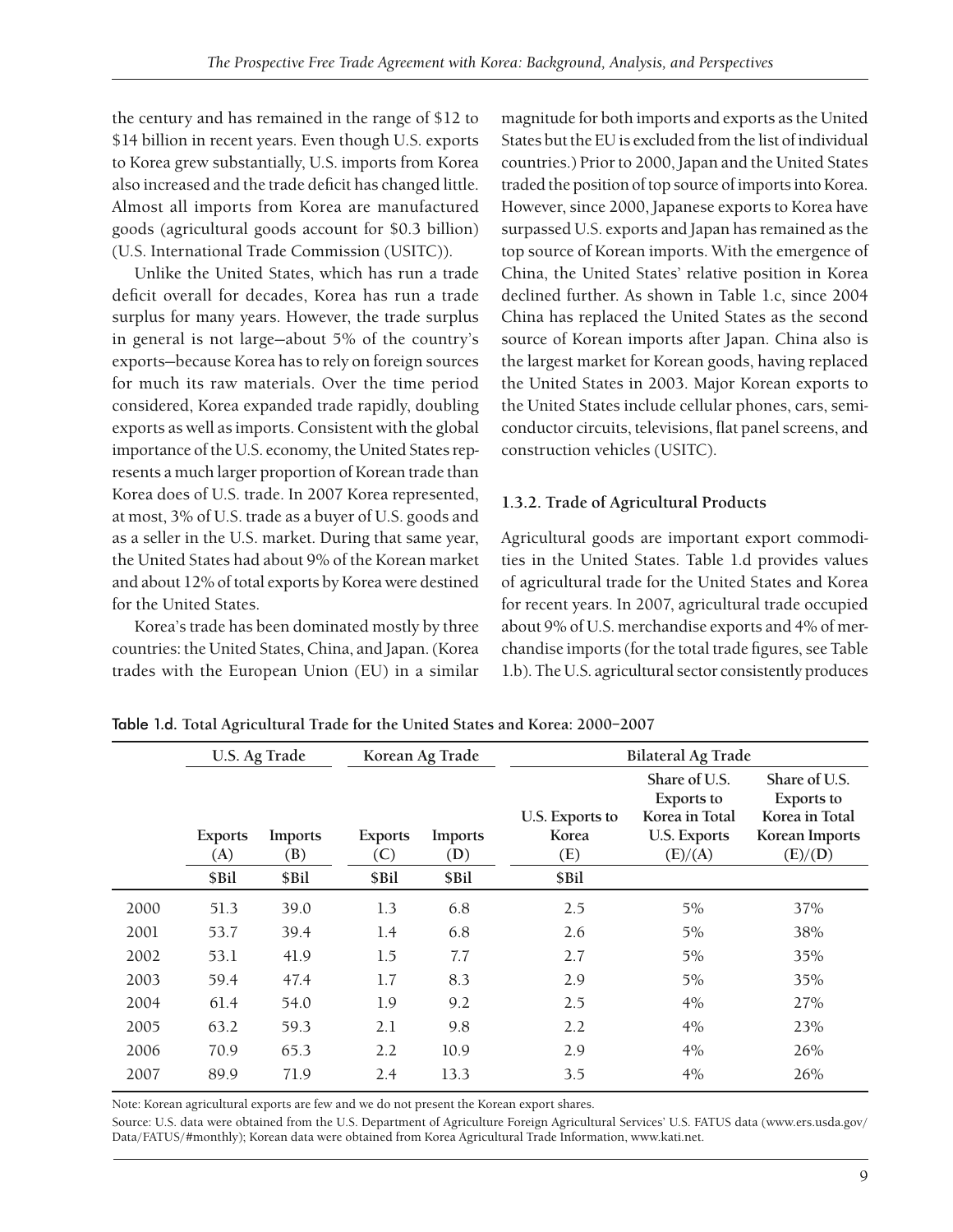the century and has remained in the range of $12 to $14 billion in recent years. Even though U.S. exports to Korea grew substantially, U.S. imports from Korea also increased and the trade deficit has changed little. Almost all imports from Korea are manufactured goods (agricultural goods account for $0.3 billion) (U.S. International Trade Commission (USITC)).

Unlike the United States, which has run a trade deficit overall for decades, Korea has run a trade surplus for many years. However, the trade surplus in general is not large—about 5% of the country's exports—because Korea has to rely on foreign sources for much its raw materials. Over the time period considered, Korea expanded trade rapidly, doubling exports as well as imports. Consistent with the global importance of the U.S. economy, the United States represents a much larger proportion of Korean trade than Korea does of U.S. trade. In 2007 Korea represented, at most, 3% of U.S. trade as a buyer of U.S. goods and as a seller in the U.S. market. During that same year, the United States had about 9% of the Korean market and about 12% of total exports by Korea were destined for the United States.

Korea's trade has been dominated mostly by three countries: the United States, China, and Japan. (Korea trades with the European Union (EU) in a similar magnitude for both imports and exports as the United States but the EU is excluded from the list of individual countries.) Prior to 2000, Japan and the United States traded the position of top source of imports into Korea. However, since 2000, Japanese exports to Korea have surpassed U.S. exports and Japan has remained as the top source of Korean imports. With the emergence of China, the United States' relative position in Korea declined further. As shown in Table 1.c, since 2004 China has replaced the United States as the second source of Korean imports after Japan. China also is the largest market for Korean goods, having replaced the United States in 2003. Major Korean exports to the United States include cellular phones, cars, semiconductor circuits, televisions, flat panel screens, and construction vehicles (USITC).

### 1.3.2. Trade of Agricultural Products

Agricultural goods are important export commodities in the United States. Table 1.d provides values of agricultural trade for the United States and Korea for recent years. In 2007, agricultural trade occupied about 9% of U.S. merchandise exports and 4% of merchandise imports (for the total trade figures, see Table 1.b). The U.S. agricultural sector consistently produces

Table 1.d. **Total Agricultural Trade for the United States and Korea: 2000–2007**

| | U.S. Ag Trade | | Korean Ag Trade | | Bilateral Ag Trade | | |
|---|---|---|---|---|---|---|---|
| | Exports (A) | Imports (B) | Exports (C) | Imports (D) | U.S. Exports to Korea (E) | Share of U.S. Exports to Korea in Total U.S. Exports (E)/(A) | Share of U.S. Exports to Korea in Total Korean Imports (E)/(D) |
| | $Bil | $Bil | $Bil | $Bil | $Bil | | |
| 2000 | 51.3 | 39.0 | 1.3 | 6.8 | 2.5 | 5% | 37% |
| 2001 | 53.7 | 39.4 | 1.4 | 6.8 | 2.6 | 5% | 38% |
| 2002 | 53.1 | 41.9 | 1.5 | 7.7 | 2.7 | 5% | 35% |
| 2003 | 59.4 | 47.4 | 1.7 | 8.3 | 2.9 | 5% | 35% |
| 2004 | 61.4 | 54.0 | 1.9 | 9.2 | 2.5 | 4% | 27% |
| 2005 | 63.2 | 59.3 | 2.1 | 9.8 | 2.2 | 4% | 23% |
| 2006 | 70.9 | 65.3 | 2.2 | 10.9 | 2.9 | 4% | 26% |
| 2007 | 89.9 | 71.9 | 2.4 | 13.3 | 3.5 | 4% | 26% |

Note: Korean agricultural exports are few and we do not present the Korean export shares.

Source: U.S. data were obtained from the U.S. Department of Agriculture Foreign Agricultural Services' U.S. FATUS data (www.ers.usda.gov/Data/FATUS/#monthly); Korean data were obtained from Korea Agricultural Trade Information, www.kati.net.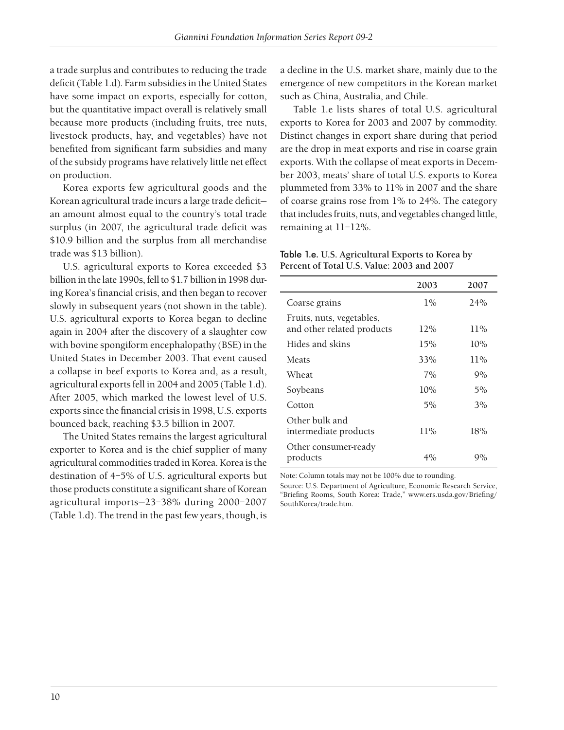a trade surplus and contributes to reducing the trade deficit (Table 1.d). Farm subsidies in the United States have some impact on exports, especially for cotton, but the quantitative impact overall is relatively small because more products (including fruits, tree nuts, livestock products, hay, and vegetables) have not benefited from significant farm subsidies and many of the subsidy programs have relatively little net effect on production.

Korea exports few agricultural goods and the Korean agricultural trade incurs a large trade deficit—an amount almost equal to the country's total trade surplus (in 2007, the agricultural trade deficit was \$10.9 billion and the surplus from all merchandise trade was \$13 billion).

U.S. agricultural exports to Korea exceeded \$3 billion in the late 1990s, fell to \$1.7 billion in 1998 during Korea's financial crisis, and then began to recover slowly in subsequent years (not shown in the table). U.S. agricultural exports to Korea began to decline again in 2004 after the discovery of a slaughter cow with bovine spongiform encephalopathy (BSE) in the United States in December 2003. That event caused a collapse in beef exports to Korea and, as a result, agricultural exports fell in 2004 and 2005 (Table 1.d). After 2005, which marked the lowest level of U.S. exports since the financial crisis in 1998, U.S. exports bounced back, reaching \$3.5 billion in 2007.

The United States remains the largest agricultural exporter to Korea and is the chief supplier of many agricultural commodities traded in Korea. Korea is the destination of 4–5% of U.S. agricultural exports but those products constitute a significant share of Korean agricultural imports—23–38% during 2000–2007 (Table 1.d). The trend in the past few years, though, is a decline in the U.S. market share, mainly due to the emergence of new competitors in the Korean market such as China, Australia, and Chile.

Table 1.e lists shares of total U.S. agricultural exports to Korea for 2003 and 2007 by commodity. Distinct changes in export share during that period are the drop in meat exports and rise in coarse grain exports. With the collapse of meat exports in December 2003, meats' share of total U.S. exports to Korea plummeted from 33% to 11% in 2007 and the share of coarse grains rose from 1% to 24%. The category that includes fruits, nuts, and vegetables changed little, remaining at 11–12%.

**Table 1.e. U.S. Agricultural Exports to Korea by Percent of Total U.S. Value: 2003 and 2007**

| | 2003 | 2007 |
|---|---|---|
| Coarse grains | 1% | 24% |
| Fruits, nuts, vegetables, and other related products | 12% | 11% |
| Hides and skins | 15% | 10% |
| Meats | 33% | 11% |
| Wheat | 7% | 9% |
| Soybeans | 10% | 5% |
| Cotton | 5% | 3% |
| Other bulk and intermediate products | 11% | 18% |
| Other consumer-ready products | 4% | 9% |

Note: Column totals may not be 100% due to rounding.

Source: U.S. Department of Agriculture, Economic Research Service, "Briefing Rooms, South Korea: Trade," www.ers.usda.gov/Briefing/SouthKorea/trade.htm.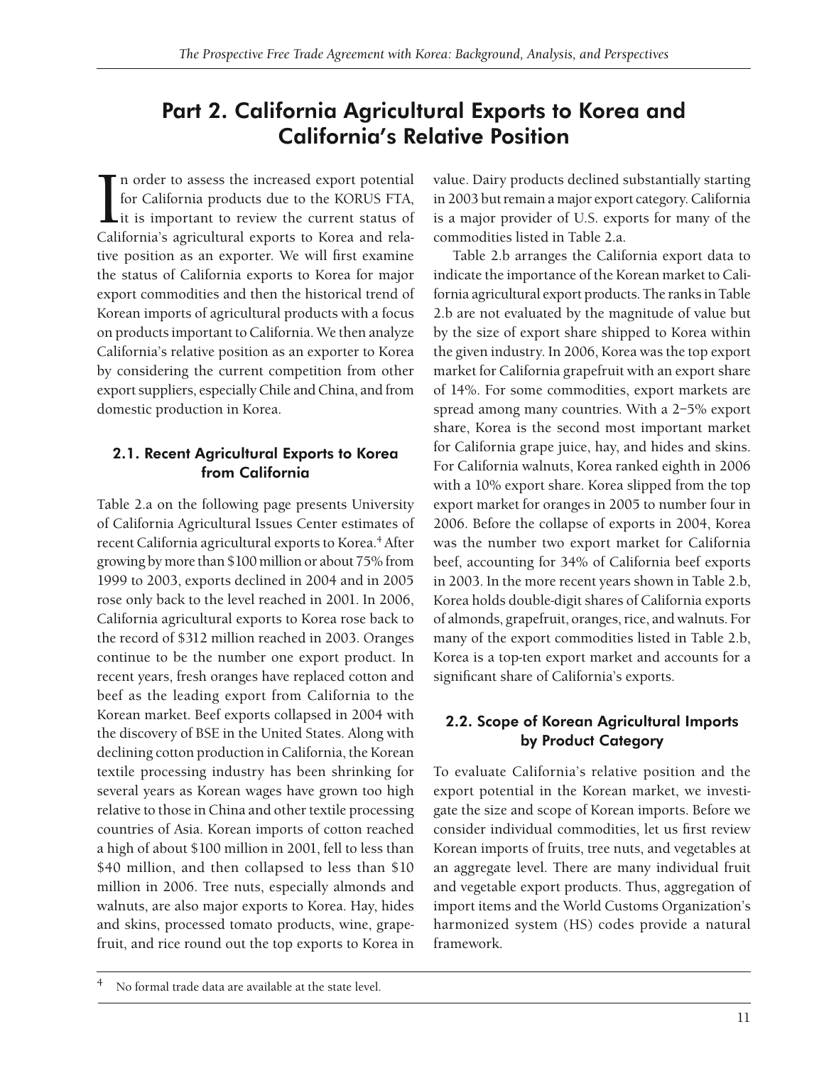# Part 2. California Agricultural Exports to Korea and California's Relative Position

In order to assess the increased export potential for California products due to the KORUS FTA, it is important to review the current status of California's agricultural exports to Korea and relative position as an exporter. We will first examine the status of California exports to Korea for major export commodities and then the historical trend of Korean imports of agricultural products with a focus on products important to California. We then analyze California's relative position as an exporter to Korea by considering the current competition from other export suppliers, especially Chile and China, and from domestic production in Korea.

## 2.1. Recent Agricultural Exports to Korea from California

Table 2.a on the following page presents University of California Agricultural Issues Center estimates of recent California agricultural exports to Korea.[4] After growing by more than $100 million or about 75% from 1999 to 2003, exports declined in 2004 and in 2005 rose only back to the level reached in 2001. In 2006, California agricultural exports to Korea rose back to the record of $312 million reached in 2003. Oranges continue to be the number one export product. In recent years, fresh oranges have replaced cotton and beef as the leading export from California to the Korean market. Beef exports collapsed in 2004 with the discovery of BSE in the United States. Along with declining cotton production in California, the Korean textile processing industry has been shrinking for several years as Korean wages have grown too high relative to those in China and other textile processing countries of Asia. Korean imports of cotton reached a high of about $100 million in 2001, fell to less than $40 million, and then collapsed to less than $10 million in 2006. Tree nuts, especially almonds and walnuts, are also major exports to Korea. Hay, hides and skins, processed tomato products, wine, grapefruit, and rice round out the top exports to Korea in value. Dairy products declined substantially starting in 2003 but remain a major export category. California is a major provider of U.S. exports for many of the commodities listed in Table 2.a.

Table 2.b arranges the California export data to indicate the importance of the Korean market to California agricultural export products. The ranks in Table 2.b are not evaluated by the magnitude of value but by the size of export share shipped to Korea within the given industry. In 2006, Korea was the top export market for California grapefruit with an export share of 14%. For some commodities, export markets are spread among many countries. With a 2–5% export share, Korea is the second most important market for California grape juice, hay, and hides and skins. For California walnuts, Korea ranked eighth in 2006 with a 10% export share. Korea slipped from the top export market for oranges in 2005 to number four in 2006. Before the collapse of exports in 2004, Korea was the number two export market for California beef, accounting for 34% of California beef exports in 2003. In the more recent years shown in Table 2.b, Korea holds double-digit shares of California exports of almonds, grapefruit, oranges, rice, and walnuts. For many of the export commodities listed in Table 2.b, Korea is a top-ten export market and accounts for a significant share of California's exports.

## 2.2. Scope of Korean Agricultural Imports by Product Category

To evaluate California's relative position and the export potential in the Korean market, we investigate the size and scope of Korean imports. Before we consider individual commodities, let us first review Korean imports of fruits, tree nuts, and vegetables at an aggregate level. There are many individual fruit and vegetable export products. Thus, aggregation of import items and the World Customs Organization's harmonized system (HS) codes provide a natural framework.

[4] No formal trade data are available at the state level.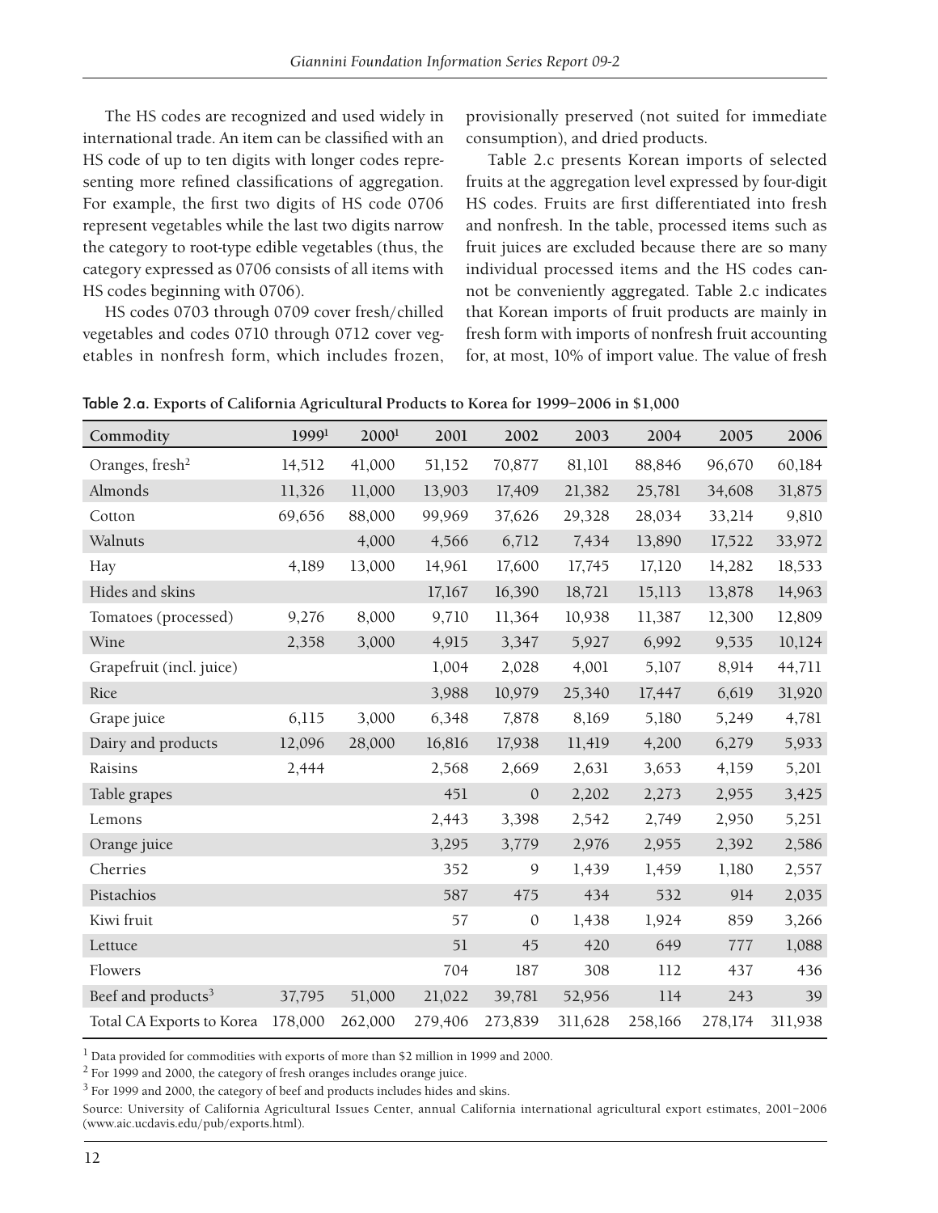The HS codes are recognized and used widely in international trade. An item can be classified with an HS code of up to ten digits with longer codes representing more refined classifications of aggregation. For example, the first two digits of HS code 0706 represent vegetables while the last two digits narrow the category to root-type edible vegetables (thus, the category expressed as 0706 consists of all items with HS codes beginning with 0706).

HS codes 0703 through 0709 cover fresh/chilled vegetables and codes 0710 through 0712 cover vegetables in nonfresh form, which includes frozen, provisionally preserved (not suited for immediate consumption), and dried products.

Table 2.c presents Korean imports of selected fruits at the aggregation level expressed by four-digit HS codes. Fruits are first differentiated into fresh and nonfresh. In the table, processed items such as fruit juices are excluded because there are so many individual processed items and the HS codes cannot be conveniently aggregated. Table 2.c indicates that Korean imports of fruit products are mainly in fresh form with imports of nonfresh fruit accounting for, at most, 10% of import value. The value of fresh

**Table 2.a. Exports of California Agricultural Products to Korea for 1999–2006 in $1,000**

| Commodity | 1999[1] | 2000[1] | 2001 | 2002 | 2003 | 2004 | 2005 | 2006 |
|---|---|---|---|---|---|---|---|---|
| Oranges, fresh[2] | 14,512 | 41,000 | 51,152 | 70,877 | 81,101 | 88,846 | 96,670 | 60,184 |
| Almonds | 11,326 | 11,000 | 13,903 | 17,409 | 21,382 | 25,781 | 34,608 | 31,875 |
| Cotton | 69,656 | 88,000 | 99,969 | 37,626 | 29,328 | 28,034 | 33,214 | 9,810 |
| Walnuts | | 4,000 | 4,566 | 6,712 | 7,434 | 13,890 | 17,522 | 33,972 |
| Hay | 4,189 | 13,000 | 14,961 | 17,600 | 17,745 | 17,120 | 14,282 | 18,533 |
| Hides and skins | | | 17,167 | 16,390 | 18,721 | 15,113 | 13,878 | 14,963 |
| Tomatoes (processed) | 9,276 | 8,000 | 9,710 | 11,364 | 10,938 | 11,387 | 12,300 | 12,809 |
| Wine | 2,358 | 3,000 | 4,915 | 3,347 | 5,927 | 6,992 | 9,535 | 10,124 |
| Grapefruit (incl. juice) | | | 1,004 | 2,028 | 4,001 | 5,107 | 8,914 | 44,711 |
| Rice | | | 3,988 | 10,979 | 25,340 | 17,447 | 6,619 | 31,920 |
| Grape juice | 6,115 | 3,000 | 6,348 | 7,878 | 8,169 | 5,180 | 5,249 | 4,781 |
| Dairy and products | 12,096 | 28,000 | 16,816 | 17,938 | 11,419 | 4,200 | 6,279 | 5,933 |
| Raisins | 2,444 | | 2,568 | 2,669 | 2,631 | 3,653 | 4,159 | 5,201 |
| Table grapes | | | 451 | 0 | 2,202 | 2,273 | 2,955 | 3,425 |
| Lemons | | | 2,443 | 3,398 | 2,542 | 2,749 | 2,950 | 5,251 |
| Orange juice | | | 3,295 | 3,779 | 2,976 | 2,955 | 2,392 | 2,586 |
| Cherries | | | 352 | 9 | 1,439 | 1,459 | 1,180 | 2,557 |
| Pistachios | | | 587 | 475 | 434 | 532 | 914 | 2,035 |
| Kiwi fruit | | | 57 | 0 | 1,438 | 1,924 | 859 | 3,266 |
| Lettuce | | | 51 | 45 | 420 | 649 | 777 | 1,088 |
| Flowers | | | 704 | 187 | 308 | 112 | 437 | 436 |
| Beef and products[3] | 37,795 | 51,000 | 21,022 | 39,781 | 52,956 | 114 | 243 | 39 |
| Total CA Exports to Korea | 178,000 | 262,000 | 279,406 | 273,839 | 311,628 | 258,166 | 278,174 | 311,938 |

[1] Data provided for commodities with exports of more than $2 million in 1999 and 2000.

[2] For 1999 and 2000, the category of fresh oranges includes orange juice.

[3] For 1999 and 2000, the category of beef and products includes hides and skins.

Source: University of California Agricultural Issues Center, annual California international agricultural export estimates, 2001–2006 (www.aic.ucdavis.edu/pub/exports.html).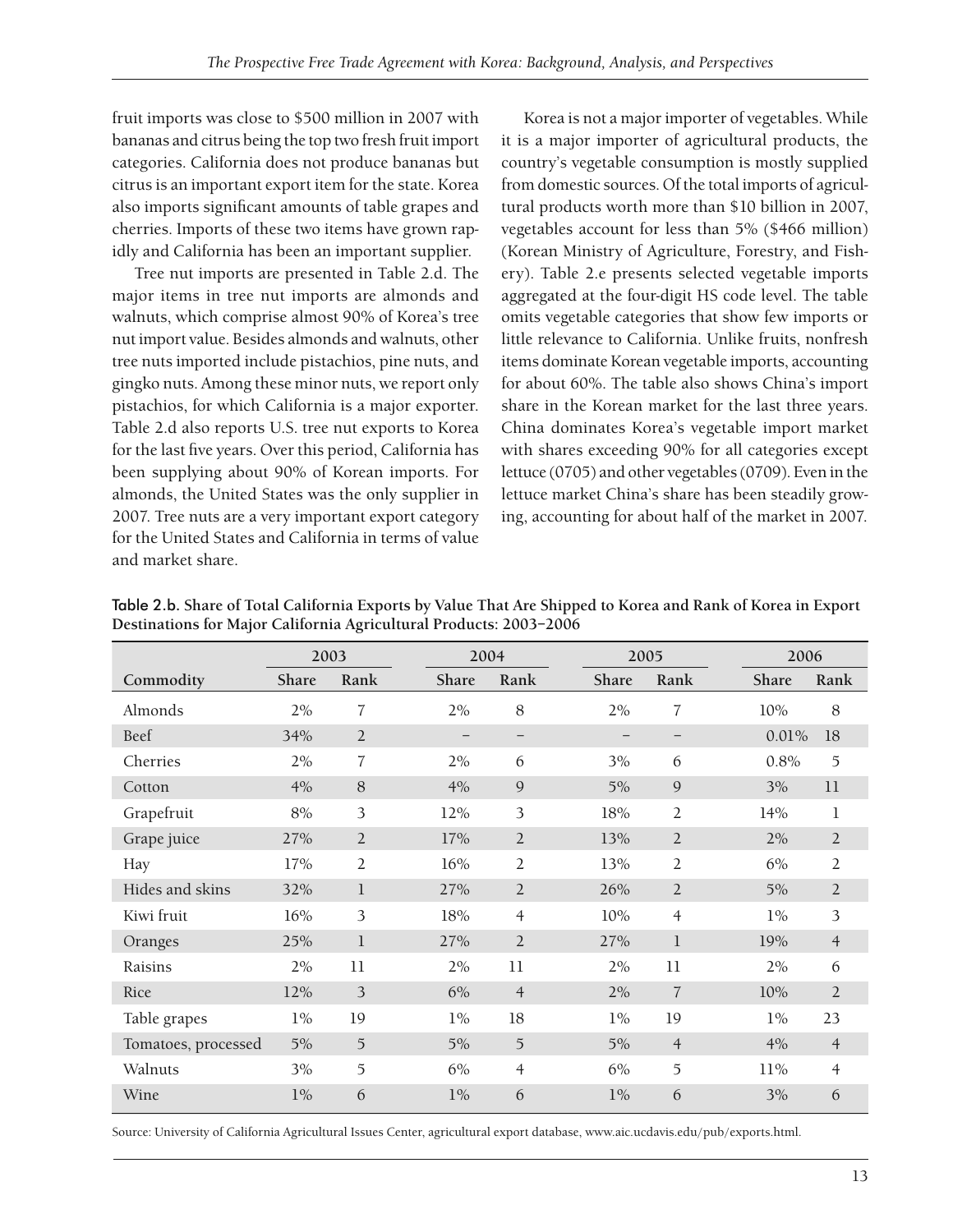fruit imports was close to $500 million in 2007 with bananas and citrus being the top two fresh fruit import categories. California does not produce bananas but citrus is an important export item for the state. Korea also imports significant amounts of table grapes and cherries. Imports of these two items have grown rapidly and California has been an important supplier.

Tree nut imports are presented in Table 2.d. The major items in tree nut imports are almonds and walnuts, which comprise almost 90% of Korea's tree nut import value. Besides almonds and walnuts, other tree nuts imported include pistachios, pine nuts, and gingko nuts. Among these minor nuts, we report only pistachios, for which California is a major exporter. Table 2.d also reports U.S. tree nut exports to Korea for the last five years. Over this period, California has been supplying about 90% of Korean imports. For almonds, the United States was the only supplier in 2007. Tree nuts are a very important export category for the United States and California in terms of value and market share.

Korea is not a major importer of vegetables. While it is a major importer of agricultural products, the country's vegetable consumption is mostly supplied from domestic sources. Of the total imports of agricultural products worth more than $10 billion in 2007, vegetables account for less than 5% ($466 million) (Korean Ministry of Agriculture, Forestry, and Fishery). Table 2.e presents selected vegetable imports aggregated at the four-digit HS code level. The table omits vegetable categories that show few imports or little relevance to California. Unlike fruits, nonfresh items dominate Korean vegetable imports, accounting for about 60%. The table also shows China's import share in the Korean market for the last three years. China dominates Korea's vegetable import market with shares exceeding 90% for all categories except lettuce (0705) and other vegetables (0709). Even in the lettuce market China's share has been steadily growing, accounting for about half of the market in 2007.

**Table 2.b. Share of Total California Exports by Value That Are Shipped to Korea and Rank of Korea in Export Destinations for Major California Agricultural Products: 2003–2006**

| | 2003 | | 2004 | | 2005 | | 2006 | |
|---|---|---|---|---|---|---|---|---|
| **Commodity** | **Share** | **Rank** | **Share** | **Rank** | **Share** | **Rank** | **Share** | **Rank** |
| Almonds | 2% | 7 | 2% | 8 | 2% | 7 | 10% | 8 |
| Beef | 34% | 2 | – | – | – | – | 0.01% | 18 |
| Cherries | 2% | 7 | 2% | 6 | 3% | 6 | 0.8% | 5 |
| Cotton | 4% | 8 | 4% | 9 | 5% | 9 | 3% | 11 |
| Grapefruit | 8% | 3 | 12% | 3 | 18% | 2 | 14% | 1 |
| Grape juice | 27% | 2 | 17% | 2 | 13% | 2 | 2% | 2 |
| Hay | 17% | 2 | 16% | 2 | 13% | 2 | 6% | 2 |
| Hides and skins | 32% | 1 | 27% | 2 | 26% | 2 | 5% | 2 |
| Kiwi fruit | 16% | 3 | 18% | 4 | 10% | 4 | 1% | 3 |
| Oranges | 25% | 1 | 27% | 2 | 27% | 1 | 19% | 4 |
| Raisins | 2% | 11 | 2% | 11 | 2% | 11 | 2% | 6 |
| Rice | 12% | 3 | 6% | 4 | 2% | 7 | 10% | 2 |
| Table grapes | 1% | 19 | 1% | 18 | 1% | 19 | 1% | 23 |
| Tomatoes, processed | 5% | 5 | 5% | 5 | 5% | 4 | 4% | 4 |
| Walnuts | 3% | 5 | 6% | 4 | 6% | 5 | 11% | 4 |
| Wine | 1% | 6 | 1% | 6 | 1% | 6 | 3% | 6 |

Source: University of California Agricultural Issues Center, agricultural export database, www.aic.ucdavis.edu/pub/exports.html.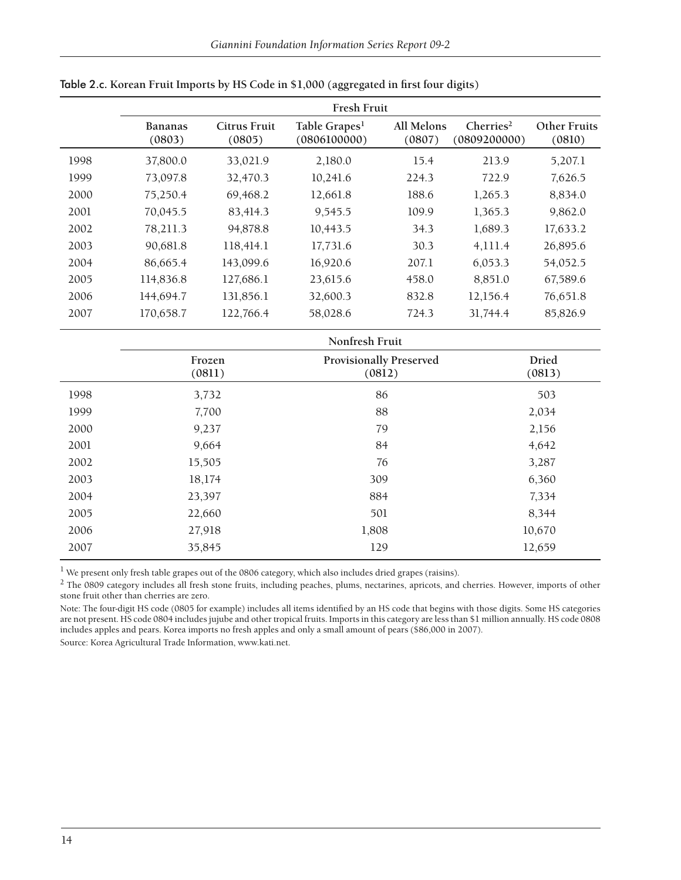**Table 2.c. Korean Fruit Imports by HS Code in $1,000 (aggregated in first four digits)**

| | Fresh Fruit | | | | | |
|---|---|---|---|---|---|---|
| | Bananas (0803) | Citrus Fruit (0805) | Table Grapes[1] (0806100000) | All Melons (0807) | Cherries[2] (0809200000) | Other Fruits (0810) |
| 1998 | 37,800.0 | 33,021.9 | 2,180.0 | 15.4 | 213.9 | 5,207.1 |
| 1999 | 73,097.8 | 32,470.3 | 10,241.6 | 224.3 | 722.9 | 7,626.5 |
| 2000 | 75,250.4 | 69,468.2 | 12,661.8 | 188.6 | 1,265.3 | 8,834.0 |
| 2001 | 70,045.5 | 83,414.3 | 9,545.5 | 109.9 | 1,365.3 | 9,862.0 |
| 2002 | 78,211.3 | 94,878.8 | 10,443.5 | 34.3 | 1,689.3 | 17,633.2 |
| 2003 | 90,681.8 | 118,414.1 | 17,731.6 | 30.3 | 4,111.4 | 26,895.6 |
| 2004 | 86,665.4 | 143,099.6 | 16,920.6 | 207.1 | 6,053.3 | 54,052.5 |
| 2005 | 114,836.8 | 127,686.1 | 23,615.6 | 458.0 | 8,851.0 | 67,589.6 |
| 2006 | 144,694.7 | 131,856.1 | 32,600.3 | 832.8 | 12,156.4 | 76,651.8 |
| 2007 | 170,658.7 | 122,766.4 | 58,028.6 | 724.3 | 31,744.4 | 85,826.9 |

| | Nonfresh Fruit | | |
|---|---|---|---|
| | Frozen (0811) | Provisionally Preserved (0812) | Dried (0813) |
| 1998 | 3,732 | 86 | 503 |
| 1999 | 7,700 | 88 | 2,034 |
| 2000 | 9,237 | 79 | 2,156 |
| 2001 | 9,664 | 84 | 4,642 |
| 2002 | 15,505 | 76 | 3,287 |
| 2003 | 18,174 | 309 | 6,360 |
| 2004 | 23,397 | 884 | 7,334 |
| 2005 | 22,660 | 501 | 8,344 |
| 2006 | 27,918 | 1,808 | 10,670 |
| 2007 | 35,845 | 129 | 12,659 |

[1] We present only fresh table grapes out of the 0806 category, which also includes dried grapes (raisins).

[2] The 0809 category includes all fresh stone fruits, including peaches, plums, nectarines, apricots, and cherries. However, imports of other stone fruit other than cherries are zero.

Note: The four-digit HS code (0805 for example) includes all items identified by an HS code that begins with those digits. Some HS categories are not present. HS code 0804 includes jujube and other tropical fruits. Imports in this category are less than $1 million annually. HS code 0808 includes apples and pears. Korea imports no fresh apples and only a small amount of pears ($86,000 in 2007).

Source: Korea Agricultural Trade Information, www.kati.net.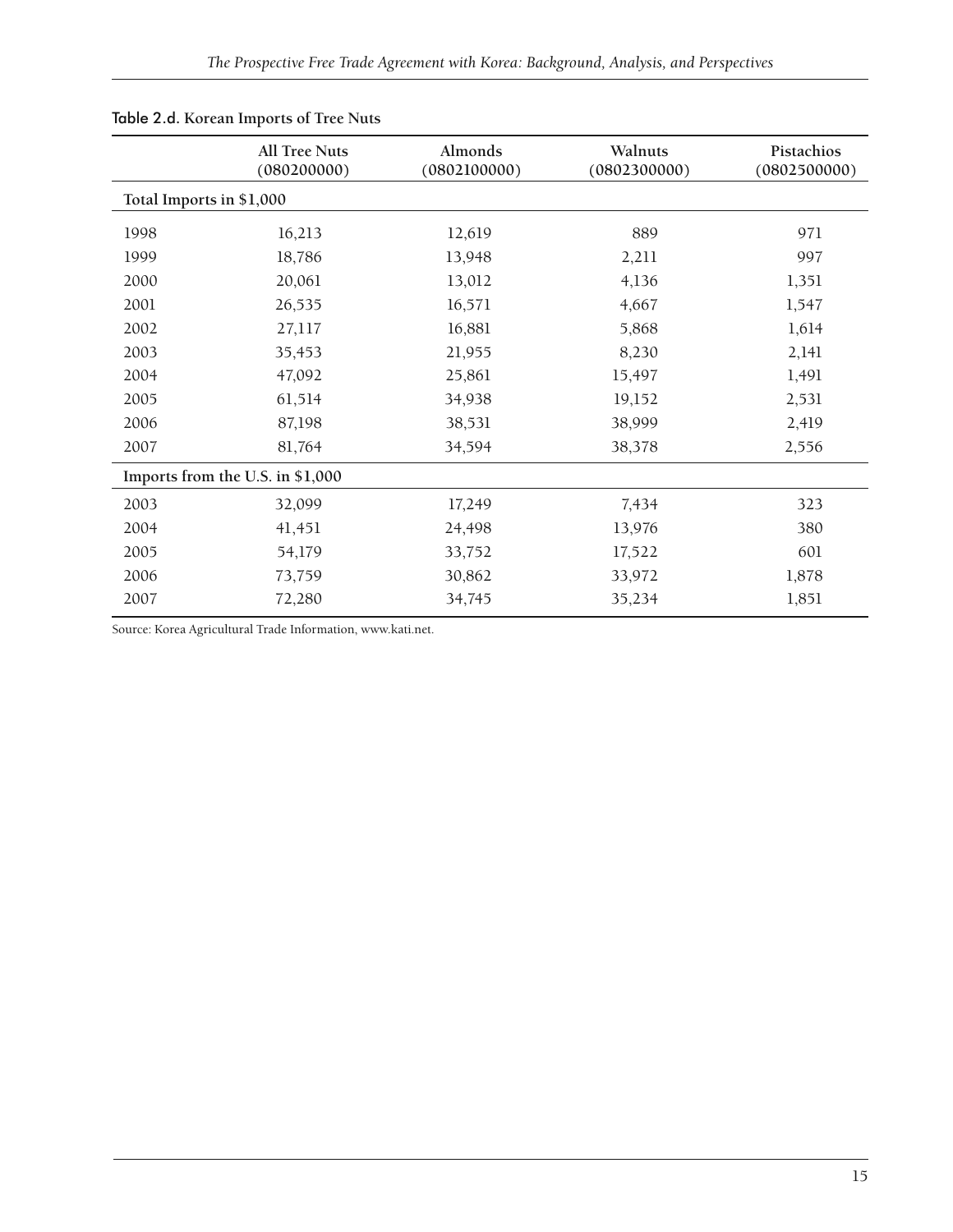Table 2.d. Korean Imports of Tree Nuts

| | All Tree Nuts (080200000) | Almonds (0802100000) | Walnuts (0802300000) | Pistachios (0802500000) |
|---|---|---|---|---|
| **Total Imports in $1,000** | | | | |
| 1998 | 16,213 | 12,619 | 889 | 971 |
| 1999 | 18,786 | 13,948 | 2,211 | 997 |
| 2000 | 20,061 | 13,012 | 4,136 | 1,351 |
| 2001 | 26,535 | 16,571 | 4,667 | 1,547 |
| 2002 | 27,117 | 16,881 | 5,868 | 1,614 |
| 2003 | 35,453 | 21,955 | 8,230 | 2,141 |
| 2004 | 47,092 | 25,861 | 15,497 | 1,491 |
| 2005 | 61,514 | 34,938 | 19,152 | 2,531 |
| 2006 | 87,198 | 38,531 | 38,999 | 2,419 |
| 2007 | 81,764 | 34,594 | 38,378 | 2,556 |
| **Imports from the U.S. in $1,000** | | | | |
| 2003 | 32,099 | 17,249 | 7,434 | 323 |
| 2004 | 41,451 | 24,498 | 13,976 | 380 |
| 2005 | 54,179 | 33,752 | 17,522 | 601 |
| 2006 | 73,759 | 30,862 | 33,972 | 1,878 |
| 2007 | 72,280 | 34,745 | 35,234 | 1,851 |

Source: Korea Agricultural Trade Information, www.kati.net.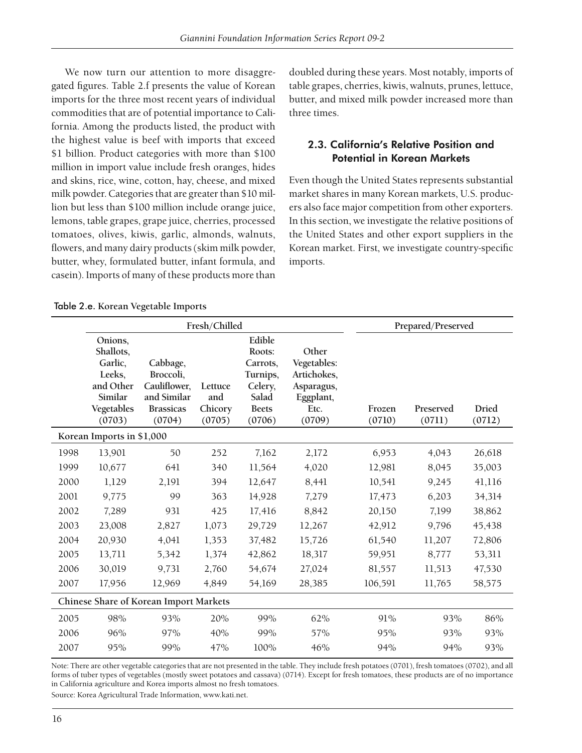We now turn our attention to more disaggregated figures. Table 2.f presents the value of Korean imports for the three most recent years of individual commodities that are of potential importance to California. Among the products listed, the product with the highest value is beef with imports that exceed $1 billion. Product categories with more than $100 million in import value include fresh oranges, hides and skins, rice, wine, cotton, hay, cheese, and mixed milk powder. Categories that are greater than $10 million but less than $100 million include orange juice, lemons, table grapes, grape juice, cherries, processed tomatoes, olives, kiwis, garlic, almonds, walnuts, flowers, and many dairy products (skim milk powder, butter, whey, formulated butter, infant formula, and casein). Imports of many of these products more than doubled during these years. Most notably, imports of table grapes, cherries, kiwis, walnuts, prunes, lettuce, butter, and mixed milk powder increased more than three times.

## 2.3. California's Relative Position and Potential in Korean Markets

Even though the United States represents substantial market shares in many Korean markets, U.S. producers also face major competition from other exporters. In this section, we investigate the relative positions of the United States and other export suppliers in the Korean market. First, we investigate country-specific imports.

**Table 2.e. Korean Vegetable Imports**

| | Fresh/Chilled | | | | | Prepared/Preserved | | |
|---|---|---|---|---|---|---|---|---|
| | Onions, Shallots, Garlic, Leeks, and Other Similar Vegetables (0703) | Cabbage, Broccoli, Cauliflower, and Similar Brassicas (0704) | Lettuce and Chicory (0705) | Edible Roots: Carrots, Turnips, Celery, Salad Beets Etc. (0706) | Other Vegetables: Artichokes, Asparagus, Eggplant, Etc. (0709) | Frozen (0710) | Preserved (0711) | Dried (0712) |
| **Korean Imports in $1,000** | | | | | | | | |
| 1998 | 13,901 | 50 | 252 | 7,162 | 2,172 | 6,953 | 4,043 | 26,618 |
| 1999 | 10,677 | 641 | 340 | 11,564 | 4,020 | 12,981 | 8,045 | 35,003 |
| 2000 | 1,129 | 2,191 | 394 | 12,647 | 8,441 | 10,541 | 9,245 | 41,116 |
| 2001 | 9,775 | 99 | 363 | 14,928 | 7,279 | 17,473 | 6,203 | 34,314 |
| 2002 | 7,289 | 931 | 425 | 17,416 | 8,842 | 20,150 | 7,199 | 38,862 |
| 2003 | 23,008 | 2,827 | 1,073 | 29,729 | 12,267 | 42,912 | 9,796 | 45,438 |
| 2004 | 20,930 | 4,041 | 1,353 | 37,482 | 15,726 | 61,540 | 11,207 | 72,806 |
| 2005 | 13,711 | 5,342 | 1,374 | 42,862 | 18,317 | 59,951 | 8,777 | 53,311 |
| 2006 | 30,019 | 9,731 | 2,760 | 54,674 | 27,024 | 81,557 | 11,513 | 47,530 |
| 2007 | 17,956 | 12,969 | 4,849 | 54,169 | 28,385 | 106,591 | 11,765 | 58,575 |
| **Chinese Share of Korean Import Markets** | | | | | | | | |
| 2005 | 98% | 93% | 20% | 99% | 62% | 91% | 93% | 86% |
| 2006 | 96% | 97% | 40% | 99% | 57% | 95% | 93% | 93% |
| 2007 | 95% | 99% | 47% | 100% | 46% | 94% | 94% | 93% |

Note: There are other vegetable categories that are not presented in the table. They include fresh potatoes (0701), fresh tomatoes (0702), and all forms of tuber types of vegetables (mostly sweet potatoes and cassava) (0714). Except for fresh tomatoes, these products are of no importance in California agriculture and Korea imports almost no fresh tomatoes.

Source: Korea Agricultural Trade Information, www.kati.net.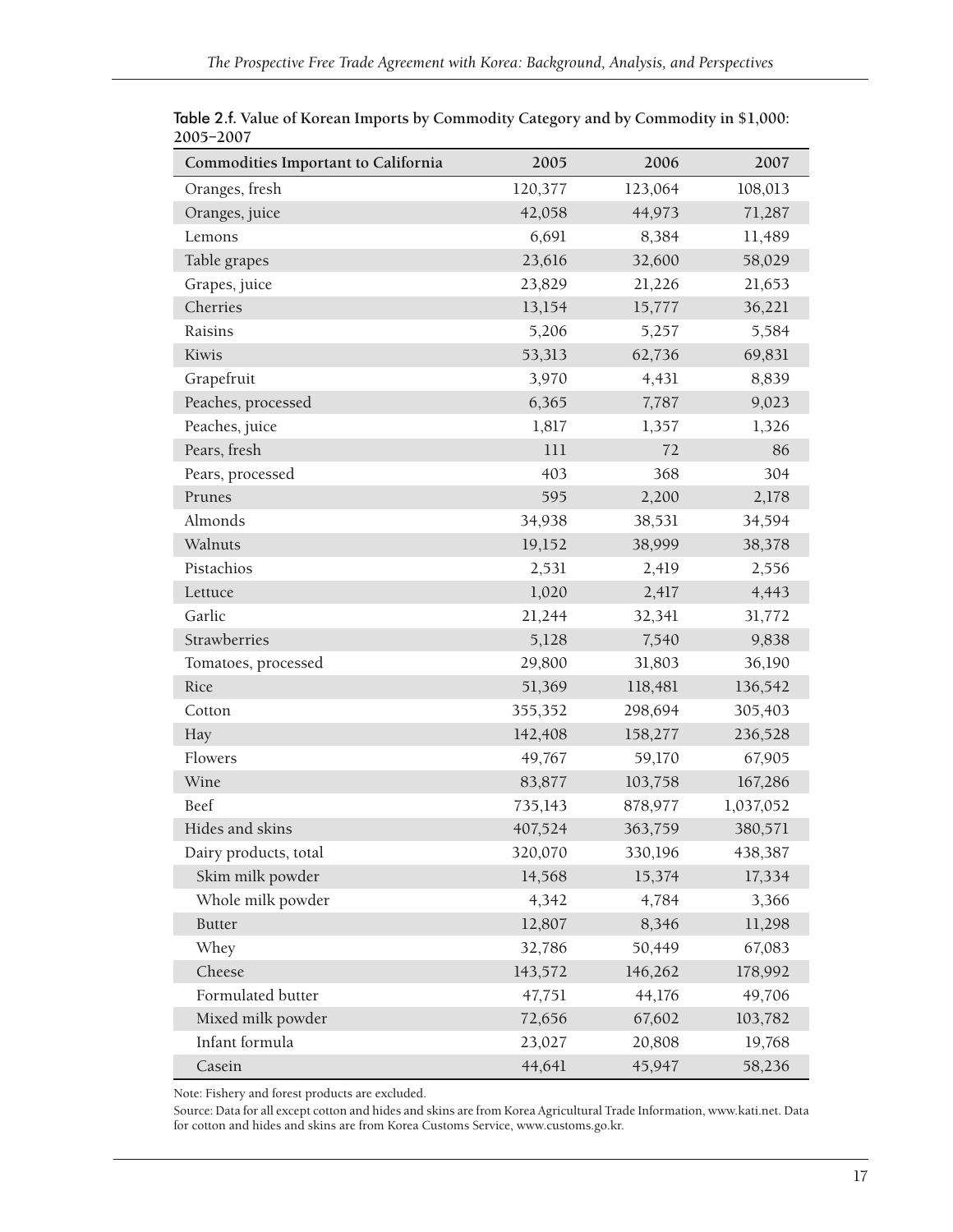Table 2.f. Value of Korean Imports by Commodity Category and by Commodity in $1,000: 2005–2007

| Commodities Important to California | 2005 | 2006 | 2007 |
|---|---|---|---|
| Oranges, fresh | 120,377 | 123,064 | 108,013 |
| Oranges, juice | 42,058 | 44,973 | 71,287 |
| Lemons | 6,691 | 8,384 | 11,489 |
| Table grapes | 23,616 | 32,600 | 58,029 |
| Grapes, juice | 23,829 | 21,226 | 21,653 |
| Cherries | 13,154 | 15,777 | 36,221 |
| Raisins | 5,206 | 5,257 | 5,584 |
| Kiwis | 53,313 | 62,736 | 69,831 |
| Grapefruit | 3,970 | 4,431 | 8,839 |
| Peaches, processed | 6,365 | 7,787 | 9,023 |
| Peaches, juice | 1,817 | 1,357 | 1,326 |
| Pears, fresh | 111 | 72 | 86 |
| Pears, processed | 403 | 368 | 304 |
| Prunes | 595 | 2,200 | 2,178 |
| Almonds | 34,938 | 38,531 | 34,594 |
| Walnuts | 19,152 | 38,999 | 38,378 |
| Pistachios | 2,531 | 2,419 | 2,556 |
| Lettuce | 1,020 | 2,417 | 4,443 |
| Garlic | 21,244 | 32,341 | 31,772 |
| Strawberries | 5,128 | 7,540 | 9,838 |
| Tomatoes, processed | 29,800 | 31,803 | 36,190 |
| Rice | 51,369 | 118,481 | 136,542 |
| Cotton | 355,352 | 298,694 | 305,403 |
| Hay | 142,408 | 158,277 | 236,528 |
| Flowers | 49,767 | 59,170 | 67,905 |
| Wine | 83,877 | 103,758 | 167,286 |
| Beef | 735,143 | 878,977 | 1,037,052 |
| Hides and skins | 407,524 | 363,759 | 380,571 |
| Dairy products, total | 320,070 | 330,196 | 438,387 |
| Skim milk powder | 14,568 | 15,374 | 17,334 |
| Whole milk powder | 4,342 | 4,784 | 3,366 |
| Butter | 12,807 | 8,346 | 11,298 |
| Whey | 32,786 | 50,449 | 67,083 |
| Cheese | 143,572 | 146,262 | 178,992 |
| Formulated butter | 47,751 | 44,176 | 49,706 |
| Mixed milk powder | 72,656 | 67,602 | 103,782 |
| Infant formula | 23,027 | 20,808 | 19,768 |
| Casein | 44,641 | 45,947 | 58,236 |

Note: Fishery and forest products are excluded.

Source: Data for all except cotton and hides and skins are from Korea Agricultural Trade Information, www.kati.net. Data for cotton and hides and skins are from Korea Customs Service, www.customs.go.kr.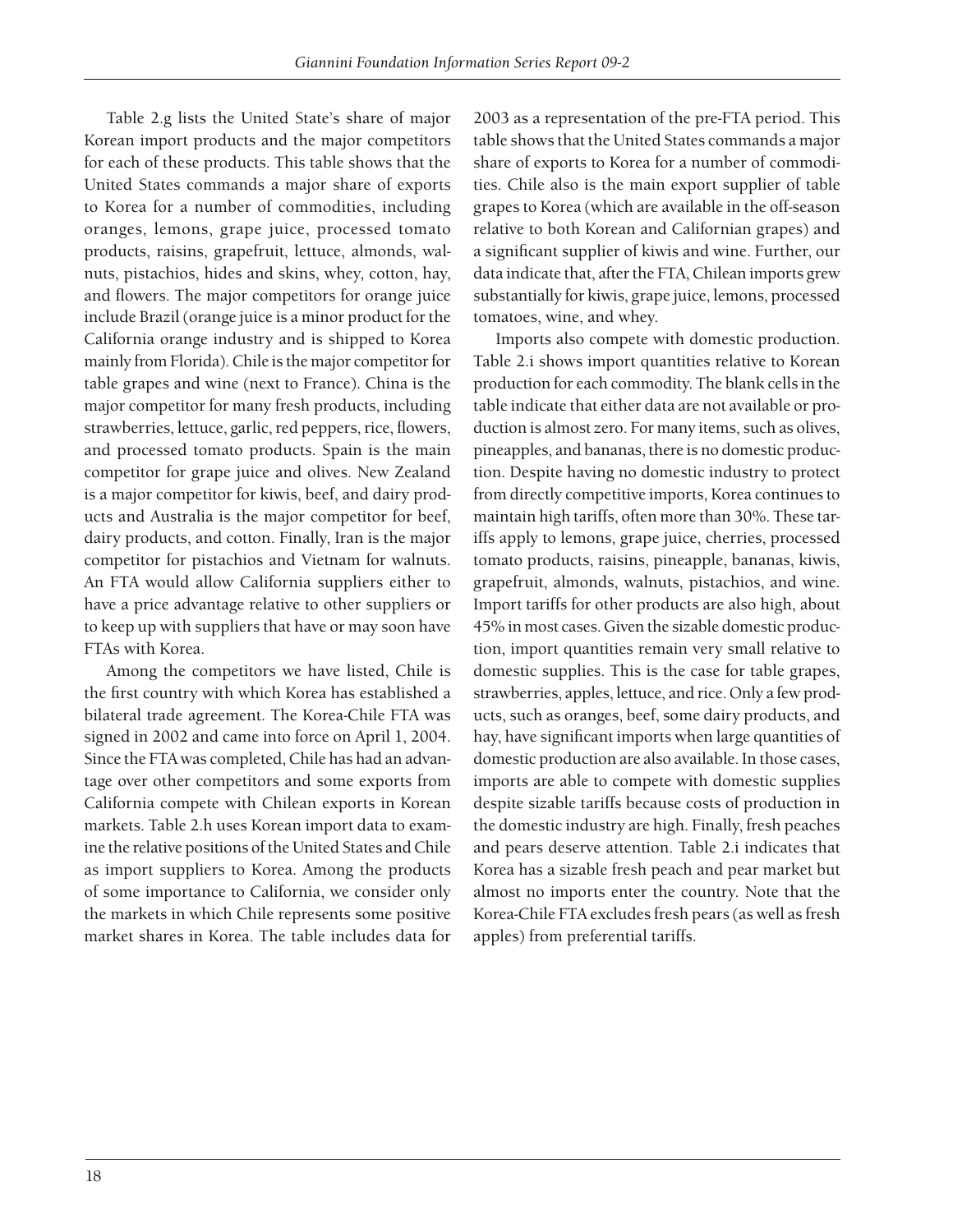Table 2.g lists the United State's share of major Korean import products and the major competitors for each of these products. This table shows that the United States commands a major share of exports to Korea for a number of commodities, including oranges, lemons, grape juice, processed tomato products, raisins, grapefruit, lettuce, almonds, walnuts, pistachios, hides and skins, whey, cotton, hay, and flowers. The major competitors for orange juice include Brazil (orange juice is a minor product for the California orange industry and is shipped to Korea mainly from Florida). Chile is the major competitor for table grapes and wine (next to France). China is the major competitor for many fresh products, including strawberries, lettuce, garlic, red peppers, rice, flowers, and processed tomato products. Spain is the main competitor for grape juice and olives. New Zealand is a major competitor for kiwis, beef, and dairy products and Australia is the major competitor for beef, dairy products, and cotton. Finally, Iran is the major competitor for pistachios and Vietnam for walnuts. An FTA would allow California suppliers either to have a price advantage relative to other suppliers or to keep up with suppliers that have or may soon have FTAs with Korea.

Among the competitors we have listed, Chile is the first country with which Korea has established a bilateral trade agreement. The Korea-Chile FTA was signed in 2002 and came into force on April 1, 2004. Since the FTA was completed, Chile has had an advantage over other competitors and some exports from California compete with Chilean exports in Korean markets. Table 2.h uses Korean import data to examine the relative positions of the United States and Chile as import suppliers to Korea. Among the products of some importance to California, we consider only the markets in which Chile represents some positive market shares in Korea. The table includes data for 2003 as a representation of the pre-FTA period. This table shows that the United States commands a major share of exports to Korea for a number of commodities. Chile also is the main export supplier of table grapes to Korea (which are available in the off-season relative to both Korean and Californian grapes) and a significant supplier of kiwis and wine. Further, our data indicate that, after the FTA, Chilean imports grew substantially for kiwis, grape juice, lemons, processed tomatoes, wine, and whey.

Imports also compete with domestic production. Table 2.i shows import quantities relative to Korean production for each commodity. The blank cells in the table indicate that either data are not available or production is almost zero. For many items, such as olives, pineapples, and bananas, there is no domestic production. Despite having no domestic industry to protect from directly competitive imports, Korea continues to maintain high tariffs, often more than 30%. These tariffs apply to lemons, grape juice, cherries, processed tomato products, raisins, pineapple, bananas, kiwis, grapefruit, almonds, walnuts, pistachios, and wine. Import tariffs for other products are also high, about 45% in most cases. Given the sizable domestic production, import quantities remain very small relative to domestic supplies. This is the case for table grapes, strawberries, apples, lettuce, and rice. Only a few products, such as oranges, beef, some dairy products, and hay, have significant imports when large quantities of domestic production are also available. In those cases, imports are able to compete with domestic supplies despite sizable tariffs because costs of production in the domestic industry are high. Finally, fresh peaches and pears deserve attention. Table 2.i indicates that Korea has a sizable fresh peach and pear market but almost no imports enter the country. Note that the Korea-Chile FTA excludes fresh pears (as well as fresh apples) from preferential tariffs.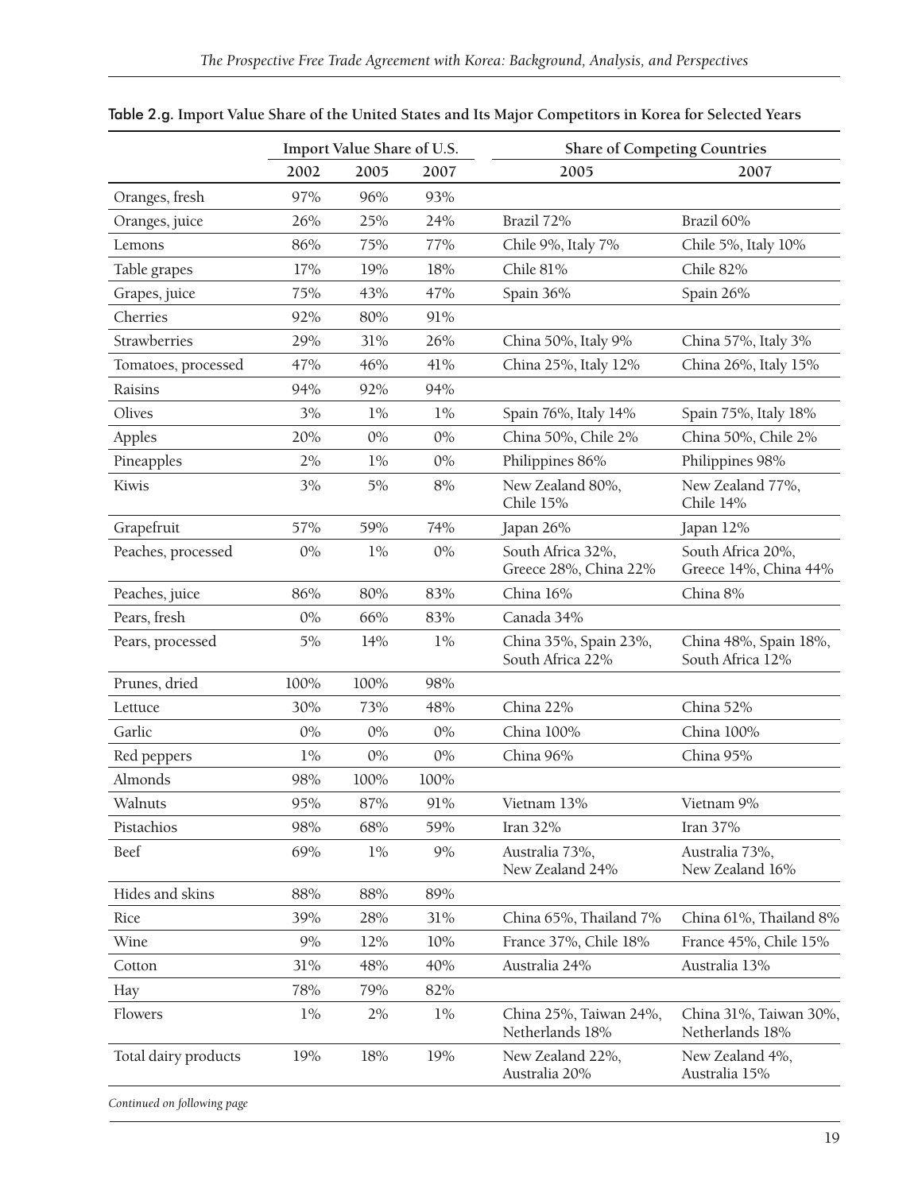Table 2.g. **Import Value Share of the United States and Its Major Competitors in Korea for Selected Years**

| | Import Value Share of U.S. | | | Share of Competing Countries | |
|---|---|---|---|---|---|
| | 2002 | 2005 | 2007 | 2005 | 2007 |
| Oranges, fresh | 97% | 96% | 93% | | |
| Oranges, juice | 26% | 25% | 24% | Brazil 72% | Brazil 60% |
| Lemons | 86% | 75% | 77% | Chile 9%, Italy 7% | Chile 5%, Italy 10% |
| Table grapes | 17% | 19% | 18% | Chile 81% | Chile 82% |
| Grapes, juice | 75% | 43% | 47% | Spain 36% | Spain 26% |
| Cherries | 92% | 80% | 91% | | |
| Strawberries | 29% | 31% | 26% | China 50%, Italy 9% | China 57%, Italy 3% |
| Tomatoes, processed | 47% | 46% | 41% | China 25%, Italy 12% | China 26%, Italy 15% |
| Raisins | 94% | 92% | 94% | | |
| Olives | 3% | 1% | 1% | Spain 76%, Italy 14% | Spain 75%, Italy 18% |
| Apples | 20% | 0% | 0% | China 50%, Chile 2% | China 50%, Chile 2% |
| Pineapples | 2% | 1% | 0% | Philippines 86% | Philippines 98% |
| Kiwis | 3% | 5% | 8% | New Zealand 80%, Chile 15% | New Zealand 77%, Chile 14% |
| Grapefruit | 57% | 59% | 74% | Japan 26% | Japan 12% |
| Peaches, processed | 0% | 1% | 0% | South Africa 32%, Greece 28%, China 22% | South Africa 20%, Greece 14%, China 44% |
| Peaches, juice | 86% | 80% | 83% | China 16% | China 8% |
| Pears, fresh | 0% | 66% | 83% | Canada 34% | |
| Pears, processed | 5% | 14% | 1% | China 35%, Spain 23%, South Africa 22% | China 48%, Spain 18%, South Africa 12% |
| Prunes, dried | 100% | 100% | 98% | | |
| Lettuce | 30% | 73% | 48% | China 22% | China 52% |
| Garlic | 0% | 0% | 0% | China 100% | China 100% |
| Red peppers | 1% | 0% | 0% | China 96% | China 95% |
| Almonds | 98% | 100% | 100% | | |
| Walnuts | 95% | 87% | 91% | Vietnam 13% | Vietnam 9% |
| Pistachios | 98% | 68% | 59% | Iran 32% | Iran 37% |
| Beef | 69% | 1% | 9% | Australia 73%, New Zealand 24% | Australia 73%, New Zealand 16% |
| Hides and skins | 88% | 88% | 89% | | |
| Rice | 39% | 28% | 31% | China 65%, Thailand 7% | China 61%, Thailand 8% |
| Wine | 9% | 12% | 10% | France 37%, Chile 18% | France 45%, Chile 15% |
| Cotton | 31% | 48% | 40% | Australia 24% | Australia 13% |
| Hay | 78% | 79% | 82% | | |
| Flowers | 1% | 2% | 1% | China 25%, Taiwan 24%, Netherlands 18% | China 31%, Taiwan 30%, Netherlands 18% |
| Total dairy products | 19% | 18% | 19% | New Zealand 22%, Australia 20% | New Zealand 4%, Australia 15% |

*Continued on following page*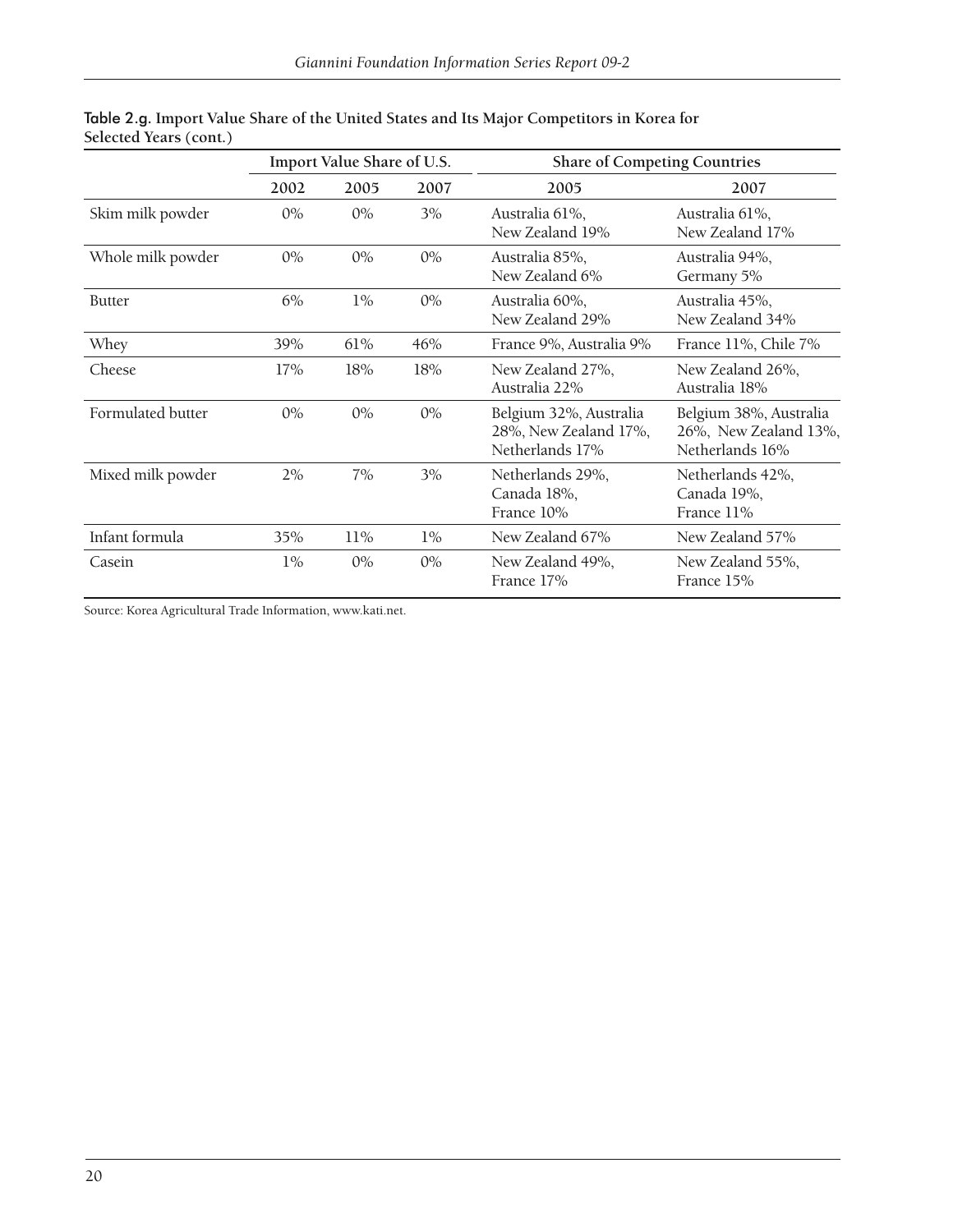**Table 2.g. Import Value Share of the United States and Its Major Competitors in Korea for Selected Years (cont.)**

| | Import Value Share of U.S. | | | Share of Competing Countries | |
|---|---|---|---|---|---|
| | 2002 | 2005 | 2007 | 2005 | 2007 |
| Skim milk powder | 0% | 0% | 3% | Australia 61%, New Zealand 19% | Australia 61%, New Zealand 17% |
| Whole milk powder | 0% | 0% | 0% | Australia 85%, New Zealand 6% | Australia 94%, Germany 5% |
| Butter | 6% | 1% | 0% | Australia 60%, New Zealand 29% | Australia 45%, New Zealand 34% |
| Whey | 39% | 61% | 46% | France 9%, Australia 9% | France 11%, Chile 7% |
| Cheese | 17% | 18% | 18% | New Zealand 27%, Australia 22% | New Zealand 26%, Australia 18% |
| Formulated butter | 0% | 0% | 0% | Belgium 32%, Australia 28%, New Zealand 17%, Netherlands 17% | Belgium 38%, Australia 26%, New Zealand 13%, Netherlands 16% |
| Mixed milk powder | 2% | 7% | 3% | Netherlands 29%, Canada 18%, France 10% | Netherlands 42%, Canada 19%, France 11% |
| Infant formula | 35% | 11% | 1% | New Zealand 67% | New Zealand 57% |
| Casein | 1% | 0% | 0% | New Zealand 49%, France 17% | New Zealand 55%, France 15% |

Source: Korea Agricultural Trade Information, www.kati.net.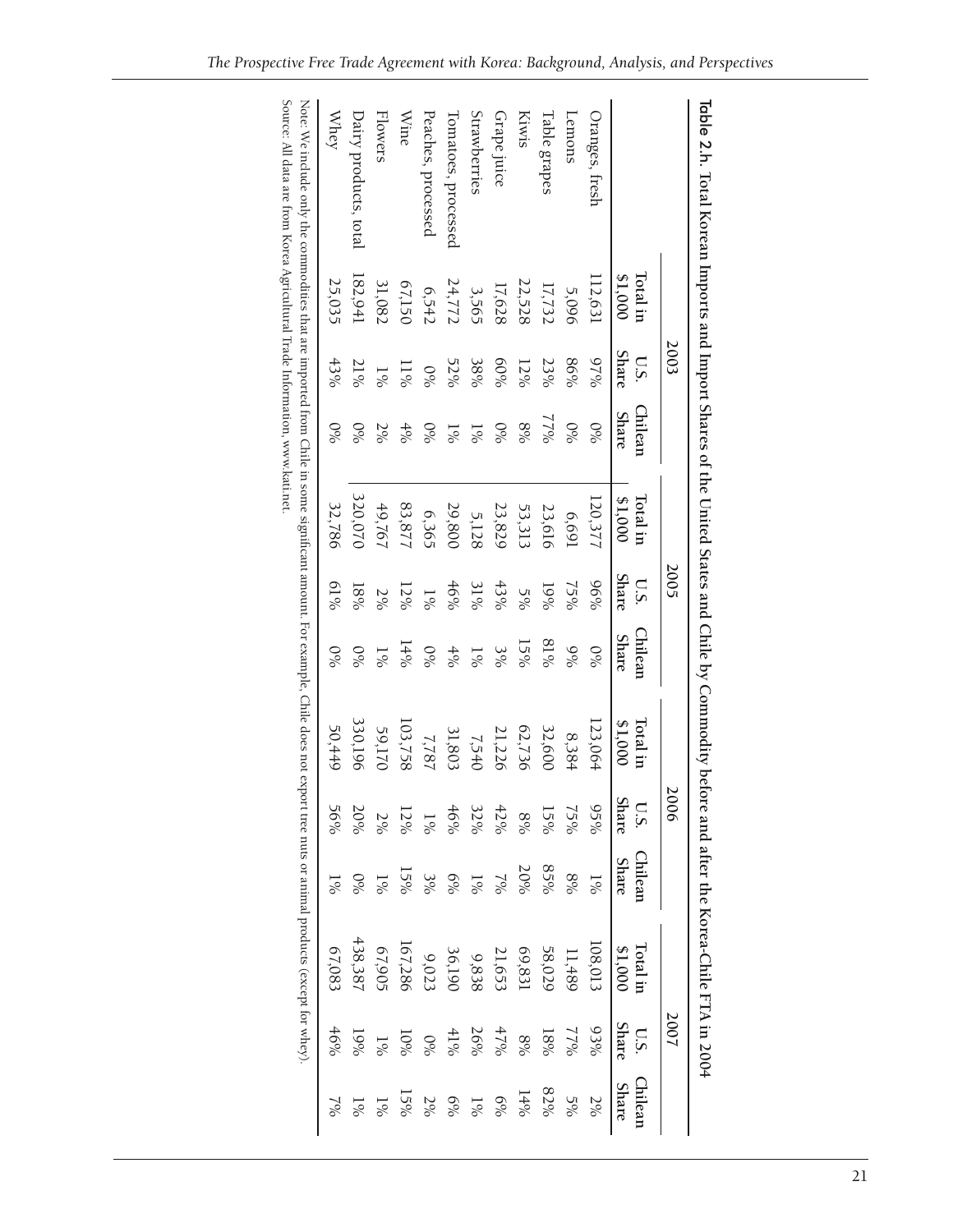**Table 2.h.** Total Korean Imports and Import Shares of the United States and Chile by Commodity before and after the Korea-Chile FTA in 2004

| | 2003 | | | 2005 | | | 2006 | | | 2007 | | |
|---|---|---|---|---|---|---|---|---|---|---|---|---|
| | Total in $1,000 | U.S. Share | Chilean Share | Total in $1,000 | U.S. Share | Chilean Share | Total in $1,000 | U.S. Share | Chilean Share | Total in $1,000 | U.S. Share | Chilean Share |
| Oranges, fresh | 112,631 | 97% | 0% | 120,377 | 96% | 0% | 123,064 | 95% | 1% | 108,013 | 93% | 2% |
| Lemons | 5,096 | 86% | 0% | 6,691 | 75% | 9% | 8,384 | 75% | 8% | 11,489 | 77% | 5% |
| Table grapes | 17,732 | 23% | 77% | 23,616 | 19% | 81% | 32,600 | 15% | 85% | 58,029 | 18% | 82% |
| Kiwis | 22,528 | 12% | 8% | 53,313 | 5% | 15% | 62,736 | 8% | 20% | 69,831 | 8% | 14% |
| Grape juice | 17,628 | 60% | 0% | 23,829 | 43% | 3% | 21,226 | 42% | 7% | 21,653 | 47% | 6% |
| Strawberries | 3,565 | 38% | 1% | 5,128 | 31% | 1% | 7,540 | 32% | 1% | 9,838 | 26% | 1% |
| Tomatoes, processed | 24,772 | 52% | 1% | 29,800 | 46% | 4% | 31,803 | 46% | 6% | 36,190 | 41% | 6% |
| Peaches, processed | 6,542 | 0% | 0% | 6,365 | 1% | 0% | 7,787 | 1% | 3% | 9,023 | 0% | 2% |
| Wine | 67,150 | 11% | 4% | 83,877 | 12% | 14% | 103,758 | 12% | 15% | 167,286 | 10% | 15% |
| Flowers | 31,082 | 1% | 2% | 49,767 | 2% | 1% | 59,170 | 2% | 1% | 67,905 | 1% | 1% |
| Dairy products, total | 182,941 | 21% | 0% | 320,070 | 18% | 0% | 330,196 | 20% | 0% | 438,387 | 19% | 1% |
| Whey | 25,035 | 43% | 0% | 32,786 | 61% | 0% | 50,449 | 56% | 1% | 67,083 | 46% | 7% |

Note: We include only the commodities that are imported from Chile in some significant amount. For example, Chile does not export tree nuts or animal products (except for whey).
Source: All data are from Korea Agricultural Trade Information, www.kati.net.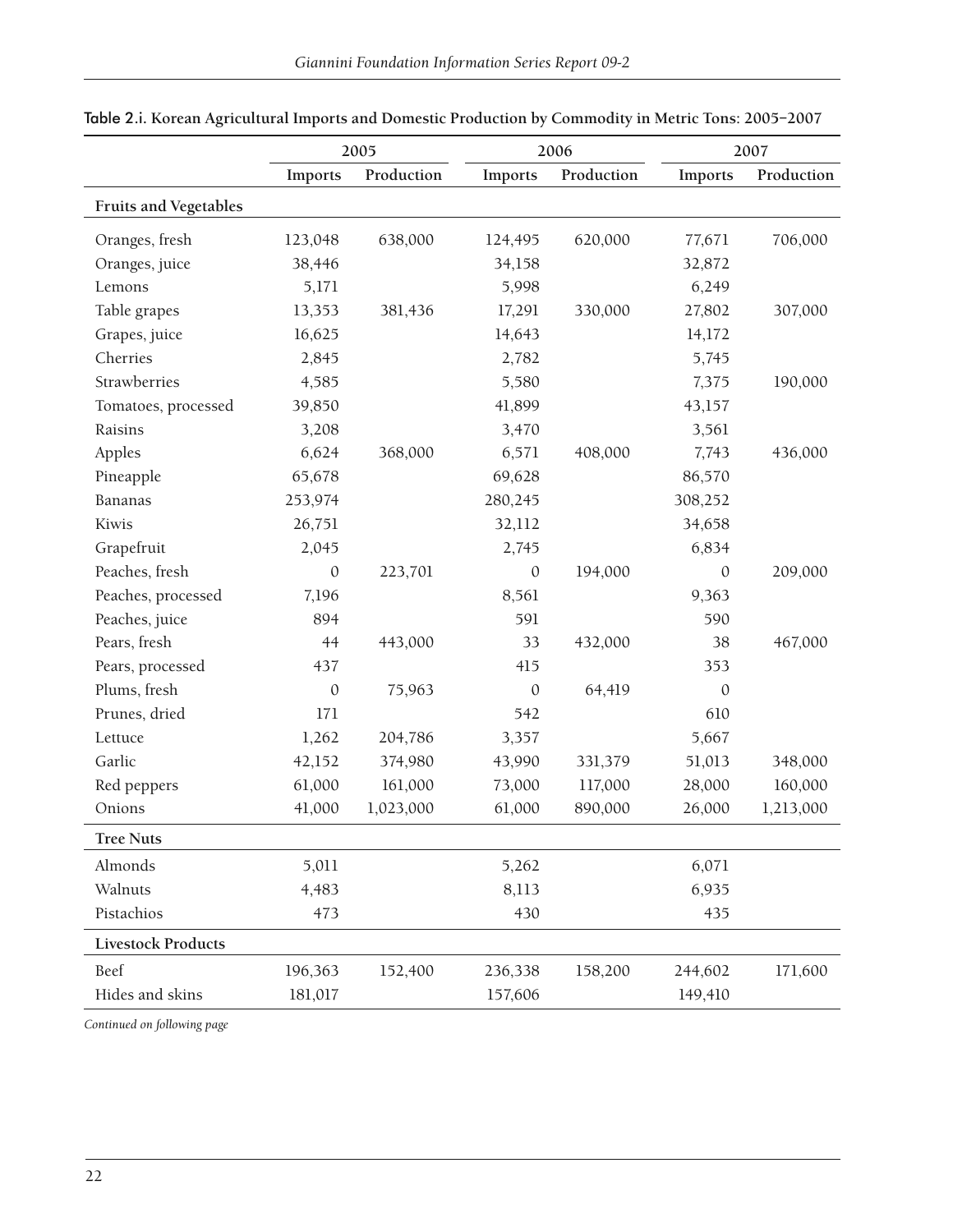Table 2.i. Korean Agricultural Imports and Domestic Production by Commodity in Metric Tons: 2005–2007

| | 2005 | | 2006 | | 2007 | |
|---|---|---|---|---|---|---|
| | Imports | Production | Imports | Production | Imports | Production |
| **Fruits and Vegetables** | | | | | | |
| Oranges, fresh | 123,048 | 638,000 | 124,495 | 620,000 | 77,671 | 706,000 |
| Oranges, juice | 38,446 | | 34,158 | | 32,872 | |
| Lemons | 5,171 | | 5,998 | | 6,249 | |
| Table grapes | 13,353 | 381,436 | 17,291 | 330,000 | 27,802 | 307,000 |
| Grapes, juice | 16,625 | | 14,643 | | 14,172 | |
| Cherries | 2,845 | | 2,782 | | 5,745 | |
| Strawberries | 4,585 | | 5,580 | | 7,375 | 190,000 |
| Tomatoes, processed | 39,850 | | 41,899 | | 43,157 | |
| Raisins | 3,208 | | 3,470 | | 3,561 | |
| Apples | 6,624 | 368,000 | 6,571 | 408,000 | 7,743 | 436,000 |
| Pineapple | 65,678 | | 69,628 | | 86,570 | |
| Bananas | 253,974 | | 280,245 | | 308,252 | |
| Kiwis | 26,751 | | 32,112 | | 34,658 | |
| Grapefruit | 2,045 | | 2,745 | | 6,834 | |
| Peaches, fresh | 0 | 223,701 | 0 | 194,000 | 0 | 209,000 |
| Peaches, processed | 7,196 | | 8,561 | | 9,363 | |
| Peaches, juice | 894 | | 591 | | 590 | |
| Pears, fresh | 44 | 443,000 | 33 | 432,000 | 38 | 467,000 |
| Pears, processed | 437 | | 415 | | 353 | |
| Plums, fresh | 0 | 75,963 | 0 | 64,419 | 0 | |
| Prunes, dried | 171 | | 542 | | 610 | |
| Lettuce | 1,262 | 204,786 | 3,357 | | 5,667 | |
| Garlic | 42,152 | 374,980 | 43,990 | 331,379 | 51,013 | 348,000 |
| Red peppers | 61,000 | 161,000 | 73,000 | 117,000 | 28,000 | 160,000 |
| Onions | 41,000 | 1,023,000 | 61,000 | 890,000 | 26,000 | 1,213,000 |
| **Tree Nuts** | | | | | | |
| Almonds | 5,011 | | 5,262 | | 6,071 | |
| Walnuts | 4,483 | | 8,113 | | 6,935 | |
| Pistachios | 473 | | 430 | | 435 | |
| **Livestock Products** | | | | | | |
| Beef | 196,363 | 152,400 | 236,338 | 158,200 | 244,602 | 171,600 |
| Hides and skins | 181,017 | | 157,606 | | 149,410 | |

*Continued on following page*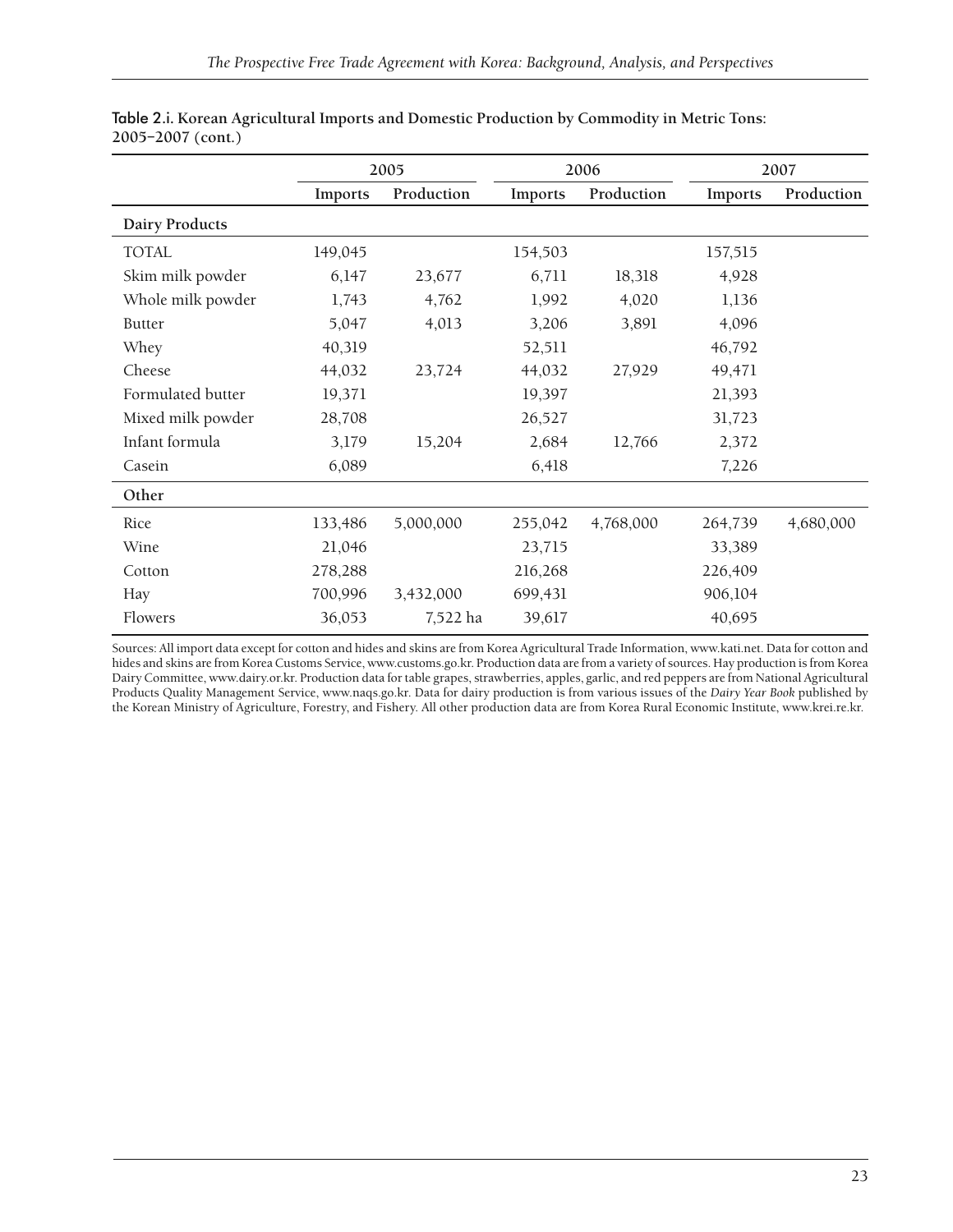Table 2.i. **Korean Agricultural Imports and Domestic Production by Commodity in Metric Tons: 2005–2007 (cont.)**

| | 2005 | | 2006 | | 2007 | |
|---|---|---|---|---|---|---|
| | **Imports** | **Production** | **Imports** | **Production** | **Imports** | **Production** |
| **Dairy Products** | | | | | | |
| TOTAL | 149,045 | | 154,503 | | 157,515 | |
| Skim milk powder | 6,147 | 23,677 | 6,711 | 18,318 | 4,928 | |
| Whole milk powder | 1,743 | 4,762 | 1,992 | 4,020 | 1,136 | |
| Butter | 5,047 | 4,013 | 3,206 | 3,891 | 4,096 | |
| Whey | 40,319 | | 52,511 | | 46,792 | |
| Cheese | 44,032 | 23,724 | 44,032 | 27,929 | 49,471 | |
| Formulated butter | 19,371 | | 19,397 | | 21,393 | |
| Mixed milk powder | 28,708 | | 26,527 | | 31,723 | |
| Infant formula | 3,179 | 15,204 | 2,684 | 12,766 | 2,372 | |
| Casein | 6,089 | | 6,418 | | 7,226 | |
| **Other** | | | | | | |
| Rice | 133,486 | 5,000,000 | 255,042 | 4,768,000 | 264,739 | 4,680,000 |
| Wine | 21,046 | | 23,715 | | 33,389 | |
| Cotton | 278,288 | | 216,268 | | 226,409 | |
| Hay | 700,996 | 3,432,000 | 699,431 | | 906,104 | |
| Flowers | 36,053 | 7,522 ha | 39,617 | | 40,695 | |

Sources: All import data except for cotton and hides and skins are from Korea Agricultural Trade Information, www.kati.net. Data for cotton and hides and skins are from Korea Customs Service, www.customs.go.kr. Production data are from a variety of sources. Hay production is from Korea Dairy Committee, www.dairy.or.kr. Production data for table grapes, strawberries, apples, garlic, and red peppers are from National Agricultural Products Quality Management Service, www.naqs.go.kr. Data for dairy production is from various issues of the *Dairy Year Book* published by the Korean Ministry of Agriculture, Forestry, and Fishery. All other production data are from Korea Rural Economic Institute, www.krei.re.kr.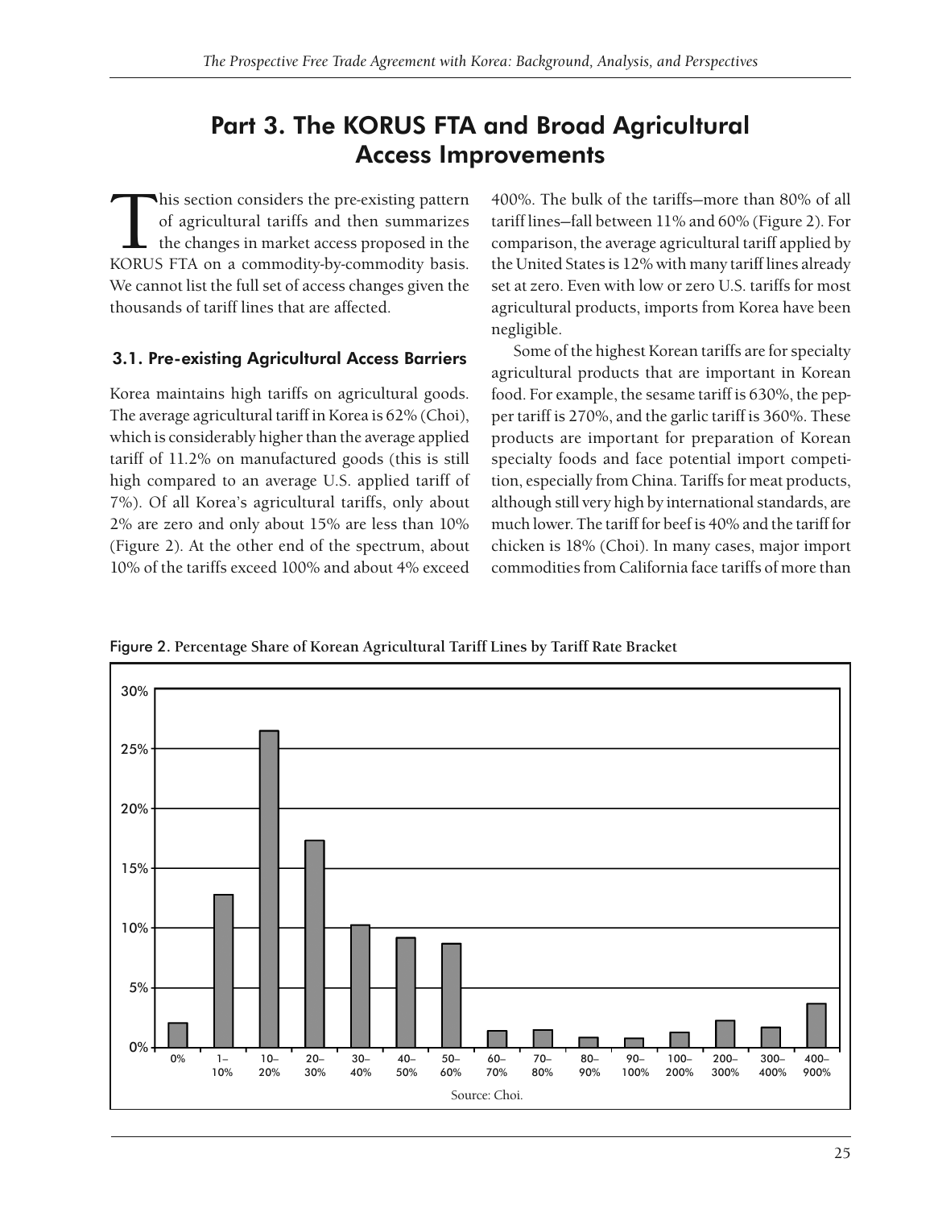# Part 3. The KORUS FTA and Broad Agricultural Access Improvements

This section considers the pre-existing pattern of agricultural tariffs and then summarizes the changes in market access proposed in the KORUS FTA on a commodity-by-commodity basis. We cannot list the full set of access changes given the thousands of tariff lines that are affected.

## 3.1. Pre-existing Agricultural Access Barriers

Korea maintains high tariffs on agricultural goods. The average agricultural tariff in Korea is 62% (Choi), which is considerably higher than the average applied tariff of 11.2% on manufactured goods (this is still high compared to an average U.S. applied tariff of 7%). Of all Korea's agricultural tariffs, only about 2% are zero and only about 15% are less than 10% (Figure 2). At the other end of the spectrum, about 10% of the tariffs exceed 100% and about 4% exceed 400%. The bulk of the tariffs—more than 80% of all tariff lines—fall between 11% and 60% (Figure 2). For comparison, the average agricultural tariff applied by the United States is 12% with many tariff lines already set at zero. Even with low or zero U.S. tariffs for most agricultural products, imports from Korea have been negligible.

Some of the highest Korean tariffs are for specialty agricultural products that are important in Korean food. For example, the sesame tariff is 630%, the pepper tariff is 270%, and the garlic tariff is 360%. These products are important for preparation of Korean specialty foods and face potential import competition, especially from China. Tariffs for meat products, although still very high by international standards, are much lower. The tariff for beef is 40% and the tariff for chicken is 18% (Choi). In many cases, major import commodities from California face tariffs of more than

Figure 2. Percentage Share of Korean Agricultural Tariff Lines by Tariff Rate Bracket

| Tariff Rate Bracket | Share of Tariff Lines (approx.) |
|---|---|
| 0% | 2% |
| 1–10% | 12.8% |
| 10–20% | 26.5% |
| 20–30% | 17.3% |
| 30–40% | 10.2% |
| 40–50% | 9.1% |
| 50–60% | 8.7% |
| 60–70% | 1.4% |
| 70–80% | 1.5% |
| 80–90% | 0.8% |
| 90–100% | 0.7% |
| 100–200% | 1.3% |
| 200–300% | 2.3% |
| 300–400% | 1.7% |
| 400–900% | 3.7% |

Source: Choi.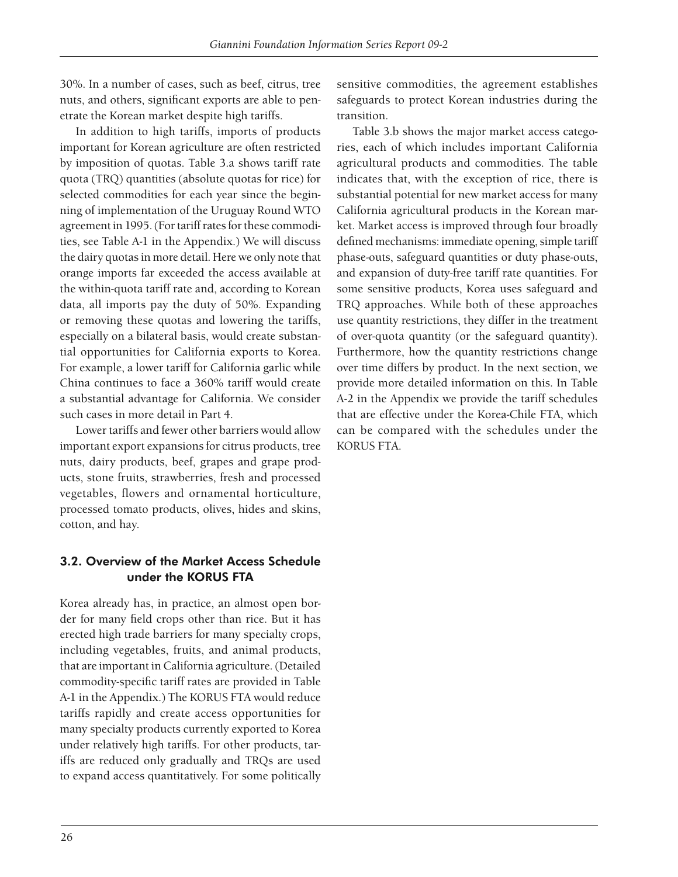30%. In a number of cases, such as beef, citrus, tree nuts, and others, significant exports are able to penetrate the Korean market despite high tariffs.

In addition to high tariffs, imports of products important for Korean agriculture are often restricted by imposition of quotas. Table 3.a shows tariff rate quota (TRQ) quantities (absolute quotas for rice) for selected commodities for each year since the beginning of implementation of the Uruguay Round WTO agreement in 1995. (For tariff rates for these commodities, see Table A-1 in the Appendix.) We will discuss the dairy quotas in more detail. Here we only note that orange imports far exceeded the access available at the within-quota tariff rate and, according to Korean data, all imports pay the duty of 50%. Expanding or removing these quotas and lowering the tariffs, especially on a bilateral basis, would create substantial opportunities for California exports to Korea. For example, a lower tariff for California garlic while China continues to face a 360% tariff would create a substantial advantage for California. We consider such cases in more detail in Part 4.

Lower tariffs and fewer other barriers would allow important export expansions for citrus products, tree nuts, dairy products, beef, grapes and grape products, stone fruits, strawberries, fresh and processed vegetables, flowers and ornamental horticulture, processed tomato products, olives, hides and skins, cotton, and hay.

## 3.2. Overview of the Market Access Schedule under the KORUS FTA

Korea already has, in practice, an almost open border for many field crops other than rice. But it has erected high trade barriers for many specialty crops, including vegetables, fruits, and animal products, that are important in California agriculture. (Detailed commodity-specific tariff rates are provided in Table A-1 in the Appendix.) The KORUS FTA would reduce tariffs rapidly and create access opportunities for many specialty products currently exported to Korea under relatively high tariffs. For other products, tariffs are reduced only gradually and TRQs are used to expand access quantitatively. For some politically sensitive commodities, the agreement establishes safeguards to protect Korean industries during the transition.

Table 3.b shows the major market access categories, each of which includes important California agricultural products and commodities. The table indicates that, with the exception of rice, there is substantial potential for new market access for many California agricultural products in the Korean market. Market access is improved through four broadly defined mechanisms: immediate opening, simple tariff phase-outs, safeguard quantities or duty phase-outs, and expansion of duty-free tariff rate quantities. For some sensitive products, Korea uses safeguard and TRQ approaches. While both of these approaches use quantity restrictions, they differ in the treatment of over-quota quantity (or the safeguard quantity). Furthermore, how the quantity restrictions change over time differs by product. In the next section, we provide more detailed information on this. In Table A-2 in the Appendix we provide the tariff schedules that are effective under the Korea-Chile FTA, which can be compared with the schedules under the KORUS FTA.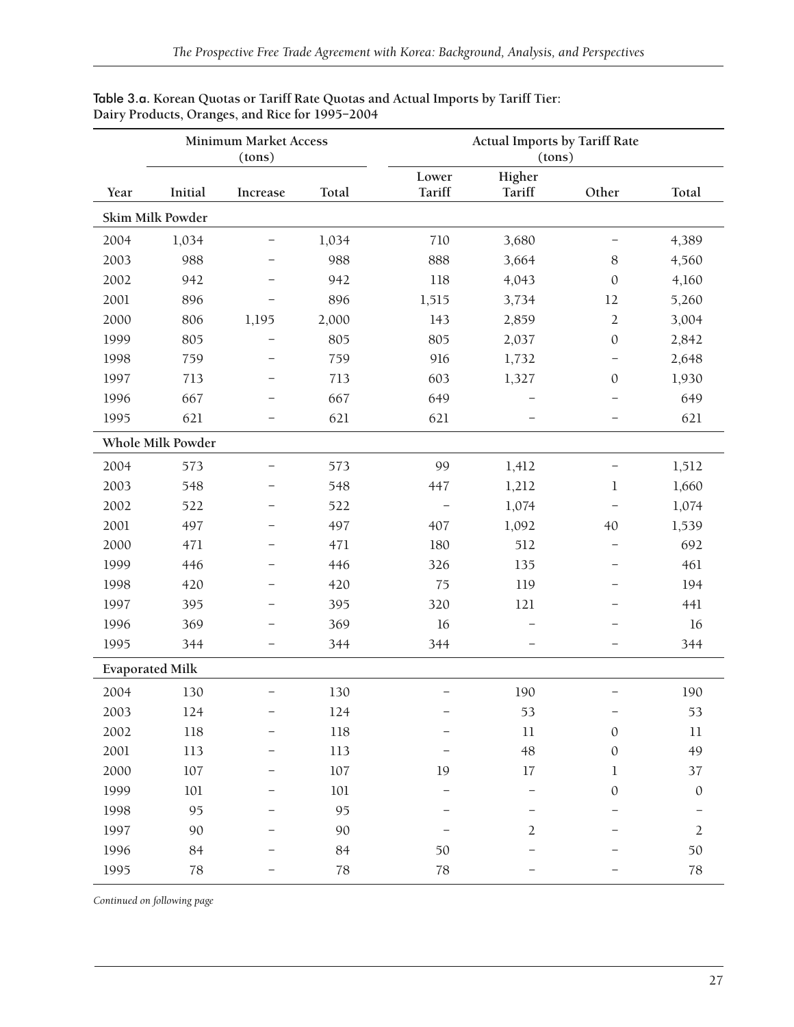**Table 3.a. Korean Quotas or Tariff Rate Quotas and Actual Imports by Tariff Tier: Dairy Products, Oranges, and Rice for 1995–2004**

| | Minimum Market Access (tons) | | | Actual Imports by Tariff Rate (tons) | | | |
|---|---|---|---|---|---|---|---|
| Year | Initial | Increase | Total | Lower Tariff | Higher Tariff | Other | Total |
| **Skim Milk Powder** | | | | | | | |
| 2004 | 1,034 | – | 1,034 | 710 | 3,680 | – | 4,389 |
| 2003 | 988 | – | 988 | 888 | 3,664 | 8 | 4,560 |
| 2002 | 942 | – | 942 | 118 | 4,043 | 0 | 4,160 |
| 2001 | 896 | – | 896 | 1,515 | 3,734 | 12 | 5,260 |
| 2000 | 806 | 1,195 | 2,000 | 143 | 2,859 | 2 | 3,004 |
| 1999 | 805 | – | 805 | 805 | 2,037 | 0 | 2,842 |
| 1998 | 759 | – | 759 | 916 | 1,732 | – | 2,648 |
| 1997 | 713 | – | 713 | 603 | 1,327 | 0 | 1,930 |
| 1996 | 667 | – | 667 | 649 | – | – | 649 |
| 1995 | 621 | – | 621 | 621 | – | – | 621 |
| **Whole Milk Powder** | | | | | | | |
| 2004 | 573 | – | 573 | 99 | 1,412 | – | 1,512 |
| 2003 | 548 | – | 548 | 447 | 1,212 | 1 | 1,660 |
| 2002 | 522 | – | 522 | – | 1,074 | – | 1,074 |
| 2001 | 497 | – | 497 | 407 | 1,092 | 40 | 1,539 |
| 2000 | 471 | – | 471 | 180 | 512 | – | 692 |
| 1999 | 446 | – | 446 | 326 | 135 | – | 461 |
| 1998 | 420 | – | 420 | 75 | 119 | – | 194 |
| 1997 | 395 | – | 395 | 320 | 121 | – | 441 |
| 1996 | 369 | – | 369 | 16 | – | – | 16 |
| 1995 | 344 | – | 344 | 344 | – | – | 344 |
| **Evaporated Milk** | | | | | | | |
| 2004 | 130 | – | 130 | – | 190 | – | 190 |
| 2003 | 124 | – | 124 | – | 53 | – | 53 |
| 2002 | 118 | – | 118 | – | 11 | 0 | 11 |
| 2001 | 113 | – | 113 | – | 48 | 0 | 49 |
| 2000 | 107 | – | 107 | 19 | 17 | 1 | 37 |
| 1999 | 101 | – | 101 | – | – | 0 | 0 |
| 1998 | 95 | – | 95 | – | – | – | – |
| 1997 | 90 | – | 90 | – | 2 | – | 2 |
| 1996 | 84 | – | 84 | 50 | – | – | 50 |
| 1995 | 78 | – | 78 | 78 | – | – | 78 |

*Continued on following page*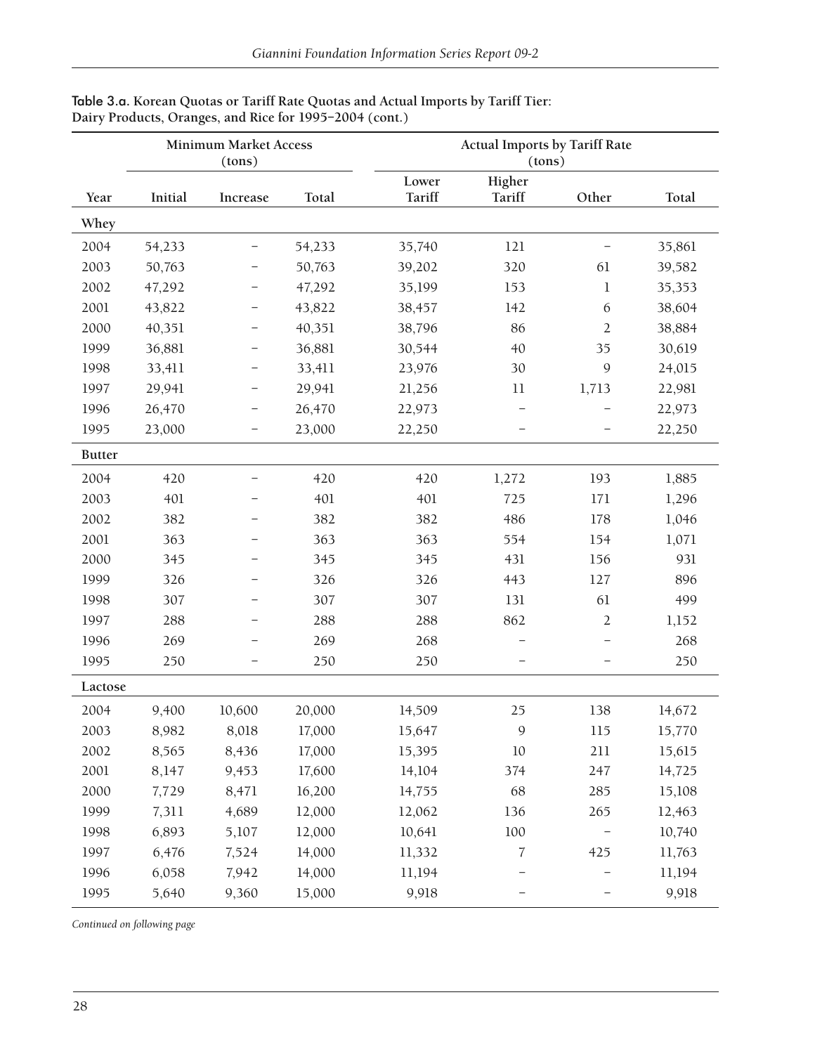**Table 3.a.** Korean Quotas or Tariff Rate Quotas and Actual Imports by Tariff Tier: Dairy Products, Oranges, and Rice for 1995–2004 (cont.)

| | Minimum Market Access (tons) | | | Actual Imports by Tariff Rate (tons) | | | |
|---|---|---|---|---|---|---|---|
| Year | Initial | Increase | Total | Lower Tariff | Higher Tariff | Other | Total |
| **Whey** | | | | | | | |
| 2004 | 54,233 | – | 54,233 | 35,740 | 121 | – | 35,861 |
| 2003 | 50,763 | – | 50,763 | 39,202 | 320 | 61 | 39,582 |
| 2002 | 47,292 | – | 47,292 | 35,199 | 153 | 1 | 35,353 |
| 2001 | 43,822 | – | 43,822 | 38,457 | 142 | 6 | 38,604 |
| 2000 | 40,351 | – | 40,351 | 38,796 | 86 | 2 | 38,884 |
| 1999 | 36,881 | – | 36,881 | 30,544 | 40 | 35 | 30,619 |
| 1998 | 33,411 | – | 33,411 | 23,976 | 30 | 9 | 24,015 |
| 1997 | 29,941 | – | 29,941 | 21,256 | 11 | 1,713 | 22,981 |
| 1996 | 26,470 | – | 26,470 | 22,973 | – | – | 22,973 |
| 1995 | 23,000 | – | 23,000 | 22,250 | – | – | 22,250 |
| **Butter** | | | | | | | |
| 2004 | 420 | – | 420 | 420 | 1,272 | 193 | 1,885 |
| 2003 | 401 | – | 401 | 401 | 725 | 171 | 1,296 |
| 2002 | 382 | – | 382 | 382 | 486 | 178 | 1,046 |
| 2001 | 363 | – | 363 | 363 | 554 | 154 | 1,071 |
| 2000 | 345 | – | 345 | 345 | 431 | 156 | 931 |
| 1999 | 326 | – | 326 | 326 | 443 | 127 | 896 |
| 1998 | 307 | – | 307 | 307 | 131 | 61 | 499 |
| 1997 | 288 | – | 288 | 288 | 862 | 2 | 1,152 |
| 1996 | 269 | – | 269 | 268 | – | – | 268 |
| 1995 | 250 | – | 250 | 250 | – | – | 250 |
| **Lactose** | | | | | | | |
| 2004 | 9,400 | 10,600 | 20,000 | 14,509 | 25 | 138 | 14,672 |
| 2003 | 8,982 | 8,018 | 17,000 | 15,647 | 9 | 115 | 15,770 |
| 2002 | 8,565 | 8,436 | 17,000 | 15,395 | 10 | 211 | 15,615 |
| 2001 | 8,147 | 9,453 | 17,600 | 14,104 | 374 | 247 | 14,725 |
| 2000 | 7,729 | 8,471 | 16,200 | 14,755 | 68 | 285 | 15,108 |
| 1999 | 7,311 | 4,689 | 12,000 | 12,062 | 136 | 265 | 12,463 |
| 1998 | 6,893 | 5,107 | 12,000 | 10,641 | 100 | – | 10,740 |
| 1997 | 6,476 | 7,524 | 14,000 | 11,332 | 7 | 425 | 11,763 |
| 1996 | 6,058 | 7,942 | 14,000 | 11,194 | – | – | 11,194 |
| 1995 | 5,640 | 9,360 | 15,000 | 9,918 | – | – | 9,918 |

*Continued on following page*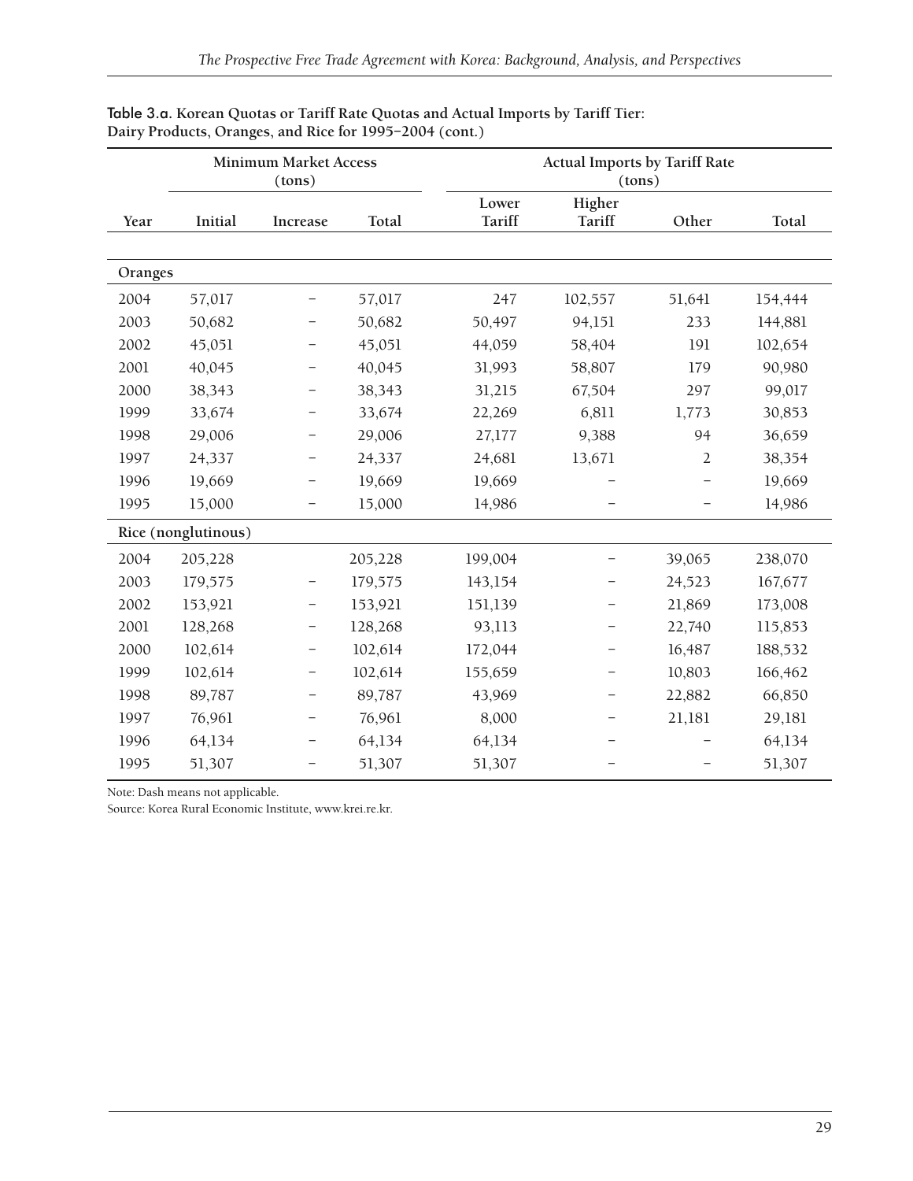**Table 3.a. Korean Quotas or Tariff Rate Quotas and Actual Imports by Tariff Tier: Dairy Products, Oranges, and Rice for 1995–2004 (cont.)**

| | Minimum Market Access (tons) | | | Actual Imports by Tariff Rate (tons) | | | |
|---|---|---|---|---|---|---|---|
| Year | Initial | Increase | Total | Lower Tariff | Higher Tariff | Other | Total |
| **Oranges** | | | | | | | |
| 2004 | 57,017 | – | 57,017 | 247 | 102,557 | 51,641 | 154,444 |
| 2003 | 50,682 | – | 50,682 | 50,497 | 94,151 | 233 | 144,881 |
| 2002 | 45,051 | – | 45,051 | 44,059 | 58,404 | 191 | 102,654 |
| 2001 | 40,045 | – | 40,045 | 31,993 | 58,807 | 179 | 90,980 |
| 2000 | 38,343 | – | 38,343 | 31,215 | 67,504 | 297 | 99,017 |
| 1999 | 33,674 | – | 33,674 | 22,269 | 6,811 | 1,773 | 30,853 |
| 1998 | 29,006 | – | 29,006 | 27,177 | 9,388 | 94 | 36,659 |
| 1997 | 24,337 | – | 24,337 | 24,681 | 13,671 | 2 | 38,354 |
| 1996 | 19,669 | – | 19,669 | 19,669 | – | – | 19,669 |
| 1995 | 15,000 | – | 15,000 | 14,986 | – | – | 14,986 |
| **Rice (nonglutinous)** | | | | | | | |
| 2004 | 205,228 | | 205,228 | 199,004 | – | 39,065 | 238,070 |
| 2003 | 179,575 | – | 179,575 | 143,154 | – | 24,523 | 167,677 |
| 2002 | 153,921 | – | 153,921 | 151,139 | – | 21,869 | 173,008 |
| 2001 | 128,268 | – | 128,268 | 93,113 | – | 22,740 | 115,853 |
| 2000 | 102,614 | – | 102,614 | 172,044 | – | 16,487 | 188,532 |
| 1999 | 102,614 | – | 102,614 | 155,659 | – | 10,803 | 166,462 |
| 1998 | 89,787 | – | 89,787 | 43,969 | – | 22,882 | 66,850 |
| 1997 | 76,961 | – | 76,961 | 8,000 | – | 21,181 | 29,181 |
| 1996 | 64,134 | – | 64,134 | 64,134 | – | – | 64,134 |
| 1995 | 51,307 | – | 51,307 | 51,307 | – | – | 51,307 |

Note: Dash means not applicable.

Source: Korea Rural Economic Institute, www.krei.re.kr.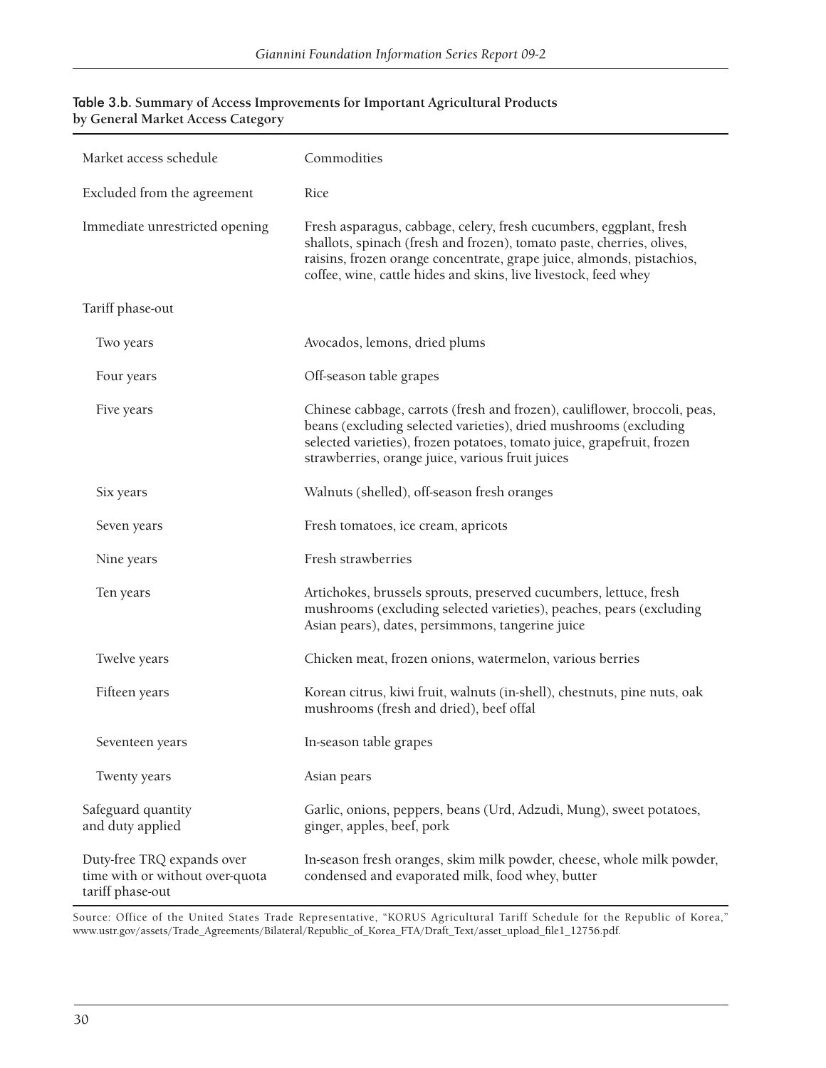**Table 3.b. Summary of Access Improvements for Important Agricultural Products by General Market Access Category**

| Market access schedule | Commodities |
| --- | --- |
| Excluded from the agreement | Rice |
| Immediate unrestricted opening | Fresh asparagus, cabbage, celery, fresh cucumbers, eggplant, fresh shallots, spinach (fresh and frozen), tomato paste, cherries, olives, raisins, frozen orange concentrate, grape juice, almonds, pistachios, coffee, wine, cattle hides and skins, live livestock, feed whey |
| Tariff phase-out | |
| Two years | Avocados, lemons, dried plums |
| Four years | Off-season table grapes |
| Five years | Chinese cabbage, carrots (fresh and frozen), cauliflower, broccoli, peas, beans (excluding selected varieties), dried mushrooms (excluding selected varieties), frozen potatoes, tomato juice, grapefruit, frozen strawberries, orange juice, various fruit juices |
| Six years | Walnuts (shelled), off-season fresh oranges |
| Seven years | Fresh tomatoes, ice cream, apricots |
| Nine years | Fresh strawberries |
| Ten years | Artichokes, brussels sprouts, preserved cucumbers, lettuce, fresh mushrooms (excluding selected varieties), peaches, pears (excluding Asian pears), dates, persimmons, tangerine juice |
| Twelve years | Chicken meat, frozen onions, watermelon, various berries |
| Fifteen years | Korean citrus, kiwi fruit, walnuts (in-shell), chestnuts, pine nuts, oak mushrooms (fresh and dried), beef offal |
| Seventeen years | In-season table grapes |
| Twenty years | Asian pears |
| Safeguard quantity and duty applied | Garlic, onions, peppers, beans (Urd, Adzudi, Mung), sweet potatoes, ginger, apples, beef, pork |
| Duty-free TRQ expands over time with or without over-quota tariff phase-out | In-season fresh oranges, skim milk powder, cheese, whole milk powder, condensed and evaporated milk, food whey, butter |

Source: Office of the United States Trade Representative, "KORUS Agricultural Tariff Schedule for the Republic of Korea," www.ustr.gov/assets/Trade_Agreements/Bilateral/Republic_of_Korea_FTA/Draft_Text/asset_upload_file1_12756.pdf.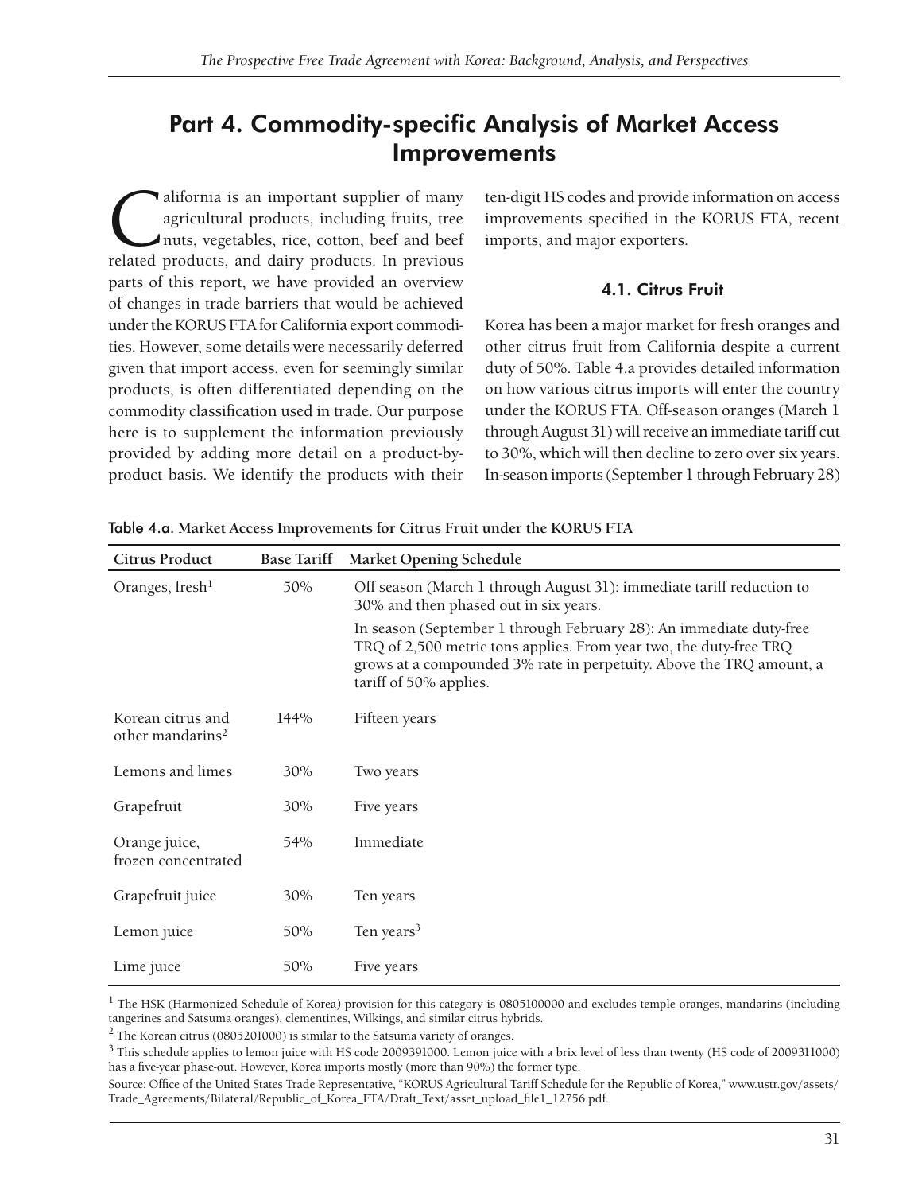# Part 4. Commodity-specific Analysis of Market Access Improvements

California is an important supplier of many agricultural products, including fruits, tree nuts, vegetables, rice, cotton, beef and beef related products, and dairy products. In previous parts of this report, we have provided an overview of changes in trade barriers that would be achieved under the KORUS FTA for California export commodities. However, some details were necessarily deferred given that import access, even for seemingly similar products, is often differentiated depending on the commodity classification used in trade. Our purpose here is to supplement the information previously provided by adding more detail on a product-by-product basis. We identify the products with their ten-digit HS codes and provide information on access improvements specified in the KORUS FTA, recent imports, and major exporters.

### 4.1. Citrus Fruit

Korea has been a major market for fresh oranges and other citrus fruit from California despite a current duty of 50%. Table 4.a provides detailed information on how various citrus imports will enter the country under the KORUS FTA. Off-season oranges (March 1 through August 31) will receive an immediate tariff cut to 30%, which will then decline to zero over six years. In-season imports (September 1 through February 28)

Table 4.a. **Market Access Improvements for Citrus Fruit under the KORUS FTA**

| Citrus Product | Base Tariff | Market Opening Schedule |
|---|---|---|
| Oranges, fresh[1] | 50% | Off season (March 1 through August 31): immediate tariff reduction to 30% and then phased out in six years.<br>In season (September 1 through February 28): An immediate duty-free TRQ of 2,500 metric tons applies. From year two, the duty-free TRQ grows at a compounded 3% rate in perpetuity. Above the TRQ amount, a tariff of 50% applies. |
| Korean citrus and other mandarins[2] | 144% | Fifteen years |
| Lemons and limes | 30% | Two years |
| Grapefruit | 30% | Five years |
| Orange juice, frozen concentrated | 54% | Immediate |
| Grapefruit juice | 30% | Ten years |
| Lemon juice | 50% | Ten years[3] |
| Lime juice | 50% | Five years |

[1] The HSK (Harmonized Schedule of Korea) provision for this category is 0805100000 and excludes temple oranges, mandarins (including tangerines and Satsuma oranges), clementines, Wilkings, and similar citrus hybrids.

[2] The Korean citrus (0805201000) is similar to the Satsuma variety of oranges.

[3] This schedule applies to lemon juice with HS code 2009391000. Lemon juice with a brix level of less than twenty (HS code of 2009311000) has a five-year phase-out. However, Korea imports mostly (more than 90%) the former type.

Source: Office of the United States Trade Representative, "KORUS Agricultural Tariff Schedule for the Republic of Korea," www.ustr.gov/assets/Trade_Agreements/Bilateral/Republic_of_Korea_FTA/Draft_Text/asset_upload_file1_12756.pdf.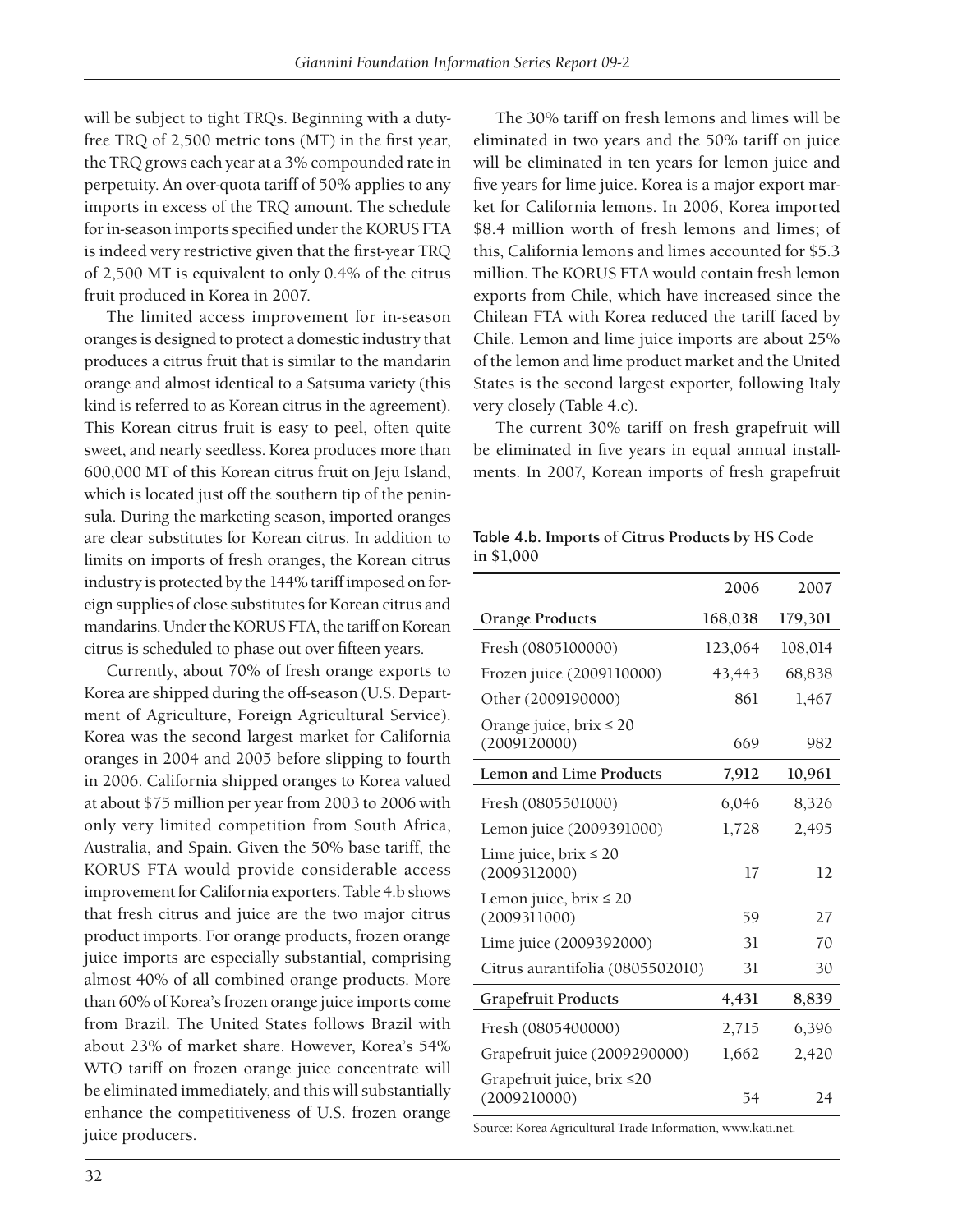will be subject to tight TRQs. Beginning with a duty-free TRQ of 2,500 metric tons (MT) in the first year, the TRQ grows each year at a 3% compounded rate in perpetuity. An over-quota tariff of 50% applies to any imports in excess of the TRQ amount. The schedule for in-season imports specified under the KORUS FTA is indeed very restrictive given that the first-year TRQ of 2,500 MT is equivalent to only 0.4% of the citrus fruit produced in Korea in 2007.

The limited access improvement for in-season oranges is designed to protect a domestic industry that produces a citrus fruit that is similar to the mandarin orange and almost identical to a Satsuma variety (this kind is referred to as Korean citrus in the agreement). This Korean citrus fruit is easy to peel, often quite sweet, and nearly seedless. Korea produces more than 600,000 MT of this Korean citrus fruit on Jeju Island, which is located just off the southern tip of the peninsula. During the marketing season, imported oranges are clear substitutes for Korean citrus. In addition to limits on imports of fresh oranges, the Korean citrus industry is protected by the 144% tariff imposed on foreign supplies of close substitutes for Korean citrus and mandarins. Under the KORUS FTA, the tariff on Korean citrus is scheduled to phase out over fifteen years.

Currently, about 70% of fresh orange exports to Korea are shipped during the off-season (U.S. Department of Agriculture, Foreign Agricultural Service). Korea was the second largest market for California oranges in 2004 and 2005 before slipping to fourth in 2006. California shipped oranges to Korea valued at about $75 million per year from 2003 to 2006 with only very limited competition from South Africa, Australia, and Spain. Given the 50% base tariff, the KORUS FTA would provide considerable access improvement for California exporters. Table 4.b shows that fresh citrus and juice are the two major citrus product imports. For orange products, frozen orange juice imports are especially substantial, comprising almost 40% of all combined orange products. More than 60% of Korea's frozen orange juice imports come from Brazil. The United States follows Brazil with about 23% of market share. However, Korea's 54% WTO tariff on frozen orange juice concentrate will be eliminated immediately, and this will substantially enhance the competitiveness of U.S. frozen orange juice producers.

The 30% tariff on fresh lemons and limes will be eliminated in two years and the 50% tariff on juice will be eliminated in ten years for lemon juice and five years for lime juice. Korea is a major export market for California lemons. In 2006, Korea imported $8.4 million worth of fresh lemons and limes; of this, California lemons and limes accounted for $5.3 million. The KORUS FTA would contain fresh lemon exports from Chile, which have increased since the Chilean FTA with Korea reduced the tariff faced by Chile. Lemon and lime juice imports are about 25% of the lemon and lime product market and the United States is the second largest exporter, following Italy very closely (Table 4.c).

The current 30% tariff on fresh grapefruit will be eliminated in five years in equal annual installments. In 2007, Korean imports of fresh grapefruit

**Table 4.b. Imports of Citrus Products by HS Code in $1,000**

| | 2006 | 2007 |
|---|---|---|
| **Orange Products** | **168,038** | **179,301** |
| Fresh (0805100000) | 123,064 | 108,014 |
| Frozen juice (2009110000) | 43,443 | 68,838 |
| Other (2009190000) | 861 | 1,467 |
| Orange juice, brix ≤ 20 (2009120000) | 669 | 982 |
| **Lemon and Lime Products** | **7,912** | **10,961** |
| Fresh (0805501000) | 6,046 | 8,326 |
| Lemon juice (2009391000) | 1,728 | 2,495 |
| Lime juice, brix ≤ 20 (2009312000) | 17 | 12 |
| Lemon juice, brix ≤ 20 (2009311000) | 59 | 27 |
| Lime juice (2009392000) | 31 | 70 |
| Citrus aurantifolia (0805502010) | 31 | 30 |
| **Grapefruit Products** | **4,431** | **8,839** |
| Fresh (0805400000) | 2,715 | 6,396 |
| Grapefruit juice (2009290000) | 1,662 | 2,420 |
| Grapefruit juice, brix ≤20 (2009210000) | 54 | 24 |

Source: Korea Agricultural Trade Information, www.kati.net.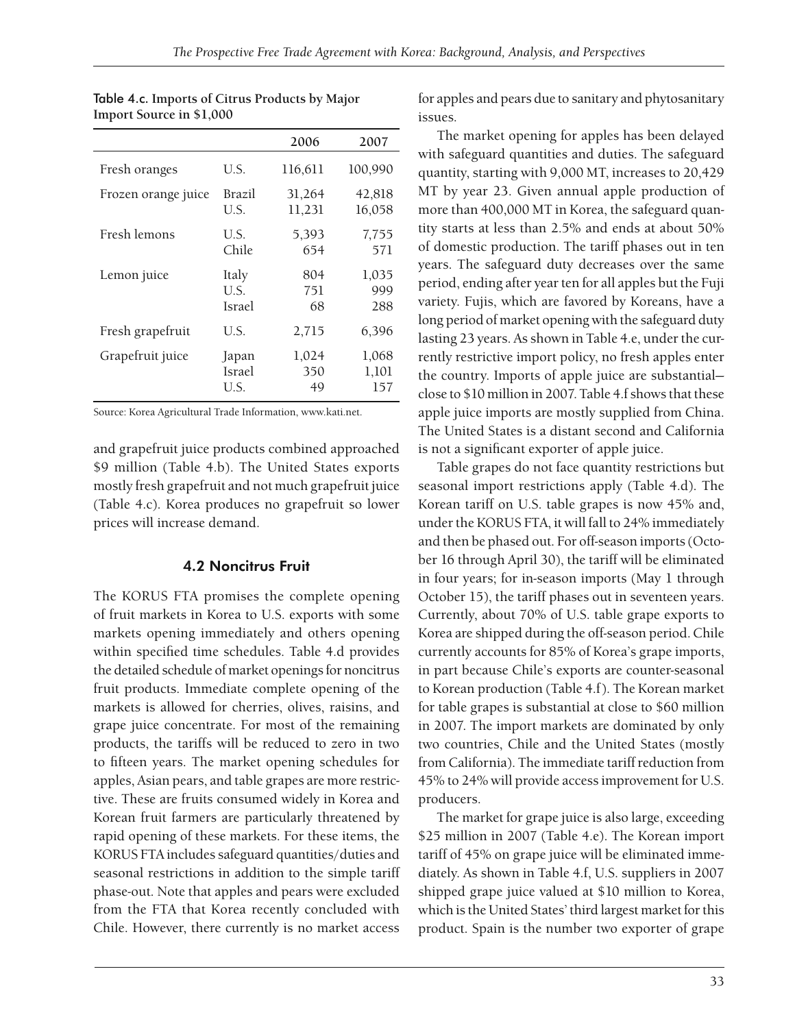Table 4.c. Imports of Citrus Products by Major Import Source in $1,000

| | | 2006 | 2007 |
|---|---|---|---|
| Fresh oranges | U.S. | 116,611 | 100,990 |
| Frozen orange juice | Brazil | 31,264 | 42,818 |
| | U.S. | 11,231 | 16,058 |
| Fresh lemons | U.S. | 5,393 | 7,755 |
| | Chile | 654 | 571 |
| Lemon juice | Italy | 804 | 1,035 |
| | U.S. | 751 | 999 |
| | Israel | 68 | 288 |
| Fresh grapefruit | U.S. | 2,715 | 6,396 |
| Grapefruit juice | Japan | 1,024 | 1,068 |
| | Israel | 350 | 1,101 |
| | U.S. | 49 | 157 |

Source: Korea Agricultural Trade Information, www.kati.net.

and grapefruit juice products combined approached $9 million (Table 4.b). The United States exports mostly fresh grapefruit and not much grapefruit juice (Table 4.c). Korea produces no grapefruit so lower prices will increase demand.

## 4.2 Noncitrus Fruit

The KORUS FTA promises the complete opening of fruit markets in Korea to U.S. exports with some markets opening immediately and others opening within specified time schedules. Table 4.d provides the detailed schedule of market openings for noncitrus fruit products. Immediate complete opening of the markets is allowed for cherries, olives, raisins, and grape juice concentrate. For most of the remaining products, the tariffs will be reduced to zero in two to fifteen years. The market opening schedules for apples, Asian pears, and table grapes are more restrictive. These are fruits consumed widely in Korea and Korean fruit farmers are particularly threatened by rapid opening of these markets. For these items, the KORUS FTA includes safeguard quantities/duties and seasonal restrictions in addition to the simple tariff phase-out. Note that apples and pears were excluded from the FTA that Korea recently concluded with Chile. However, there currently is no market access for apples and pears due to sanitary and phytosanitary issues.

The market opening for apples has been delayed with safeguard quantities and duties. The safeguard quantity, starting with 9,000 MT, increases to 20,429 MT by year 23. Given annual apple production of more than 400,000 MT in Korea, the safeguard quantity starts at less than 2.5% and ends at about 50% of domestic production. The tariff phases out in ten years. The safeguard duty decreases over the same period, ending after year ten for all apples but the Fuji variety. Fujis, which are favored by Koreans, have a long period of market opening with the safeguard duty lasting 23 years. As shown in Table 4.e, under the currently restrictive import policy, no fresh apples enter the country. Imports of apple juice are substantial—close to $10 million in 2007. Table 4.f shows that these apple juice imports are mostly supplied from China. The United States is a distant second and California is not a significant exporter of apple juice.

Table grapes do not face quantity restrictions but seasonal import restrictions apply (Table 4.d). The Korean tariff on U.S. table grapes is now 45% and, under the KORUS FTA, it will fall to 24% immediately and then be phased out. For off-season imports (October 16 through April 30), the tariff will be eliminated in four years; for in-season imports (May 1 through October 15), the tariff phases out in seventeen years. Currently, about 70% of U.S. table grape exports to Korea are shipped during the off-season period. Chile currently accounts for 85% of Korea's grape imports, in part because Chile's exports are counter-seasonal to Korean production (Table 4.f). The Korean market for table grapes is substantial at close to $60 million in 2007. The import markets are dominated by only two countries, Chile and the United States (mostly from California). The immediate tariff reduction from 45% to 24% will provide access improvement for U.S. producers.

The market for grape juice is also large, exceeding $25 million in 2007 (Table 4.e). The Korean import tariff of 45% on grape juice will be eliminated immediately. As shown in Table 4.f, U.S. suppliers in 2007 shipped grape juice valued at $10 million to Korea, which is the United States' third largest market for this product. Spain is the number two exporter of grape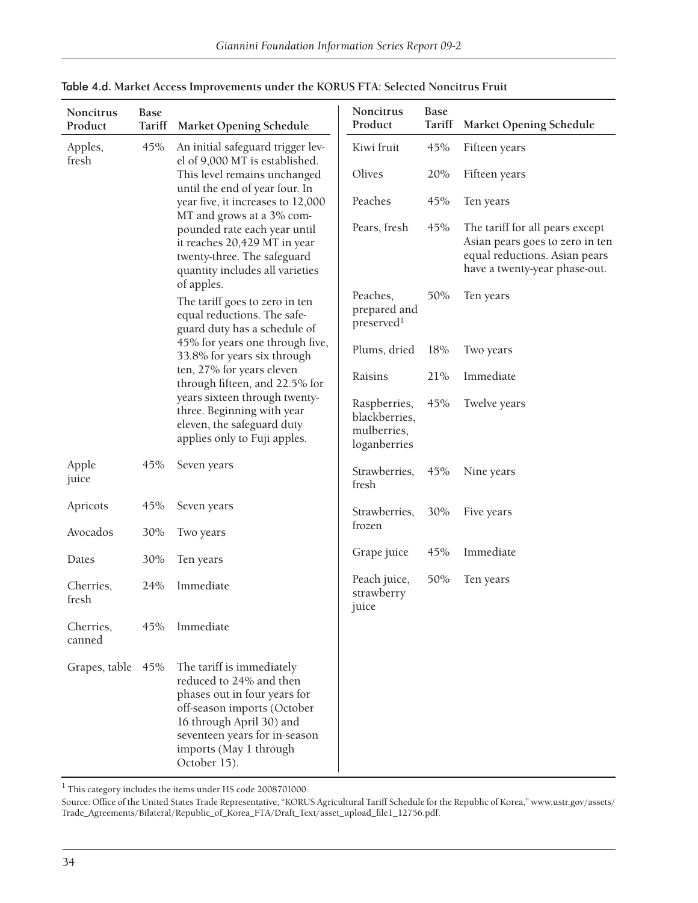Table 4.d. **Market Access Improvements under the KORUS FTA: Selected Noncitrus Fruit**

| Noncitrus Product | Base Tariff | Market Opening Schedule |
|---|---|---|
| Apples, fresh | 45% | An initial safeguard trigger level of 9,000 MT is established. This level remains unchanged until the end of year four. In year five, it increases to 12,000 MT and grows at a 3% compounded rate each year until it reaches 20,429 MT in year twenty-three. The safeguard quantity includes all varieties of apples. The tariff goes to zero in ten equal reductions. The safeguard duty has a schedule of 45% for years one through five, 33.8% for years six through ten, 27% for years eleven through fifteen, and 22.5% for years sixteen through twenty-three. Beginning with year eleven, the safeguard duty applies only to Fuji apples. |
| Apple juice | 45% | Seven years |
| Apricots | 45% | Seven years |
| Avocados | 30% | Two years |
| Dates | 30% | Ten years |
| Cherries, fresh | 24% | Immediate |
| Cherries, canned | 45% | Immediate |
| Grapes, table | 45% | The tariff is immediately reduced to 24% and then phases out in four years for off-season imports (October 16 through April 30) and seventeen years for in-season imports (May 1 through October 15). |
| Kiwi fruit | 45% | Fifteen years |
| Olives | 20% | Fifteen years |
| Peaches | 45% | Ten years |
| Pears, fresh | 45% | The tariff for all pears except Asian pears goes to zero in ten equal reductions. Asian pears have a twenty-year phase-out. |
| Peaches, prepared and preserved[1] | 50% | Ten years |
| Plums, dried | 18% | Two years |
| Raisins | 21% | Immediate |
| Raspberries, blackberries, mulberries, loganberries | 45% | Twelve years |
| Strawberries, fresh | 45% | Nine years |
| Strawberries, frozen | 30% | Five years |
| Grape juice | 45% | Immediate |
| Peach juice, strawberry juice | 50% | Ten years |

[1] This category includes the items under HS code 2008701000.

Source: Office of the United States Trade Representative, "KORUS Agricultural Tariff Schedule for the Republic of Korea," www.ustr.gov/assets/Trade_Agreements/Bilateral/Republic_of_Korea_FTA/Draft_Text/asset_upload_file1_12756.pdf.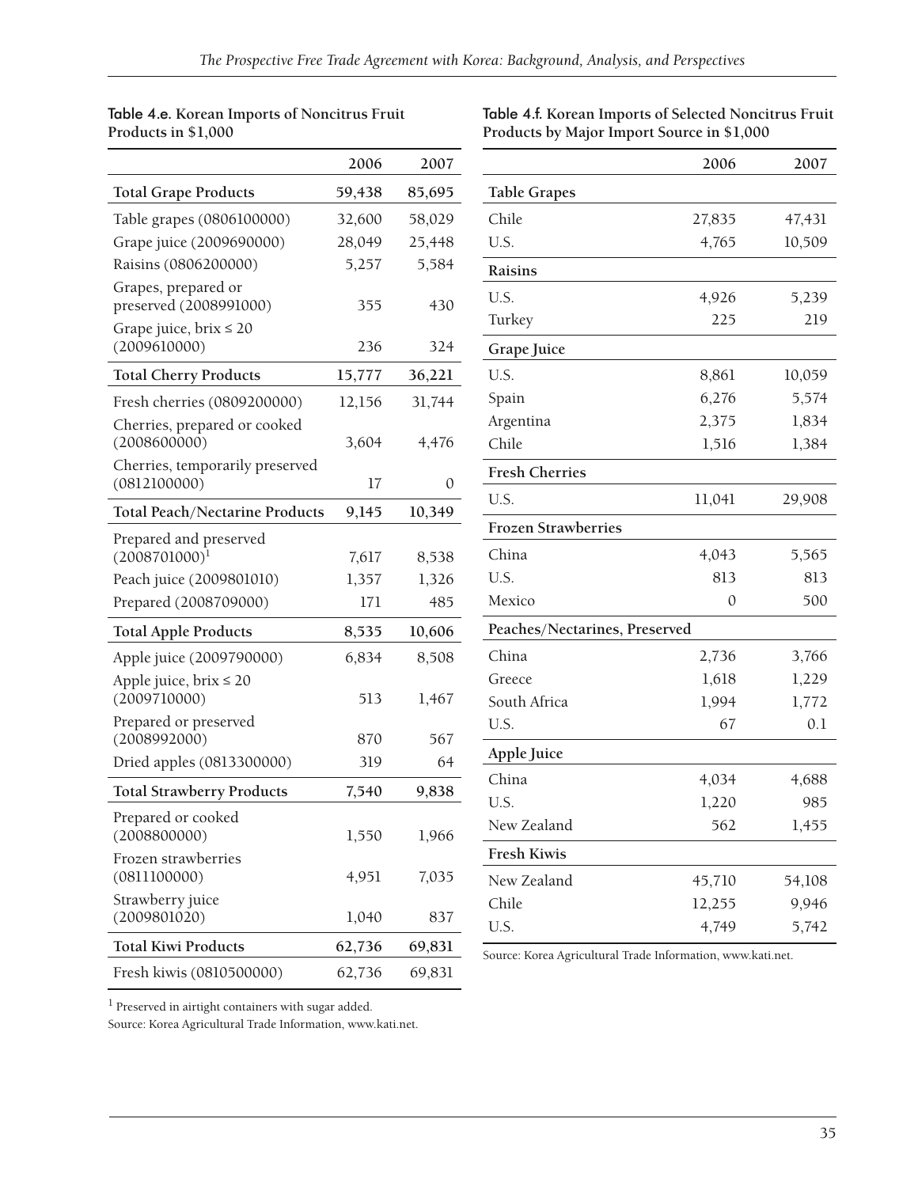Table 4.e. **Korean Imports of Noncitrus Fruit Products in $1,000**

| | 2006 | 2007 |
|---|---|---|
| **Total Grape Products** | **59,438** | **85,695** |
| Table grapes (0806100000) | 32,600 | 58,029 |
| Grape juice (2009690000) | 28,049 | 25,448 |
| Raisins (0806200000) | 5,257 | 5,584 |
| Grapes, prepared or preserved (2008991000) | 355 | 430 |
| Grape juice, brix ≤ 20 (2009610000) | 236 | 324 |
| **Total Cherry Products** | **15,777** | **36,221** |
| Fresh cherries (0809200000) | 12,156 | 31,744 |
| Cherries, prepared or cooked (2008600000) | 3,604 | 4,476 |
| Cherries, temporarily preserved (0812100000) | 17 | 0 |
| **Total Peach/Nectarine Products** | **9,145** | **10,349** |
| Prepared and preserved (2008701000)[1] | 7,617 | 8,538 |
| Peach juice (2009801010) | 1,357 | 1,326 |
| Prepared (2008709000) | 171 | 485 |
| **Total Apple Products** | **8,535** | **10,606** |
| Apple juice (2009790000) | 6,834 | 8,508 |
| Apple juice, brix ≤ 20 (2009710000) | 513 | 1,467 |
| Prepared or preserved (2008992000) | 870 | 567 |
| Dried apples (0813300000) | 319 | 64 |
| **Total Strawberry Products** | **7,540** | **9,838** |
| Prepared or cooked (2008800000) | 1,550 | 1,966 |
| Frozen strawberries (0811100000) | 4,951 | 7,035 |
| Strawberry juice (2009801020) | 1,040 | 837 |
| **Total Kiwi Products** | **62,736** | **69,831** |
| Fresh kiwis (0810500000) | 62,736 | 69,831 |

[1] Preserved in airtight containers with sugar added.

Source: Korea Agricultural Trade Information, www.kati.net.

Table 4.f. **Korean Imports of Selected Noncitrus Fruit Products by Major Import Source in $1,000**

| | 2006 | 2007 |
|---|---|---|
| **Table Grapes** | | |
| Chile | 27,835 | 47,431 |
| U.S. | 4,765 | 10,509 |
| **Raisins** | | |
| U.S. | 4,926 | 5,239 |
| Turkey | 225 | 219 |
| **Grape Juice** | | |
| U.S. | 8,861 | 10,059 |
| Spain | 6,276 | 5,574 |
| Argentina | 2,375 | 1,834 |
| Chile | 1,516 | 1,384 |
| **Fresh Cherries** | | |
| U.S. | 11,041 | 29,908 |
| **Frozen Strawberries** | | |
| China | 4,043 | 5,565 |
| U.S. | 813 | 813 |
| Mexico | 0 | 500 |
| **Peaches/Nectarines, Preserved** | | |
| China | 2,736 | 3,766 |
| Greece | 1,618 | 1,229 |
| South Africa | 1,994 | 1,772 |
| U.S. | 67 | 0.1 |
| **Apple Juice** | | |
| China | 4,034 | 4,688 |
| U.S. | 1,220 | 985 |
| New Zealand | 562 | 1,455 |
| **Fresh Kiwis** | | |
| New Zealand | 45,710 | 54,108 |
| Chile | 12,255 | 9,946 |
| U.S. | 4,749 | 5,742 |

Source: Korea Agricultural Trade Information, www.kati.net.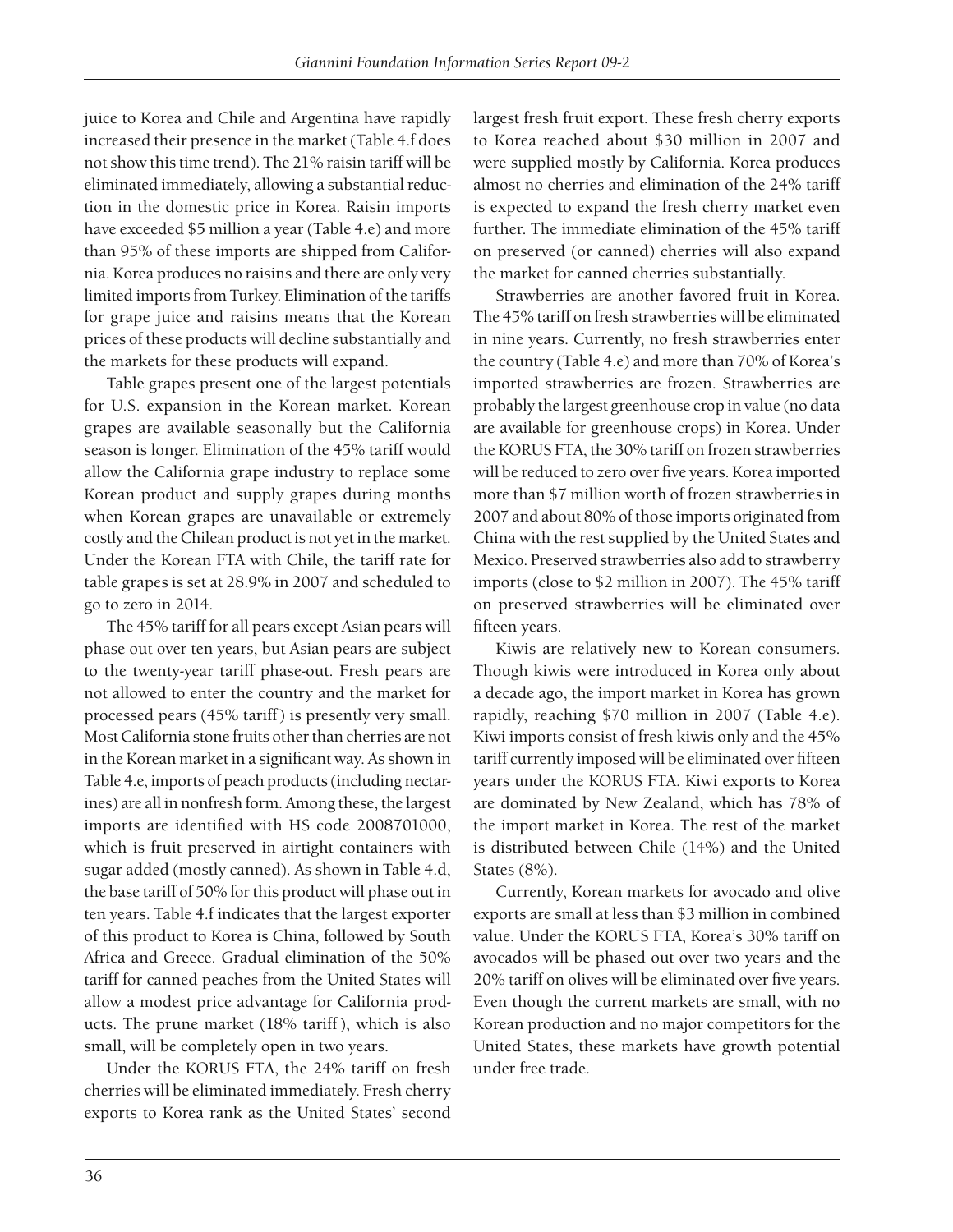juice to Korea and Chile and Argentina have rapidly increased their presence in the market (Table 4.f does not show this time trend). The 21% raisin tariff will be eliminated immediately, allowing a substantial reduction in the domestic price in Korea. Raisin imports have exceeded $5 million a year (Table 4.e) and more than 95% of these imports are shipped from California. Korea produces no raisins and there are only very limited imports from Turkey. Elimination of the tariffs for grape juice and raisins means that the Korean prices of these products will decline substantially and the markets for these products will expand.

Table grapes present one of the largest potentials for U.S. expansion in the Korean market. Korean grapes are available seasonally but the California season is longer. Elimination of the 45% tariff would allow the California grape industry to replace some Korean product and supply grapes during months when Korean grapes are unavailable or extremely costly and the Chilean product is not yet in the market. Under the Korean FTA with Chile, the tariff rate for table grapes is set at 28.9% in 2007 and scheduled to go to zero in 2014.

The 45% tariff for all pears except Asian pears will phase out over ten years, but Asian pears are subject to the twenty-year tariff phase-out. Fresh pears are not allowed to enter the country and the market for processed pears (45% tariff) is presently very small. Most California stone fruits other than cherries are not in the Korean market in a significant way. As shown in Table 4.e, imports of peach products (including nectarines) are all in nonfresh form. Among these, the largest imports are identified with HS code 2008701000, which is fruit preserved in airtight containers with sugar added (mostly canned). As shown in Table 4.d, the base tariff of 50% for this product will phase out in ten years. Table 4.f indicates that the largest exporter of this product to Korea is China, followed by South Africa and Greece. Gradual elimination of the 50% tariff for canned peaches from the United States will allow a modest price advantage for California products. The prune market (18% tariff), which is also small, will be completely open in two years.

Under the KORUS FTA, the 24% tariff on fresh cherries will be eliminated immediately. Fresh cherry exports to Korea rank as the United States' second largest fresh fruit export. These fresh cherry exports to Korea reached about $30 million in 2007 and were supplied mostly by California. Korea produces almost no cherries and elimination of the 24% tariff is expected to expand the fresh cherry market even further. The immediate elimination of the 45% tariff on preserved (or canned) cherries will also expand the market for canned cherries substantially.

Strawberries are another favored fruit in Korea. The 45% tariff on fresh strawberries will be eliminated in nine years. Currently, no fresh strawberries enter the country (Table 4.e) and more than 70% of Korea's imported strawberries are frozen. Strawberries are probably the largest greenhouse crop in value (no data are available for greenhouse crops) in Korea. Under the KORUS FTA, the 30% tariff on frozen strawberries will be reduced to zero over five years. Korea imported more than $7 million worth of frozen strawberries in 2007 and about 80% of those imports originated from China with the rest supplied by the United States and Mexico. Preserved strawberries also add to strawberry imports (close to $2 million in 2007). The 45% tariff on preserved strawberries will be eliminated over fifteen years.

Kiwis are relatively new to Korean consumers. Though kiwis were introduced in Korea only about a decade ago, the import market in Korea has grown rapidly, reaching $70 million in 2007 (Table 4.e). Kiwi imports consist of fresh kiwis only and the 45% tariff currently imposed will be eliminated over fifteen years under the KORUS FTA. Kiwi exports to Korea are dominated by New Zealand, which has 78% of the import market in Korea. The rest of the market is distributed between Chile (14%) and the United States (8%).

Currently, Korean markets for avocado and olive exports are small at less than $3 million in combined value. Under the KORUS FTA, Korea's 30% tariff on avocados will be phased out over two years and the 20% tariff on olives will be eliminated over five years. Even though the current markets are small, with no Korean production and no major competitors for the United States, these markets have growth potential under free trade.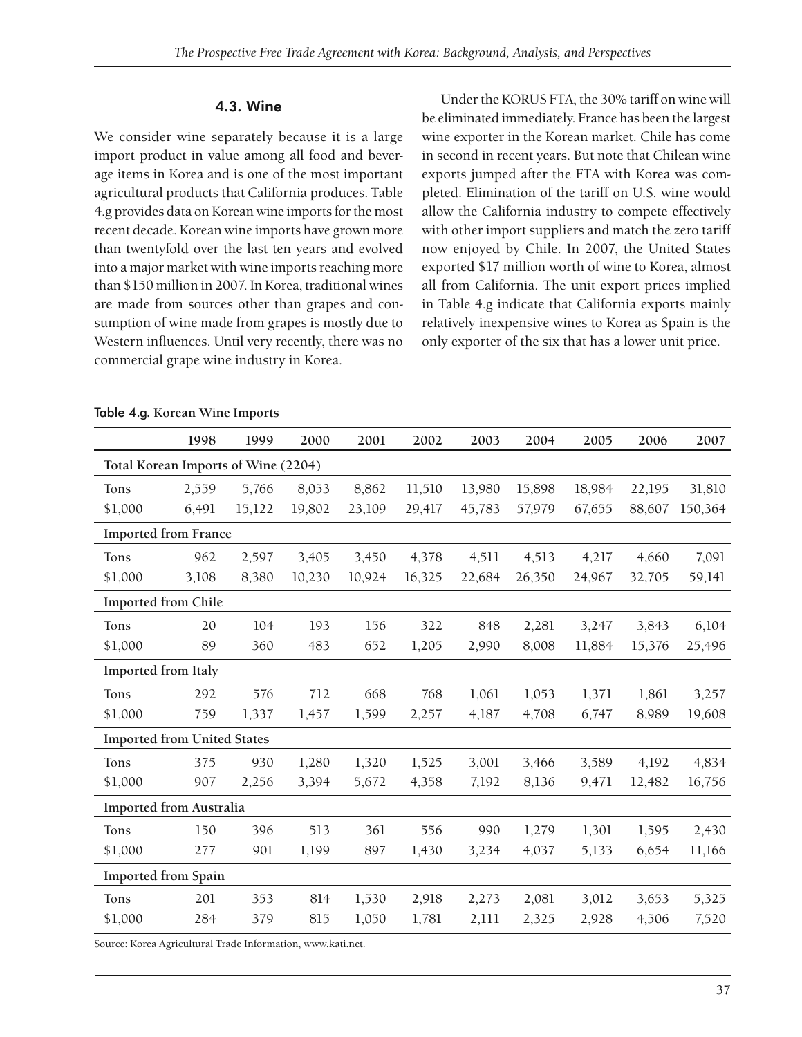### 4.3. Wine

We consider wine separately because it is a large import product in value among all food and beverage items in Korea and is one of the most important agricultural products that California produces. Table 4.g provides data on Korean wine imports for the most recent decade. Korean wine imports have grown more than twentyfold over the last ten years and evolved into a major market with wine imports reaching more than $150 million in 2007. In Korea, traditional wines are made from sources other than grapes and consumption of wine made from grapes is mostly due to Western influences. Until very recently, there was no commercial grape wine industry in Korea.

Under the KORUS FTA, the 30% tariff on wine will be eliminated immediately. France has been the largest wine exporter in the Korean market. Chile has come in second in recent years. But note that Chilean wine exports jumped after the FTA with Korea was completed. Elimination of the tariff on U.S. wine would allow the California industry to compete effectively with other import suppliers and match the zero tariff now enjoyed by Chile. In 2007, the United States exported $17 million worth of wine to Korea, almost all from California. The unit export prices implied in Table 4.g indicate that California exports mainly relatively inexpensive wines to Korea as Spain is the only exporter of the six that has a lower unit price.

Table 4.g. Korean Wine Imports

| | 1998 | 1999 | 2000 | 2001 | 2002 | 2003 | 2004 | 2005 | 2006 | 2007 |
|---|---|---|---|---|---|---|---|---|---|---|
| **Total Korean Imports of Wine (2204)** | | | | | | | | | | |
| Tons | 2,559 | 5,766 | 8,053 | 8,862 | 11,510 | 13,980 | 15,898 | 18,984 | 22,195 | 31,810 |
| $1,000 | 6,491 | 15,122 | 19,802 | 23,109 | 29,417 | 45,783 | 57,979 | 67,655 | 88,607 | 150,364 |
| **Imported from France** | | | | | | | | | | |
| Tons | 962 | 2,597 | 3,405 | 3,450 | 4,378 | 4,511 | 4,513 | 4,217 | 4,660 | 7,091 |
| $1,000 | 3,108 | 8,380 | 10,230 | 10,924 | 16,325 | 22,684 | 26,350 | 24,967 | 32,705 | 59,141 |
| **Imported from Chile** | | | | | | | | | | |
| Tons | 20 | 104 | 193 | 156 | 322 | 848 | 2,281 | 3,247 | 3,843 | 6,104 |
| $1,000 | 89 | 360 | 483 | 652 | 1,205 | 2,990 | 8,008 | 11,884 | 15,376 | 25,496 |
| **Imported from Italy** | | | | | | | | | | |
| Tons | 292 | 576 | 712 | 668 | 768 | 1,061 | 1,053 | 1,371 | 1,861 | 3,257 |
| $1,000 | 759 | 1,337 | 1,457 | 1,599 | 2,257 | 4,187 | 4,708 | 6,747 | 8,989 | 19,608 |
| **Imported from United States** | | | | | | | | | | |
| Tons | 375 | 930 | 1,280 | 1,320 | 1,525 | 3,001 | 3,466 | 3,589 | 4,192 | 4,834 |
| $1,000 | 907 | 2,256 | 3,394 | 5,672 | 4,358 | 7,192 | 8,136 | 9,471 | 12,482 | 16,756 |
| **Imported from Australia** | | | | | | | | | | |
| Tons | 150 | 396 | 513 | 361 | 556 | 990 | 1,279 | 1,301 | 1,595 | 2,430 |
| $1,000 | 277 | 901 | 1,199 | 897 | 1,430 | 3,234 | 4,037 | 5,133 | 6,654 | 11,166 |
| **Imported from Spain** | | | | | | | | | | |
| Tons | 201 | 353 | 814 | 1,530 | 2,918 | 2,273 | 2,081 | 3,012 | 3,653 | 5,325 |
| $1,000 | 284 | 379 | 815 | 1,050 | 1,781 | 2,111 | 2,325 | 2,928 | 4,506 | 7,520 |

Source: Korea Agricultural Trade Information, www.kati.net.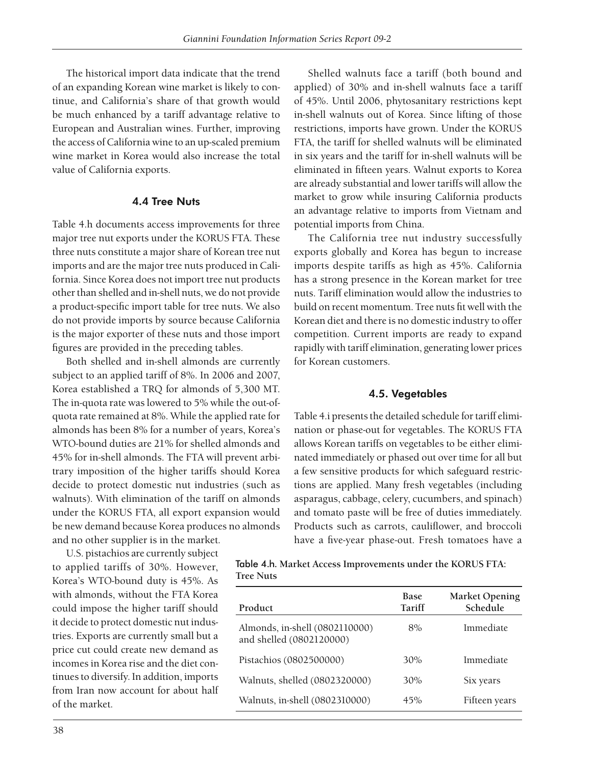The historical import data indicate that the trend of an expanding Korean wine market is likely to continue, and California's share of that growth would be much enhanced by a tariff advantage relative to European and Australian wines. Further, improving the access of California wine to an up-scaled premium wine market in Korea would also increase the total value of California exports.

### 4.4 Tree Nuts

Table 4.h documents access improvements for three major tree nut exports under the KORUS FTA. These three nuts constitute a major share of Korean tree nut imports and are the major tree nuts produced in California. Since Korea does not import tree nut products other than shelled and in-shell nuts, we do not provide a product-specific import table for tree nuts. We also do not provide imports by source because California is the major exporter of these nuts and those import figures are provided in the preceding tables.

Both shelled and in-shell almonds are currently subject to an applied tariff of 8%. In 2006 and 2007, Korea established a TRQ for almonds of 5,300 MT. The in-quota rate was lowered to 5% while the out-of-quota rate remained at 8%. While the applied rate for almonds has been 8% for a number of years, Korea's WTO-bound duties are 21% for shelled almonds and 45% for in-shell almonds. The FTA will prevent arbitrary imposition of the higher tariffs should Korea decide to protect domestic nut industries (such as walnuts). With elimination of the tariff on almonds under the KORUS FTA, all export expansion would be new demand because Korea produces no almonds and no other supplier is in the market.

U.S. pistachios are currently subject to applied tariffs of 30%. However, Korea's WTO-bound duty is 45%. As with almonds, without the FTA Korea could impose the higher tariff should it decide to protect domestic nut industries. Exports are currently small but a price cut could create new demand as incomes in Korea rise and the diet continues to diversify. In addition, imports from Iran now account for about half of the market.

Shelled walnuts face a tariff (both bound and applied) of 30% and in-shell walnuts face a tariff of 45%. Until 2006, phytosanitary restrictions kept in-shell walnuts out of Korea. Since lifting of those restrictions, imports have grown. Under the KORUS FTA, the tariff for shelled walnuts will be eliminated in six years and the tariff for in-shell walnuts will be eliminated in fifteen years. Walnut exports to Korea are already substantial and lower tariffs will allow the market to grow while insuring California products an advantage relative to imports from Vietnam and potential imports from China.

The California tree nut industry successfully exports globally and Korea has begun to increase imports despite tariffs as high as 45%. California has a strong presence in the Korean market for tree nuts. Tariff elimination would allow the industries to build on recent momentum. Tree nuts fit well with the Korean diet and there is no domestic industry to offer competition. Current imports are ready to expand rapidly with tariff elimination, generating lower prices for Korean customers.

Table 4.h. **Market Access Improvements under the KORUS FTA: Tree Nuts**

| Product | Base Tariff | Market Opening Schedule |
|---|---|---|
| Almonds, in-shell (0802110000) and shelled (0802120000) | 8% | Immediate |
| Pistachios (0802500000) | 30% | Immediate |
| Walnuts, shelled (0802320000) | 30% | Six years |
| Walnuts, in-shell (0802310000) | 45% | Fifteen years |

### 4.5. Vegetables

Table 4.i presents the detailed schedule for tariff elimination or phase-out for vegetables. The KORUS FTA allows Korean tariffs on vegetables to be either eliminated immediately or phased out over time for all but a few sensitive products for which safeguard restrictions are applied. Many fresh vegetables (including asparagus, cabbage, celery, cucumbers, and spinach) and tomato paste will be free of duties immediately. Products such as carrots, cauliflower, and broccoli have a five-year phase-out. Fresh tomatoes have a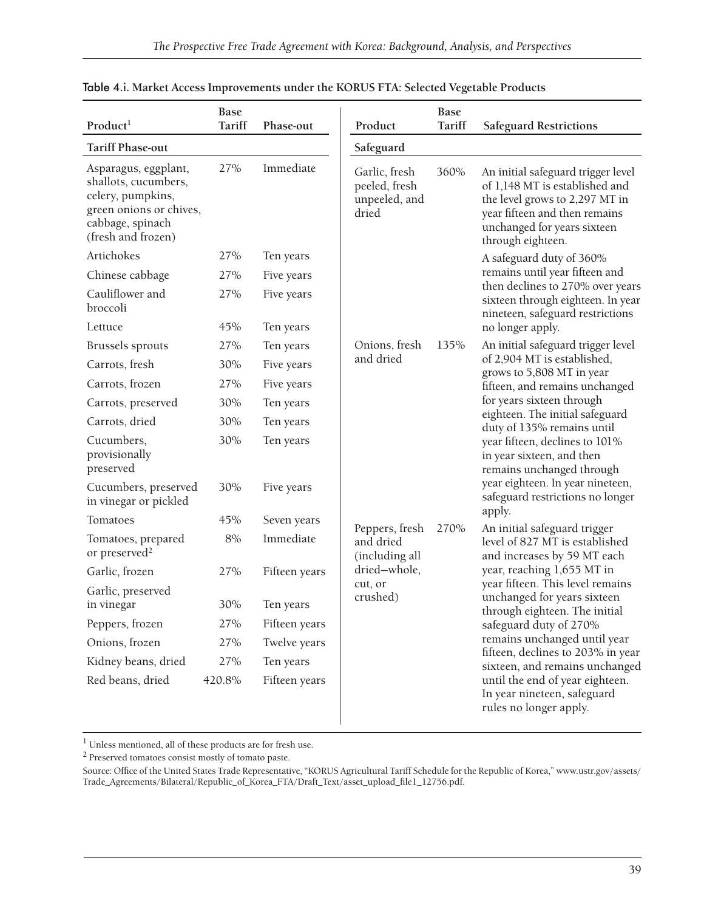Table 4.i. **Market Access Improvements under the KORUS FTA: Selected Vegetable Products**

| Product[1] | Base Tariff | Phase-out |
|---|---|---|
| **Tariff Phase-out** | | |
| Asparagus, eggplant, shallots, cucumbers, celery, pumpkins, green onions or chives, cabbage, spinach (fresh and frozen) | 27% | Immediate |
| Artichokes | 27% | Ten years |
| Chinese cabbage | 27% | Five years |
| Cauliflower and broccoli | 27% | Five years |
| Lettuce | 45% | Ten years |
| Brussels sprouts | 27% | Ten years |
| Carrots, fresh | 30% | Five years |
| Carrots, frozen | 27% | Five years |
| Carrots, preserved | 30% | Ten years |
| Carrots, dried | 30% | Ten years |
| Cucumbers, provisionally preserved | 30% | Ten years |
| Cucumbers, preserved in vinegar or pickled | 30% | Five years |
| Tomatoes | 45% | Seven years |
| Tomatoes, prepared or preserved[2] | 8% | Immediate |
| Garlic, frozen | 27% | Fifteen years |
| Garlic, preserved in vinegar | 30% | Ten years |
| Peppers, frozen | 27% | Fifteen years |
| Onions, frozen | 27% | Twelve years |
| Kidney beans, dried | 27% | Ten years |
| Red beans, dried | 420.8% | Fifteen years |

| Product | Base Tariff | Safeguard Restrictions |
|---|---|---|
| **Safeguard** | | |
| Garlic, fresh peeled, fresh unpeeled, and dried | 360% | An initial safeguard trigger level of 1,148 MT is established and the level grows to 2,297 MT in year fifteen and then remains unchanged for years sixteen through eighteen. A safeguard duty of 360% remains until year fifteen and then declines to 270% over years sixteen through eighteen. In year nineteen, safeguard restrictions no longer apply. |
| Onions, fresh and dried | 135% | An initial safeguard trigger level of 2,904 MT is established, grows to 5,808 MT in year fifteen, and remains unchanged for years sixteen through eighteen. The initial safeguard duty of 135% remains until year fifteen, declines to 101% in year sixteen, and then remains unchanged through year eighteen. In year nineteen, safeguard restrictions no longer apply. |
| Peppers, fresh and dried (including all dried—whole, cut, or crushed) | 270% | An initial safeguard trigger level of 827 MT is established and increases by 59 MT each year, reaching 1,655 MT in year fifteen. This level remains unchanged for years sixteen through eighteen. The initial safeguard duty of 270% remains unchanged until year fifteen, declines to 203% in year sixteen, and remains unchanged until the end of year eighteen. In year nineteen, safeguard rules no longer apply. |

[1] Unless mentioned, all of these products are for fresh use.

[2] Preserved tomatoes consist mostly of tomato paste.

Source: Office of the United States Trade Representative, "KORUS Agricultural Tariff Schedule for the Republic of Korea," www.ustr.gov/assets/Trade_Agreements/Bilateral/Republic_of_Korea_FTA/Draft_Text/asset_upload_file1_12756.pdf.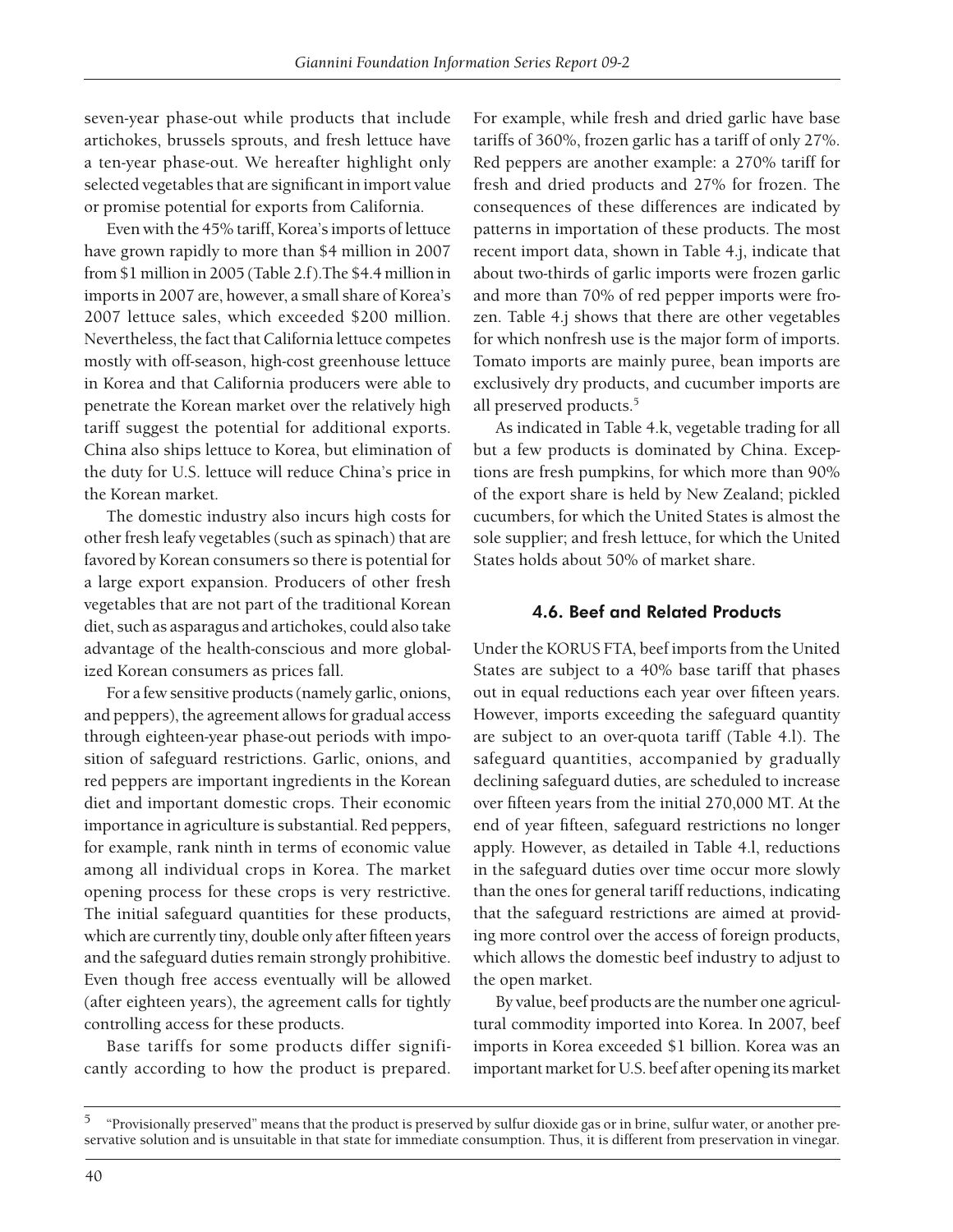seven-year phase-out while products that include artichokes, brussels sprouts, and fresh lettuce have a ten-year phase-out. We hereafter highlight only selected vegetables that are significant in import value or promise potential for exports from California.

Even with the 45% tariff, Korea's imports of lettuce have grown rapidly to more than $4 million in 2007 from $1 million in 2005 (Table 2.f).The $4.4 million in imports in 2007 are, however, a small share of Korea's 2007 lettuce sales, which exceeded $200 million. Nevertheless, the fact that California lettuce competes mostly with off-season, high-cost greenhouse lettuce in Korea and that California producers were able to penetrate the Korean market over the relatively high tariff suggest the potential for additional exports. China also ships lettuce to Korea, but elimination of the duty for U.S. lettuce will reduce China's price in the Korean market.

The domestic industry also incurs high costs for other fresh leafy vegetables (such as spinach) that are favored by Korean consumers so there is potential for a large export expansion. Producers of other fresh vegetables that are not part of the traditional Korean diet, such as asparagus and artichokes, could also take advantage of the health-conscious and more globalized Korean consumers as prices fall.

For a few sensitive products (namely garlic, onions, and peppers), the agreement allows for gradual access through eighteen-year phase-out periods with imposition of safeguard restrictions. Garlic, onions, and red peppers are important ingredients in the Korean diet and important domestic crops. Their economic importance in agriculture is substantial. Red peppers, for example, rank ninth in terms of economic value among all individual crops in Korea. The market opening process for these crops is very restrictive. The initial safeguard quantities for these products, which are currently tiny, double only after fifteen years and the safeguard duties remain strongly prohibitive. Even though free access eventually will be allowed (after eighteen years), the agreement calls for tightly controlling access for these products.

Base tariffs for some products differ significantly according to how the product is prepared. For example, while fresh and dried garlic have base tariffs of 360%, frozen garlic has a tariff of only 27%. Red peppers are another example: a 270% tariff for fresh and dried products and 27% for frozen. The consequences of these differences are indicated by patterns in importation of these products. The most recent import data, shown in Table 4.j, indicate that about two-thirds of garlic imports were frozen garlic and more than 70% of red pepper imports were frozen. Table 4.j shows that there are other vegetables for which nonfresh use is the major form of imports. Tomato imports are mainly puree, bean imports are exclusively dry products, and cucumber imports are all preserved products.[5]

As indicated in Table 4.k, vegetable trading for all but a few products is dominated by China. Exceptions are fresh pumpkins, for which more than 90% of the export share is held by New Zealand; pickled cucumbers, for which the United States is almost the sole supplier; and fresh lettuce, for which the United States holds about 50% of market share.

### 4.6. Beef and Related Products

Under the KORUS FTA, beef imports from the United States are subject to a 40% base tariff that phases out in equal reductions each year over fifteen years. However, imports exceeding the safeguard quantity are subject to an over-quota tariff (Table 4.l). The safeguard quantities, accompanied by gradually declining safeguard duties, are scheduled to increase over fifteen years from the initial 270,000 MT. At the end of year fifteen, safeguard restrictions no longer apply. However, as detailed in Table 4.l, reductions in the safeguard duties over time occur more slowly than the ones for general tariff reductions, indicating that the safeguard restrictions are aimed at providing more control over the access of foreign products, which allows the domestic beef industry to adjust to the open market.

By value, beef products are the number one agricultural commodity imported into Korea. In 2007, beef imports in Korea exceeded $1 billion. Korea was an important market for U.S. beef after opening its market

[5] "Provisionally preserved" means that the product is preserved by sulfur dioxide gas or in brine, sulfur water, or another preservative solution and is unsuitable in that state for immediate consumption. Thus, it is different from preservation in vinegar.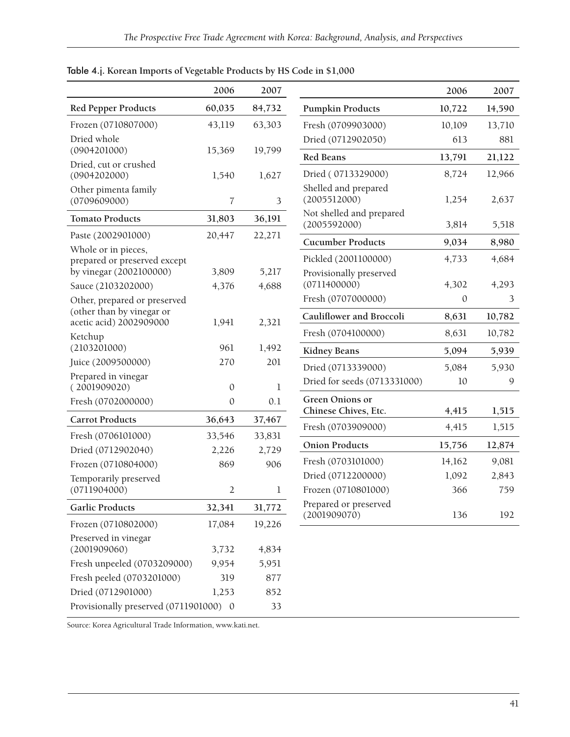Table 4.j. **Korean Imports of Vegetable Products by HS Code in $1,000**

| | 2006 | 2007 |
|---|---|---|
| **Red Pepper Products** | **60,035** | **84,732** |
| Frozen (0710807000) | 43,119 | 63,303 |
| Dried whole (0904201000) | 15,369 | 19,799 |
| Dried, cut or crushed (0904202000) | 1,540 | 1,627 |
| Other pimenta family (0709609000) | 7 | 3 |
| **Tomato Products** | **31,803** | **36,191** |
| Paste (2002901000) | 20,447 | 22,271 |
| Whole or in pieces, prepared or preserved except by vinegar (2002100000) | 3,809 | 5,217 |
| Sauce (2103202000) | 4,376 | 4,688 |
| Other, prepared or preserved (other than by vinegar or acetic acid) 2002909000 | 1,941 | 2,321 |
| Ketchup (2103201000) | 961 | 1,492 |
| Juice (2009500000) | 270 | 201 |
| Prepared in vinegar ( 2001909020) | 0 | 1 |
| Fresh (0702000000) | 0 | 0.1 |
| **Carrot Products** | **36,643** | **37,467** |
| Fresh (0706101000) | 33,546 | 33,831 |
| Dried (0712902040) | 2,226 | 2,729 |
| Frozen (0710804000) | 869 | 906 |
| Temporarily preserved (0711904000) | 2 | 1 |
| **Garlic Products** | **32,341** | **31,772** |
| Frozen (0710802000) | 17,084 | 19,226 |
| Preserved in vinegar (2001909060) | 3,732 | 4,834 |
| Fresh unpeeled (0703209000) | 9,954 | 5,951 |
| Fresh peeled (0703201000) | 319 | 877 |
| Dried (0712901000) | 1,253 | 852 |
| Provisionally preserved (0711901000) | 0 | 33 |
| **Pumpkin Products** | **10,722** | **14,590** |
| Fresh (0709903000) | 10,109 | 13,710 |
| Dried (0712902050) | 613 | 881 |
| **Red Beans** | **13,791** | **21,122** |
| Dried ( 0713329000) | 8,724 | 12,966 |
| Shelled and prepared (2005512000) | 1,254 | 2,637 |
| Not shelled and prepared (2005592000) | 3,814 | 5,518 |
| **Cucumber Products** | **9,034** | **8,980** |
| Pickled (2001100000) | 4,733 | 4,684 |
| Provisionally preserved (0711400000) | 4,302 | 4,293 |
| Fresh (0707000000) | 0 | 3 |
| **Cauliflower and Broccoli** | **8,631** | **10,782** |
| Fresh (0704100000) | 8,631 | 10,782 |
| **Kidney Beans** | **5,094** | **5,939** |
| Dried (0713339000) | 5,084 | 5,930 |
| Dried for seeds (0713331000) | 10 | 9 |
| **Green Onions or Chinese Chives, Etc.** | **4,415** | **1,515** |
| Fresh (0703909000) | 4,415 | 1,515 |
| **Onion Products** | **15,756** | **12,874** |
| Fresh (0703101000) | 14,162 | 9,081 |
| Dried (0712200000) | 1,092 | 2,843 |
| Frozen (0710801000) | 366 | 759 |
| Prepared or preserved (2001909070) | 136 | 192 |

Source: Korea Agricultural Trade Information, www.kati.net.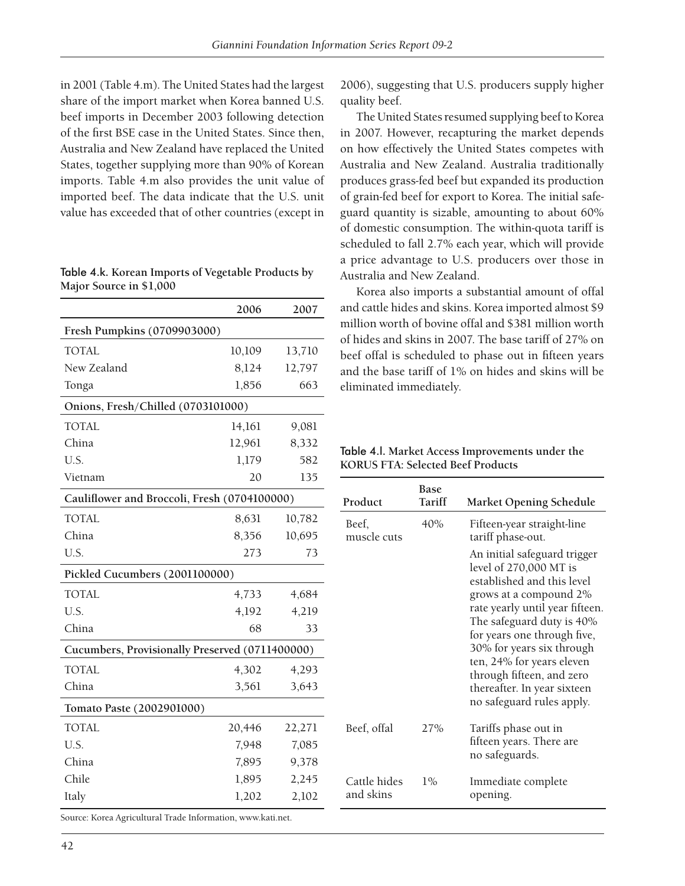in 2001 (Table 4.m). The United States had the largest share of the import market when Korea banned U.S. beef imports in December 2003 following detection of the first BSE case in the United States. Since then, Australia and New Zealand have replaced the United States, together supplying more than 90% of Korean imports. Table 4.m also provides the unit value of imported beef. The data indicate that the U.S. unit value has exceeded that of other countries (except in 2006), suggesting that U.S. producers supply higher quality beef.

The United States resumed supplying beef to Korea in 2007. However, recapturing the market depends on how effectively the United States competes with Australia and New Zealand. Australia traditionally produces grass-fed beef but expanded its production of grain-fed beef for export to Korea. The initial safeguard quantity is sizable, amounting to about 60% of domestic consumption. The within-quota tariff is scheduled to fall 2.7% each year, which will provide a price advantage to U.S. producers over those in Australia and New Zealand.

Korea also imports a substantial amount of offal and cattle hides and skins. Korea imported almost $9 million worth of bovine offal and $381 million worth of hides and skins in 2007. The base tariff of 27% on beef offal is scheduled to phase out in fifteen years and the base tariff of 1% on hides and skins will be eliminated immediately.

**Table 4.k. Korean Imports of Vegetable Products by Major Source in $1,000**

| | 2006 | 2007 |
|---|---|---|
| **Fresh Pumpkins (0709903000)** | | |
| TOTAL | 10,109 | 13,710 |
| New Zealand | 8,124 | 12,797 |
| Tonga | 1,856 | 663 |
| **Onions, Fresh/Chilled (0703101000)** | | |
| TOTAL | 14,161 | 9,081 |
| China | 12,961 | 8,332 |
| U.S. | 1,179 | 582 |
| Vietnam | 20 | 135 |
| **Cauliflower and Broccoli, Fresh (0704100000)** | | |
| TOTAL | 8,631 | 10,782 |
| China | 8,356 | 10,695 |
| U.S. | 273 | 73 |
| **Pickled Cucumbers (2001100000)** | | |
| TOTAL | 4,733 | 4,684 |
| U.S. | 4,192 | 4,219 |
| China | 68 | 33 |
| **Cucumbers, Provisionally Preserved (0711400000)** | | |
| TOTAL | 4,302 | 4,293 |
| China | 3,561 | 3,643 |
| **Tomato Paste (2002901000)** | | |
| TOTAL | 20,446 | 22,271 |
| U.S. | 7,948 | 7,085 |
| China | 7,895 | 9,378 |
| Chile | 1,895 | 2,245 |
| Italy | 1,202 | 2,102 |

Source: Korea Agricultural Trade Information, www.kati.net.

**Table 4.l. Market Access Improvements under the KORUS FTA: Selected Beef Products**

| Product | Base Tariff | Market Opening Schedule |
|---|---|---|
| Beef, muscle cuts | 40% | Fifteen-year straight-line tariff phase-out. An initial safeguard trigger level of 270,000 MT is established and this level grows at a compound 2% rate yearly until year fifteen. The safeguard duty is 40% for years one through five, 30% for years six through ten, 24% for years eleven through fifteen, and zero thereafter. In year sixteen no safeguard rules apply. |
| Beef, offal | 27% | Tariffs phase out in fifteen years. There are no safeguards. |
| Cattle hides and skins | 1% | Immediate complete opening. |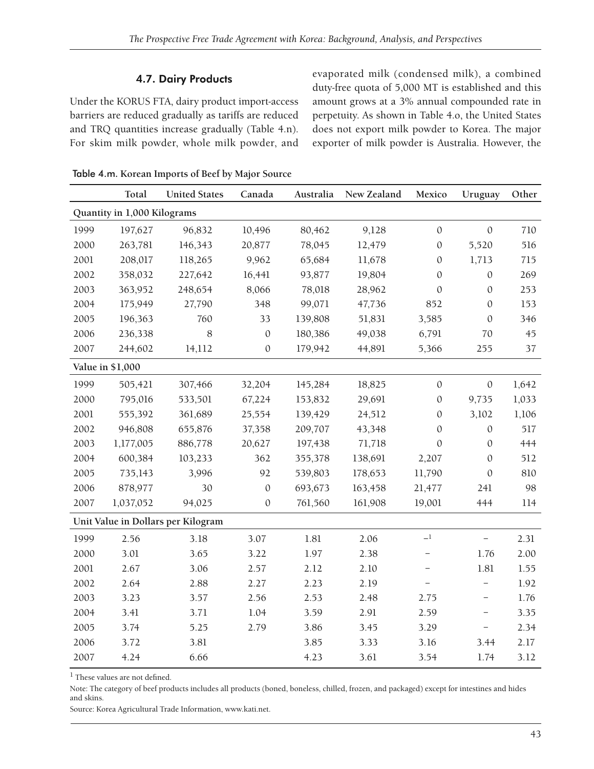### 4.7. Dairy Products

Under the KORUS FTA, dairy product import-access barriers are reduced gradually as tariffs are reduced and TRQ quantities increase gradually (Table 4.n). For skim milk powder, whole milk powder, and evaporated milk (condensed milk), a combined duty-free quota of 5,000 MT is established and this amount grows at a 3% annual compounded rate in perpetuity. As shown in Table 4.o, the United States does not export milk powder to Korea. The major exporter of milk powder is Australia. However, the

Table 4.m. **Korean Imports of Beef by Major Source**

| | Total | United States | Canada | Australia | New Zealand | Mexico | Uruguay | Other |
|---|---|---|---|---|---|---|---|---|
| **Quantity in 1,000 Kilograms** | | | | | | | | |
| 1999 | 197,627 | 96,832 | 10,496 | 80,462 | 9,128 | 0 | 0 | 710 |
| 2000 | 263,781 | 146,343 | 20,877 | 78,045 | 12,479 | 0 | 5,520 | 516 |
| 2001 | 208,017 | 118,265 | 9,962 | 65,684 | 11,678 | 0 | 1,713 | 715 |
| 2002 | 358,032 | 227,642 | 16,441 | 93,877 | 19,804 | 0 | 0 | 269 |
| 2003 | 363,952 | 248,654 | 8,066 | 78,018 | 28,962 | 0 | 0 | 253 |
| 2004 | 175,949 | 27,790 | 348 | 99,071 | 47,736 | 852 | 0 | 153 |
| 2005 | 196,363 | 760 | 33 | 139,808 | 51,831 | 3,585 | 0 | 346 |
| 2006 | 236,338 | 8 | 0 | 180,386 | 49,038 | 6,791 | 70 | 45 |
| 2007 | 244,602 | 14,112 | 0 | 179,942 | 44,891 | 5,366 | 255 | 37 |
| **Value in $1,000** | | | | | | | | |
| 1999 | 505,421 | 307,466 | 32,204 | 145,284 | 18,825 | 0 | 0 | 1,642 |
| 2000 | 795,016 | 533,501 | 67,224 | 153,832 | 29,691 | 0 | 9,735 | 1,033 |
| 2001 | 555,392 | 361,689 | 25,554 | 139,429 | 24,512 | 0 | 3,102 | 1,106 |
| 2002 | 946,808 | 655,876 | 37,358 | 209,707 | 43,348 | 0 | 0 | 517 |
| 2003 | 1,177,005 | 886,778 | 20,627 | 197,438 | 71,718 | 0 | 0 | 444 |
| 2004 | 600,384 | 103,233 | 362 | 355,378 | 138,691 | 2,207 | 0 | 512 |
| 2005 | 735,143 | 3,996 | 92 | 539,803 | 178,653 | 11,790 | 0 | 810 |
| 2006 | 878,977 | 30 | 0 | 693,673 | 163,458 | 21,477 | 241 | 98 |
| 2007 | 1,037,052 | 94,025 | 0 | 761,560 | 161,908 | 19,001 | 444 | 114 |
| **Unit Value in Dollars per Kilogram** | | | | | | | | |
| 1999 | 2.56 | 3.18 | 3.07 | 1.81 | 2.06 | –[1] | – | 2.31 |
| 2000 | 3.01 | 3.65 | 3.22 | 1.97 | 2.38 | – | 1.76 | 2.00 |
| 2001 | 2.67 | 3.06 | 2.57 | 2.12 | 2.10 | – | 1.81 | 1.55 |
| 2002 | 2.64 | 2.88 | 2.27 | 2.23 | 2.19 | – | – | 1.92 |
| 2003 | 3.23 | 3.57 | 2.56 | 2.53 | 2.48 | 2.75 | – | 1.76 |
| 2004 | 3.41 | 3.71 | 1.04 | 3.59 | 2.91 | 2.59 | – | 3.35 |
| 2005 | 3.74 | 5.25 | 2.79 | 3.86 | 3.45 | 3.29 | – | 2.34 |
| 2006 | 3.72 | 3.81 | | 3.85 | 3.33 | 3.16 | 3.44 | 2.17 |
| 2007 | 4.24 | 6.66 | | 4.23 | 3.61 | 3.54 | 1.74 | 3.12 |

[1] These values are not defined.

Note: The category of beef products includes all products (boned, boneless, chilled, frozen, and packaged) except for intestines and hides and skins.

Source: Korea Agricultural Trade Information, www.kati.net.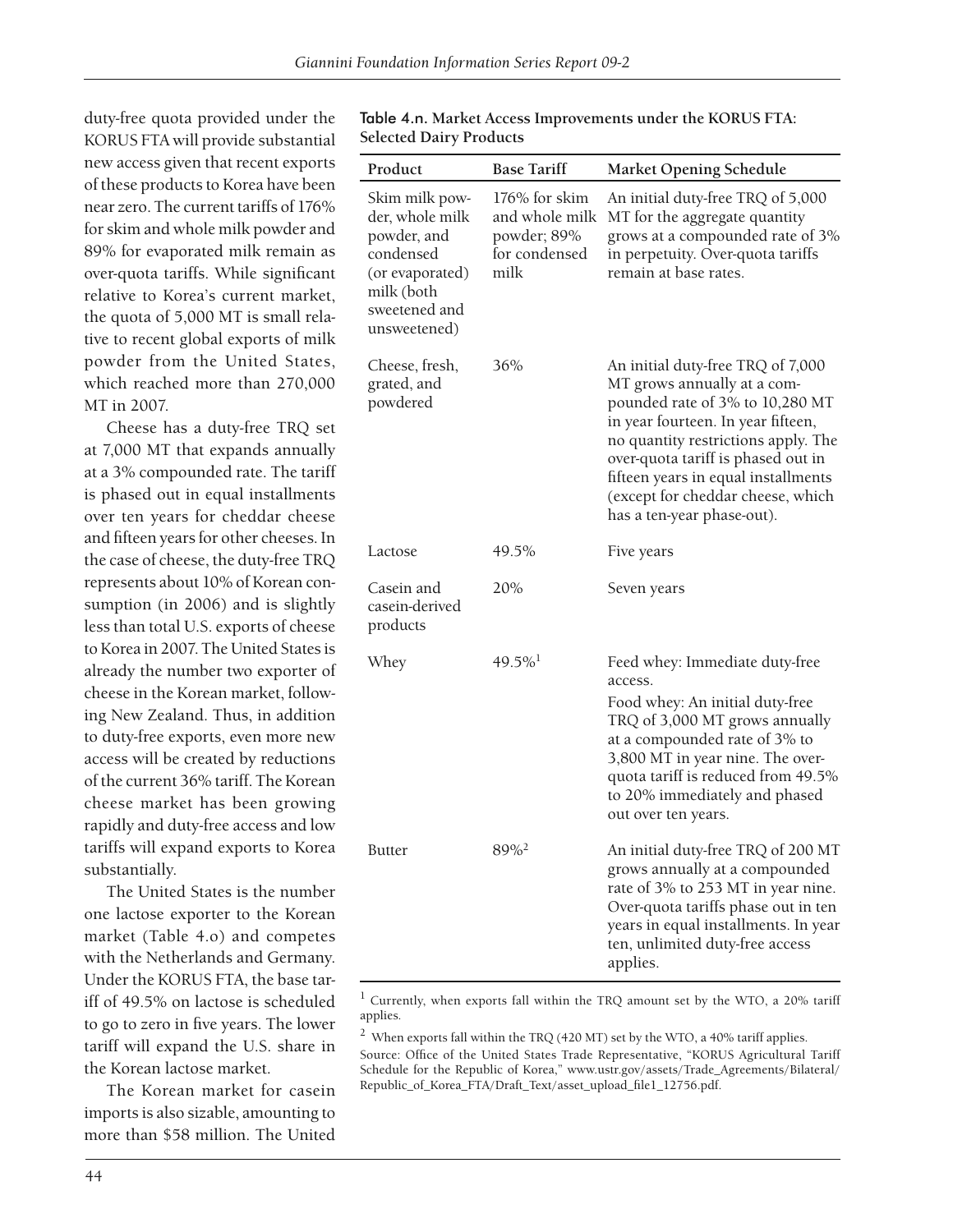duty-free quota provided under the KORUS FTA will provide substantial new access given that recent exports of these products to Korea have been near zero. The current tariffs of 176% for skim and whole milk powder and 89% for evaporated milk remain as over-quota tariffs. While significant relative to Korea's current market, the quota of 5,000 MT is small relative to recent global exports of milk powder from the United States, which reached more than 270,000 MT in 2007.

Cheese has a duty-free TRQ set at 7,000 MT that expands annually at a 3% compounded rate. The tariff is phased out in equal installments over ten years for cheddar cheese and fifteen years for other cheeses. In the case of cheese, the duty-free TRQ represents about 10% of Korean consumption (in 2006) and is slightly less than total U.S. exports of cheese to Korea in 2007. The United States is already the number two exporter of cheese in the Korean market, following New Zealand. Thus, in addition to duty-free exports, even more new access will be created by reductions of the current 36% tariff. The Korean cheese market has been growing rapidly and duty-free access and low tariffs will expand exports to Korea substantially.

The United States is the number one lactose exporter to the Korean market (Table 4.o) and competes with the Netherlands and Germany. Under the KORUS FTA, the base tariff of 49.5% on lactose is scheduled to go to zero in five years. The lower tariff will expand the U.S. share in the Korean lactose market.

The Korean market for casein imports is also sizable, amounting to more than $58 million. The United

**Table 4.n. Market Access Improvements under the KORUS FTA: Selected Dairy Products**

| Product | Base Tariff | Market Opening Schedule |
|---|---|---|
| Skim milk powder, whole milk powder, and condensed (or evaporated) milk (both sweetened and unsweetened) | 176% for skim and whole milk powder; 89% for condensed milk | An initial duty-free TRQ of 5,000 MT for the aggregate quantity grows at a compounded rate of 3% in perpetuity. Over-quota tariffs remain at base rates. |
| Cheese, fresh, grated, and powdered | 36% | An initial duty-free TRQ of 7,000 MT grows annually at a compounded rate of 3% to 10,280 MT in year fourteen. In year fifteen, no quantity restrictions apply. The over-quota tariff is phased out in fifteen years in equal installments (except for cheddar cheese, which has a ten-year phase-out). |
| Lactose | 49.5% | Five years |
| Casein and casein-derived products | 20% | Seven years |
| Whey | 49.5%[1] | Feed whey: Immediate duty-free access. Food whey: An initial duty-free TRQ of 3,000 MT grows annually at a compounded rate of 3% to 3,800 MT in year nine. The over-quota tariff is reduced from 49.5% to 20% immediately and phased out over ten years. |
| Butter | 89%[2] | An initial duty-free TRQ of 200 MT grows annually at a compounded rate of 3% to 253 MT in year nine. Over-quota tariffs phase out in ten years in equal installments. In year ten, unlimited duty-free access applies. |

[1] Currently, when exports fall within the TRQ amount set by the WTO, a 20% tariff applies.

[2] When exports fall within the TRQ (420 MT) set by the WTO, a 40% tariff applies.

Source: Office of the United States Trade Representative, "KORUS Agricultural Tariff Schedule for the Republic of Korea," www.ustr.gov/assets/Trade_Agreements/Bilateral/Republic_of_Korea_FTA/Draft_Text/asset_upload_file1_12756.pdf.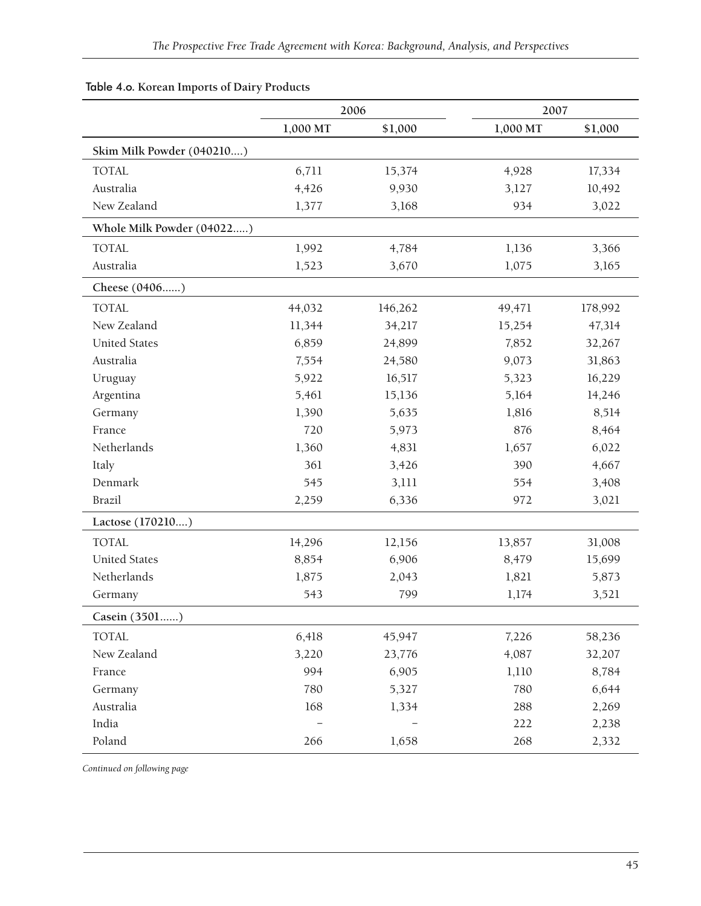Table 4.o. **Korean Imports of Dairy Products**

| | 2006 | | 2007 | |
|---|---|---|---|---|
| | 1,000 MT | $1,000 | 1,000 MT | $1,000 |
| **Skim Milk Powder (040210....)** | | | | |
| TOTAL | 6,711 | 15,374 | 4,928 | 17,334 |
| Australia | 4,426 | 9,930 | 3,127 | 10,492 |
| New Zealand | 1,377 | 3,168 | 934 | 3,022 |
| **Whole Milk Powder (04022.....)** | | | | |
| TOTAL | 1,992 | 4,784 | 1,136 | 3,366 |
| Australia | 1,523 | 3,670 | 1,075 | 3,165 |
| **Cheese (0406......)** | | | | |
| TOTAL | 44,032 | 146,262 | 49,471 | 178,992 |
| New Zealand | 11,344 | 34,217 | 15,254 | 47,314 |
| United States | 6,859 | 24,899 | 7,852 | 32,267 |
| Australia | 7,554 | 24,580 | 9,073 | 31,863 |
| Uruguay | 5,922 | 16,517 | 5,323 | 16,229 |
| Argentina | 5,461 | 15,136 | 5,164 | 14,246 |
| Germany | 1,390 | 5,635 | 1,816 | 8,514 |
| France | 720 | 5,973 | 876 | 8,464 |
| Netherlands | 1,360 | 4,831 | 1,657 | 6,022 |
| Italy | 361 | 3,426 | 390 | 4,667 |
| Denmark | 545 | 3,111 | 554 | 3,408 |
| Brazil | 2,259 | 6,336 | 972 | 3,021 |
| **Lactose (170210....)** | | | | |
| TOTAL | 14,296 | 12,156 | 13,857 | 31,008 |
| United States | 8,854 | 6,906 | 8,479 | 15,699 |
| Netherlands | 1,875 | 2,043 | 1,821 | 5,873 |
| Germany | 543 | 799 | 1,174 | 3,521 |
| **Casein (3501......)** | | | | |
| TOTAL | 6,418 | 45,947 | 7,226 | 58,236 |
| New Zealand | 3,220 | 23,776 | 4,087 | 32,207 |
| France | 994 | 6,905 | 1,110 | 8,784 |
| Germany | 780 | 5,327 | 780 | 6,644 |
| Australia | 168 | 1,334 | 288 | 2,269 |
| India | – | – | 222 | 2,238 |
| Poland | 266 | 1,658 | 268 | 2,332 |

*Continued on following page*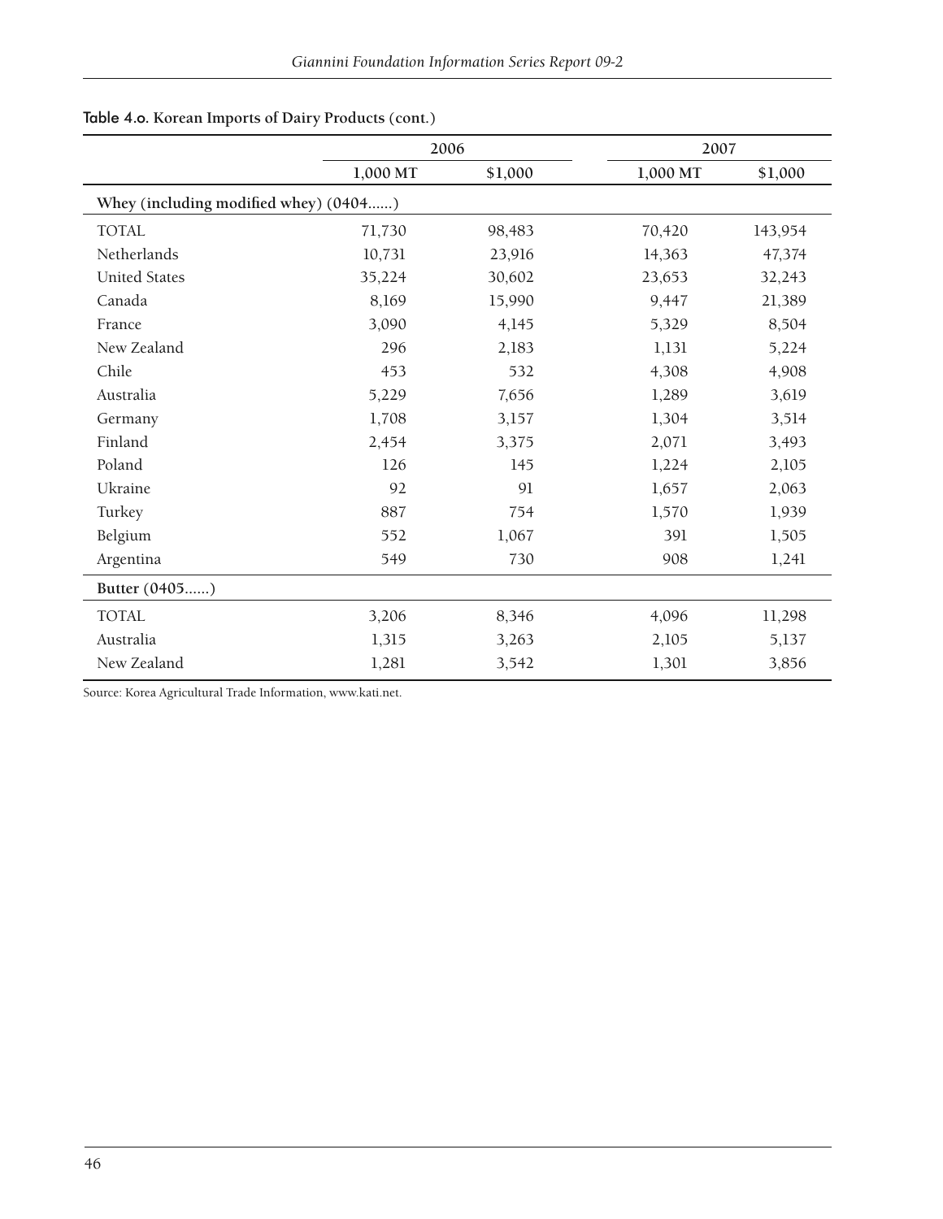Table 4.o. **Korean Imports of Dairy Products (cont.)**

| | 2006 | | 2007 | |
|---|---|---|---|---|
| | 1,000 MT | $1,000 | 1,000 MT | $1,000 |
| **Whey (including modified whey) (0404......)** | | | | |
| TOTAL | 71,730 | 98,483 | 70,420 | 143,954 |
| Netherlands | 10,731 | 23,916 | 14,363 | 47,374 |
| United States | 35,224 | 30,602 | 23,653 | 32,243 |
| Canada | 8,169 | 15,990 | 9,447 | 21,389 |
| France | 3,090 | 4,145 | 5,329 | 8,504 |
| New Zealand | 296 | 2,183 | 1,131 | 5,224 |
| Chile | 453 | 532 | 4,308 | 4,908 |
| Australia | 5,229 | 7,656 | 1,289 | 3,619 |
| Germany | 1,708 | 3,157 | 1,304 | 3,514 |
| Finland | 2,454 | 3,375 | 2,071 | 3,493 |
| Poland | 126 | 145 | 1,224 | 2,105 |
| Ukraine | 92 | 91 | 1,657 | 2,063 |
| Turkey | 887 | 754 | 1,570 | 1,939 |
| Belgium | 552 | 1,067 | 391 | 1,505 |
| Argentina | 549 | 730 | 908 | 1,241 |
| **Butter (0405......)** | | | | |
| TOTAL | 3,206 | 8,346 | 4,096 | 11,298 |
| Australia | 1,315 | 3,263 | 2,105 | 5,137 |
| New Zealand | 1,281 | 3,542 | 1,301 | 3,856 |

Source: Korea Agricultural Trade Information, www.kati.net.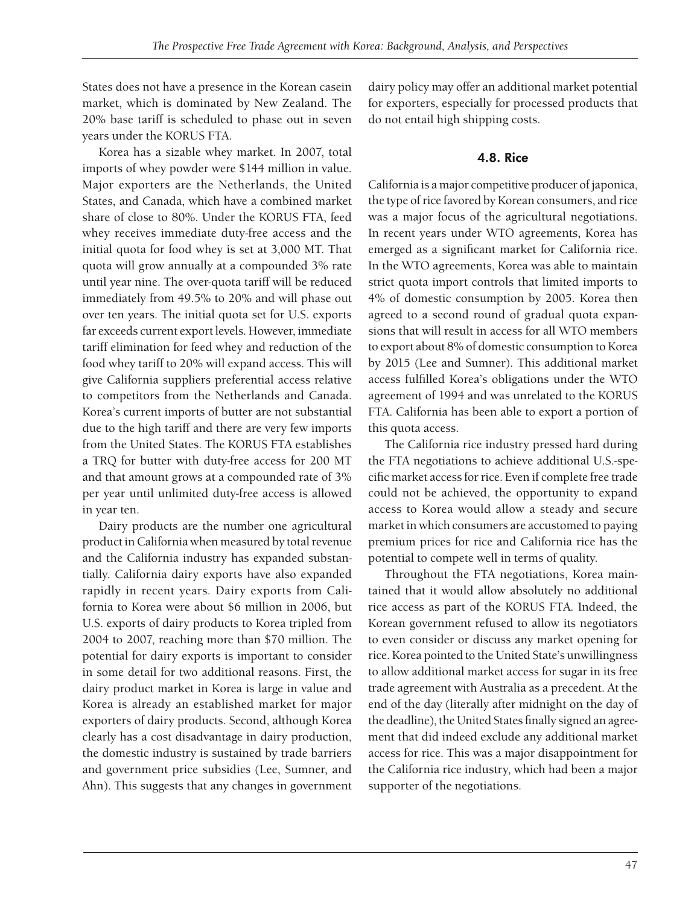States does not have a presence in the Korean casein market, which is dominated by New Zealand. The 20% base tariff is scheduled to phase out in seven years under the KORUS FTA.

Korea has a sizable whey market. In 2007, total imports of whey powder were $144 million in value. Major exporters are the Netherlands, the United States, and Canada, which have a combined market share of close to 80%. Under the KORUS FTA, feed whey receives immediate duty-free access and the initial quota for food whey is set at 3,000 MT. That quota will grow annually at a compounded 3% rate until year nine. The over-quota tariff will be reduced immediately from 49.5% to 20% and will phase out over ten years. The initial quota set for U.S. exports far exceeds current export levels. However, immediate tariff elimination for feed whey and reduction of the food whey tariff to 20% will expand access. This will give California suppliers preferential access relative to competitors from the Netherlands and Canada. Korea's current imports of butter are not substantial due to the high tariff and there are very few imports from the United States. The KORUS FTA establishes a TRQ for butter with duty-free access for 200 MT and that amount grows at a compounded rate of 3% per year until unlimited duty-free access is allowed in year ten.

Dairy products are the number one agricultural product in California when measured by total revenue and the California industry has expanded substantially. California dairy exports have also expanded rapidly in recent years. Dairy exports from California to Korea were about $6 million in 2006, but U.S. exports of dairy products to Korea tripled from 2004 to 2007, reaching more than $70 million. The potential for dairy exports is important to consider in some detail for two additional reasons. First, the dairy product market in Korea is large in value and Korea is already an established market for major exporters of dairy products. Second, although Korea clearly has a cost disadvantage in dairy production, the domestic industry is sustained by trade barriers and government price subsidies (Lee, Sumner, and Ahn). This suggests that any changes in government dairy policy may offer an additional market potential for exporters, especially for processed products that do not entail high shipping costs.

### 4.8. Rice

California is a major competitive producer of japonica, the type of rice favored by Korean consumers, and rice was a major focus of the agricultural negotiations. In recent years under WTO agreements, Korea has emerged as a significant market for California rice. In the WTO agreements, Korea was able to maintain strict quota import controls that limited imports to 4% of domestic consumption by 2005. Korea then agreed to a second round of gradual quota expansions that will result in access for all WTO members to export about 8% of domestic consumption to Korea by 2015 (Lee and Sumner). This additional market access fulfilled Korea's obligations under the WTO agreement of 1994 and was unrelated to the KORUS FTA. California has been able to export a portion of this quota access.

The California rice industry pressed hard during the FTA negotiations to achieve additional U.S.-specific market access for rice. Even if complete free trade could not be achieved, the opportunity to expand access to Korea would allow a steady and secure market in which consumers are accustomed to paying premium prices for rice and California rice has the potential to compete well in terms of quality.

Throughout the FTA negotiations, Korea maintained that it would allow absolutely no additional rice access as part of the KORUS FTA. Indeed, the Korean government refused to allow its negotiators to even consider or discuss any market opening for rice. Korea pointed to the United State's unwillingness to allow additional market access for sugar in its free trade agreement with Australia as a precedent. At the end of the day (literally after midnight on the day of the deadline), the United States finally signed an agreement that did indeed exclude any additional market access for rice. This was a major disappointment for the California rice industry, which had been a major supporter of the negotiations.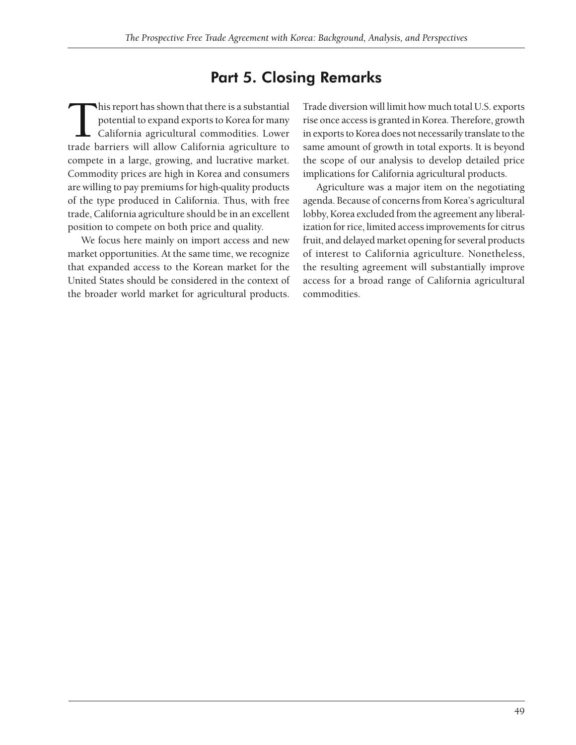# Part 5. Closing Remarks

This report has shown that there is a substantial potential to expand exports to Korea for many California agricultural commodities. Lower trade barriers will allow California agriculture to compete in a large, growing, and lucrative market. Commodity prices are high in Korea and consumers are willing to pay premiums for high-quality products of the type produced in California. Thus, with free trade, California agriculture should be in an excellent position to compete on both price and quality.

We focus here mainly on import access and new market opportunities. At the same time, we recognize that expanded access to the Korean market for the United States should be considered in the context of the broader world market for agricultural products. Trade diversion will limit how much total U.S. exports rise once access is granted in Korea. Therefore, growth in exports to Korea does not necessarily translate to the same amount of growth in total exports. It is beyond the scope of our analysis to develop detailed price implications for California agricultural products.

Agriculture was a major item on the negotiating agenda. Because of concerns from Korea's agricultural lobby, Korea excluded from the agreement any liberalization for rice, limited access improvements for citrus fruit, and delayed market opening for several products of interest to California agriculture. Nonetheless, the resulting agreement will substantially improve access for a broad range of California agricultural commodities.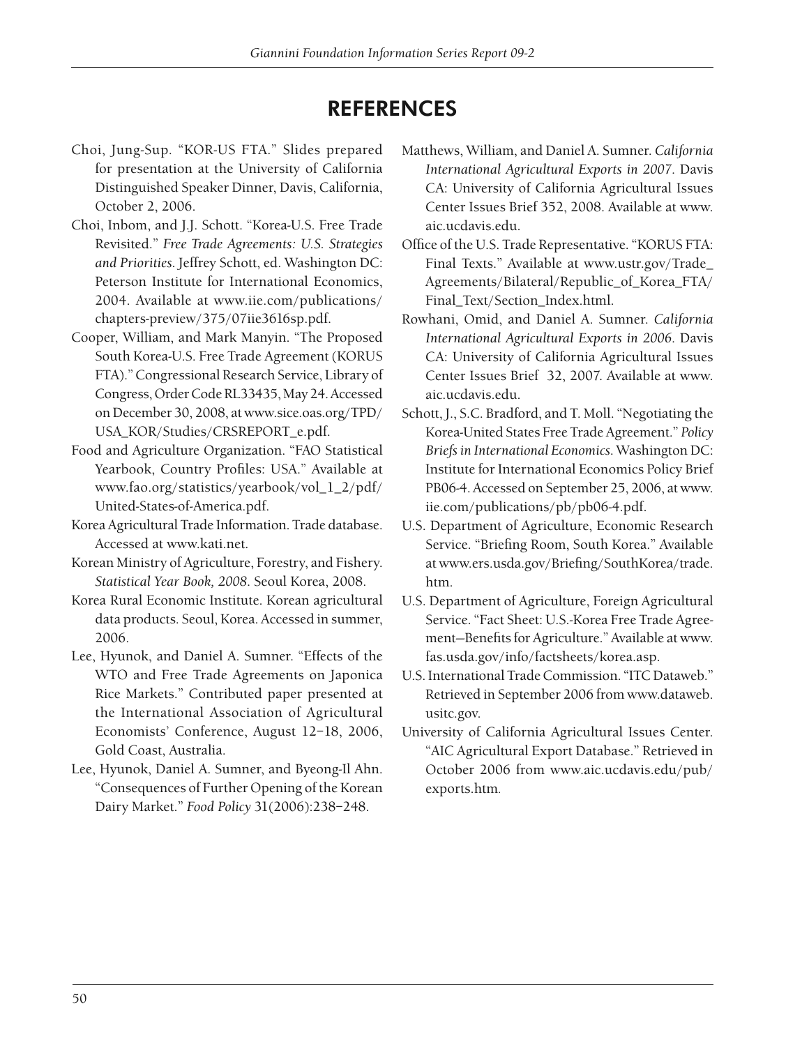# REFERENCES

Choi, Jung-Sup. "KOR-US FTA." Slides prepared for presentation at the University of California Distinguished Speaker Dinner, Davis, California, October 2, 2006.

Choi, Inbom, and J.J. Schott. "Korea-U.S. Free Trade Revisited." *Free Trade Agreements: U.S. Strategies and Priorities*. Jeffrey Schott, ed. Washington DC: Peterson Institute for International Economics, 2004. Available at www.iie.com/publications/chapters-preview/375/07iie3616sp.pdf.

Cooper, William, and Mark Manyin. "The Proposed South Korea-U.S. Free Trade Agreement (KORUS FTA)." Congressional Research Service, Library of Congress, Order Code RL33435, May 24. Accessed on December 30, 2008, at www.sice.oas.org/TPD/USA_KOR/Studies/CRSREPORT_e.pdf.

Food and Agriculture Organization. "FAO Statistical Yearbook, Country Profiles: USA." Available at www.fao.org/statistics/yearbook/vol_1_2/pdf/United-States-of-America.pdf.

Korea Agricultural Trade Information. Trade database. Accessed at www.kati.net.

Korean Ministry of Agriculture, Forestry, and Fishery. *Statistical Year Book, 2008*. Seoul Korea, 2008.

Korea Rural Economic Institute. Korean agricultural data products. Seoul, Korea. Accessed in summer, 2006.

Lee, Hyunok, and Daniel A. Sumner. "Effects of the WTO and Free Trade Agreements on Japonica Rice Markets." Contributed paper presented at the International Association of Agricultural Economists' Conference, August 12–18, 2006, Gold Coast, Australia.

Lee, Hyunok, Daniel A. Sumner, and Byeong-Il Ahn. "Consequences of Further Opening of the Korean Dairy Market." *Food Policy* 31(2006):238–248.

Matthews, William, and Daniel A. Sumner. *California International Agricultural Exports in 2007*. Davis CA: University of California Agricultural Issues Center Issues Brief 352, 2008. Available at www.aic.ucdavis.edu.

Office of the U.S. Trade Representative. "KORUS FTA: Final Texts." Available at www.ustr.gov/Trade_Agreements/Bilateral/Republic_of_Korea_FTA/Final_Text/Section_Index.html.

Rowhani, Omid, and Daniel A. Sumner. *California International Agricultural Exports in 2006*. Davis CA: University of California Agricultural Issues Center Issues Brief 32, 2007. Available at www.aic.ucdavis.edu.

Schott, J., S.C. Bradford, and T. Moll. "Negotiating the Korea-United States Free Trade Agreement." *Policy Briefs in International Economics*. Washington DC: Institute for International Economics Policy Brief PB06-4. Accessed on September 25, 2006, at www.iie.com/publications/pb/pb06-4.pdf.

U.S. Department of Agriculture, Economic Research Service. "Briefing Room, South Korea." Available at www.ers.usda.gov/Briefing/SouthKorea/trade.htm.

U.S. Department of Agriculture, Foreign Agricultural Service. "Fact Sheet: U.S.-Korea Free Trade Agreement—Benefits for Agriculture." Available at www.fas.usda.gov/info/factsheets/korea.asp.

U.S. International Trade Commission. "ITC Dataweb." Retrieved in September 2006 from www.dataweb.usitc.gov.

University of California Agricultural Issues Center. "AIC Agricultural Export Database." Retrieved in October 2006 from www.aic.ucdavis.edu/pub/exports.htm.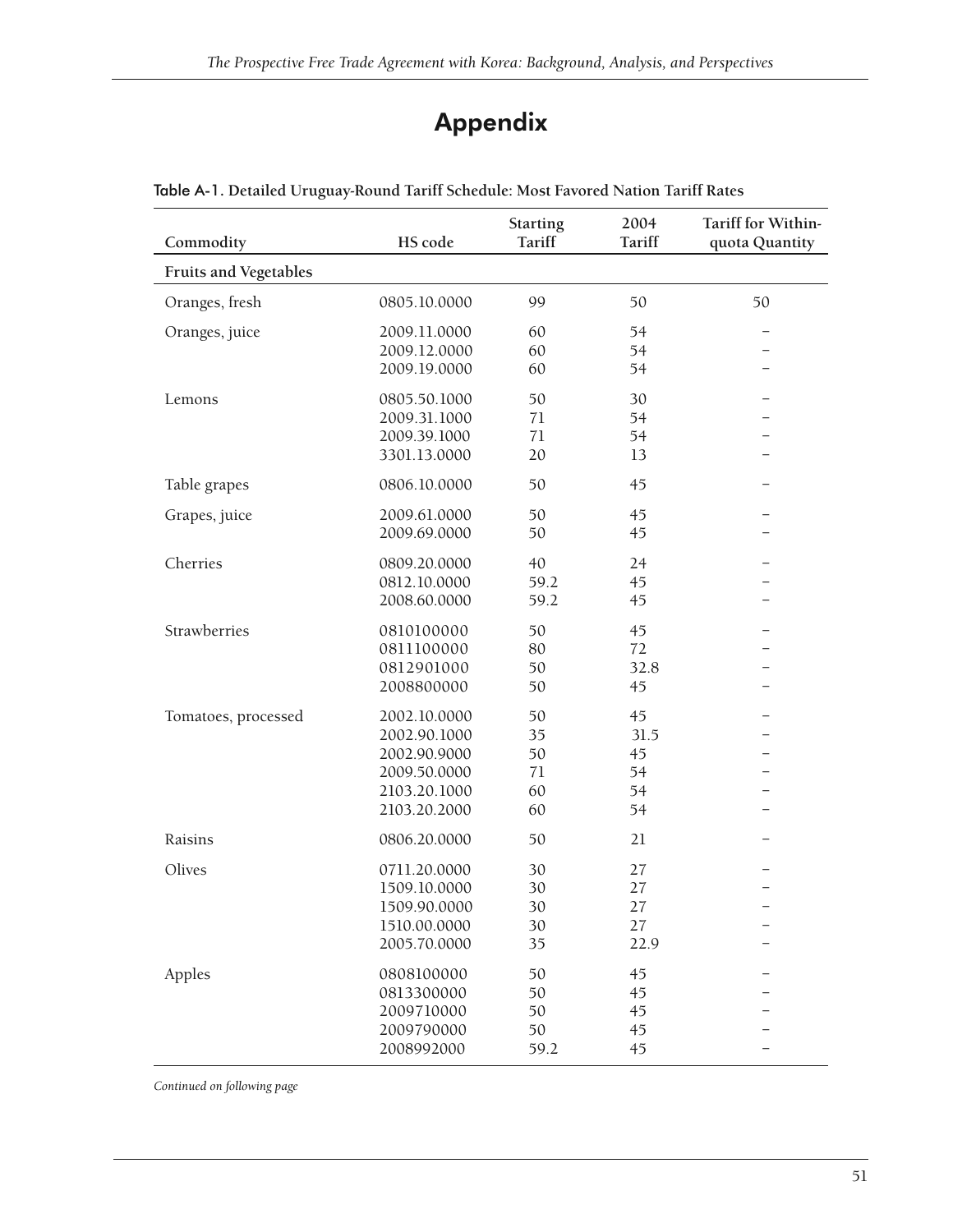# Appendix

**Table A-1. Detailed Uruguay-Round Tariff Schedule: Most Favored Nation Tariff Rates**

| Commodity | HS code | Starting Tariff | 2004 Tariff | Tariff for Within-quota Quantity |
|---|---|---|---|---|
| **Fruits and Vegetables** | | | | |
| Oranges, fresh | 0805.10.0000 | 99 | 50 | 50 |
| Oranges, juice | 2009.11.0000 | 60 | 54 | – |
| | 2009.12.0000 | 60 | 54 | – |
| | 2009.19.0000 | 60 | 54 | – |
| Lemons | 0805.50.1000 | 50 | 30 | – |
| | 2009.31.1000 | 71 | 54 | – |
| | 2009.39.1000 | 71 | 54 | – |
| | 3301.13.0000 | 20 | 13 | – |
| Table grapes | 0806.10.0000 | 50 | 45 | – |
| Grapes, juice | 2009.61.0000 | 50 | 45 | – |
| | 2009.69.0000 | 50 | 45 | – |
| Cherries | 0809.20.0000 | 40 | 24 | – |
| | 0812.10.0000 | 59.2 | 45 | – |
| | 2008.60.0000 | 59.2 | 45 | – |
| Strawberries | 0810100000 | 50 | 45 | – |
| | 0811100000 | 80 | 72 | – |
| | 0812901000 | 50 | 32.8 | – |
| | 2008800000 | 50 | 45 | – |
| Tomatoes, processed | 2002.10.0000 | 50 | 45 | – |
| | 2002.90.1000 | 35 | 31.5 | – |
| | 2002.90.9000 | 50 | 45 | – |
| | 2009.50.0000 | 71 | 54 | – |
| | 2103.20.1000 | 60 | 54 | – |
| | 2103.20.2000 | 60 | 54 | – |
| Raisins | 0806.20.0000 | 50 | 21 | – |
| Olives | 0711.20.0000 | 30 | 27 | – |
| | 1509.10.0000 | 30 | 27 | – |
| | 1509.90.0000 | 30 | 27 | – |
| | 1510.00.0000 | 30 | 27 | – |
| | 2005.70.0000 | 35 | 22.9 | – |
| Apples | 0808100000 | 50 | 45 | – |
| | 0813300000 | 50 | 45 | – |
| | 2009710000 | 50 | 45 | – |
| | 2009790000 | 50 | 45 | – |
| | 2008992000 | 59.2 | 45 | – |

*Continued on following page*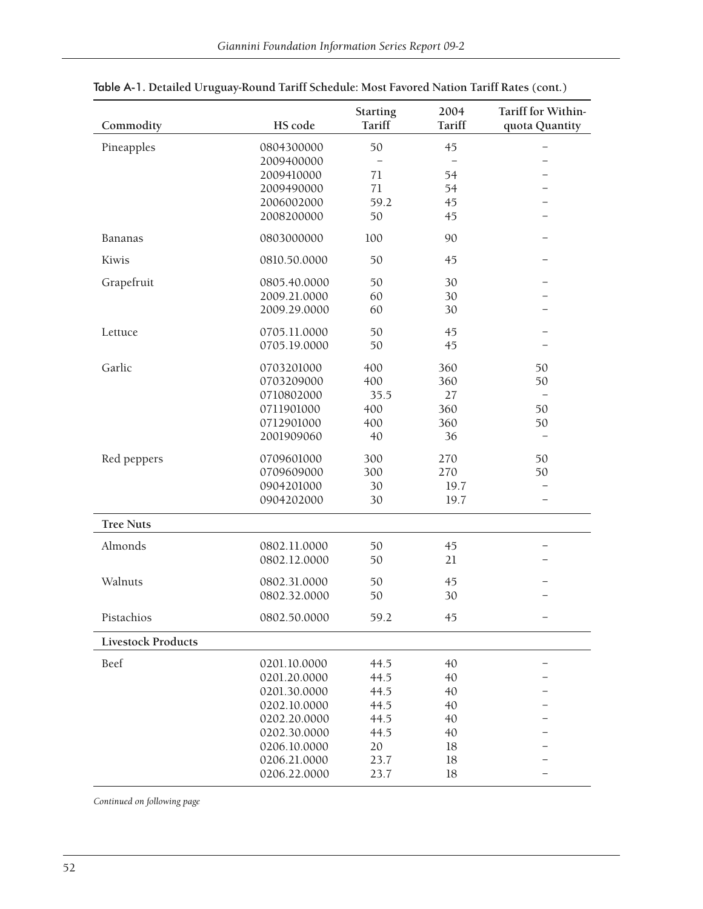Table A-1. Detailed Uruguay-Round Tariff Schedule: Most Favored Nation Tariff Rates (cont.)

| Commodity | HS code | Starting Tariff | 2004 Tariff | Tariff for Within-quota Quantity |
|---|---|---|---|---|
| Pineapples | 0804300000 | 50 | 45 | – |
| | 2009400000 | – | – | – |
| | 2009410000 | 71 | 54 | – |
| | 2009490000 | 71 | 54 | – |
| | 2006002000 | 59.2 | 45 | – |
| | 2008200000 | 50 | 45 | – |
| Bananas | 0803000000 | 100 | 90 | – |
| Kiwis | 0810.50.0000 | 50 | 45 | – |
| Grapefruit | 0805.40.0000 | 50 | 30 | – |
| | 2009.21.0000 | 60 | 30 | – |
| | 2009.29.0000 | 60 | 30 | – |
| Lettuce | 0705.11.0000 | 50 | 45 | – |
| | 0705.19.0000 | 50 | 45 | – |
| Garlic | 0703201000 | 400 | 360 | 50 |
| | 0703209000 | 400 | 360 | 50 |
| | 0710802000 | 35.5 | 27 | – |
| | 0711901000 | 400 | 360 | 50 |
| | 0712901000 | 400 | 360 | 50 |
| | 2001909060 | 40 | 36 | – |
| Red peppers | 0709601000 | 300 | 270 | 50 |
| | 0709609000 | 300 | 270 | 50 |
| | 0904201000 | 30 | 19.7 | – |
| | 0904202000 | 30 | 19.7 | – |
| **Tree Nuts** | | | | |
| Almonds | 0802.11.0000 | 50 | 45 | – |
| | 0802.12.0000 | 50 | 21 | – |
| Walnuts | 0802.31.0000 | 50 | 45 | – |
| | 0802.32.0000 | 50 | 30 | – |
| Pistachios | 0802.50.0000 | 59.2 | 45 | – |
| **Livestock Products** | | | | |
| Beef | 0201.10.0000 | 44.5 | 40 | – |
| | 0201.20.0000 | 44.5 | 40 | – |
| | 0201.30.0000 | 44.5 | 40 | – |
| | 0202.10.0000 | 44.5 | 40 | – |
| | 0202.20.0000 | 44.5 | 40 | – |
| | 0202.30.0000 | 44.5 | 40 | – |
| | 0206.10.0000 | 20 | 18 | – |
| | 0206.21.0000 | 23.7 | 18 | – |
| | 0206.22.0000 | 23.7 | 18 | – |

*Continued on following page*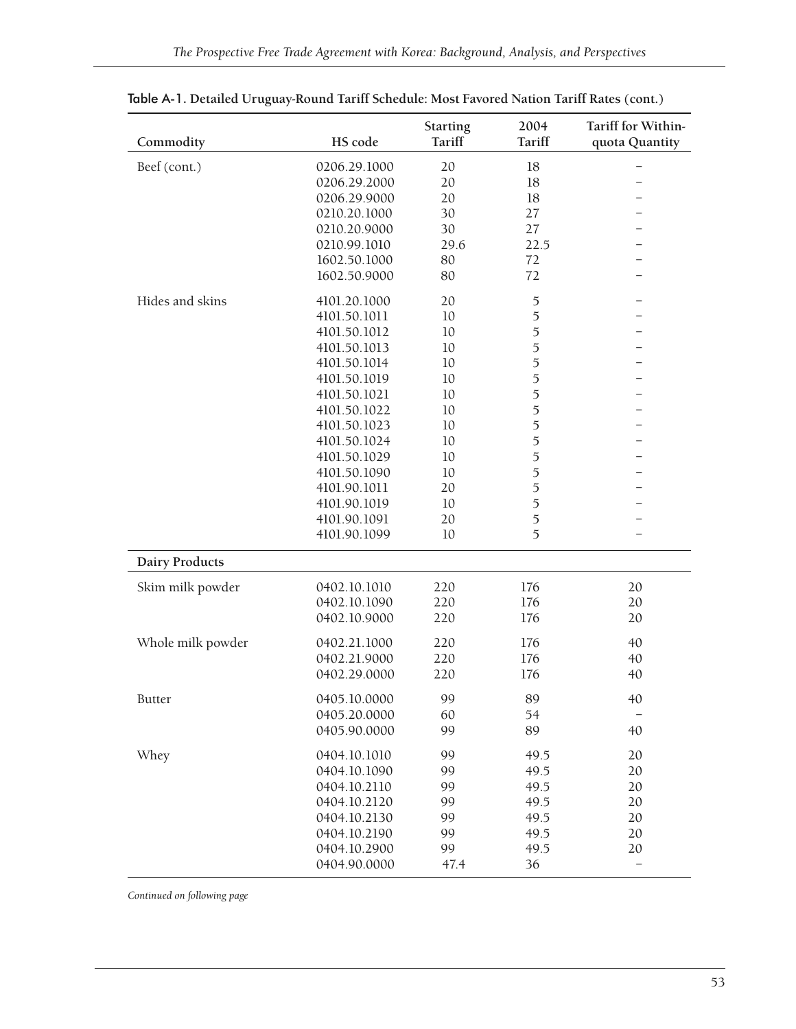Table A-1. Detailed Uruguay-Round Tariff Schedule: Most Favored Nation Tariff Rates (cont.)

| Commodity | HS code | Starting Tariff | 2004 Tariff | Tariff for Within-quota Quantity |
|---|---|---|---|---|
| Beef (cont.) | 0206.29.1000 | 20 | 18 | – |
| | 0206.29.2000 | 20 | 18 | – |
| | 0206.29.9000 | 20 | 18 | – |
| | 0210.20.1000 | 30 | 27 | – |
| | 0210.20.9000 | 30 | 27 | – |
| | 0210.99.1010 | 29.6 | 22.5 | – |
| | 1602.50.1000 | 80 | 72 | – |
| | 1602.50.9000 | 80 | 72 | – |
| Hides and skins | 4101.20.1000 | 20 | 5 | – |
| | 4101.50.1011 | 10 | 5 | – |
| | 4101.50.1012 | 10 | 5 | – |
| | 4101.50.1013 | 10 | 5 | – |
| | 4101.50.1014 | 10 | 5 | – |
| | 4101.50.1019 | 10 | 5 | – |
| | 4101.50.1021 | 10 | 5 | – |
| | 4101.50.1022 | 10 | 5 | – |
| | 4101.50.1023 | 10 | 5 | – |
| | 4101.50.1024 | 10 | 5 | – |
| | 4101.50.1029 | 10 | 5 | – |
| | 4101.50.1090 | 10 | 5 | – |
| | 4101.90.1011 | 20 | 5 | – |
| | 4101.90.1019 | 10 | 5 | – |
| | 4101.90.1091 | 20 | 5 | – |
| | 4101.90.1099 | 10 | 5 | – |
| **Dairy Products** | | | | |
| Skim milk powder | 0402.10.1010 | 220 | 176 | 20 |
| | 0402.10.1090 | 220 | 176 | 20 |
| | 0402.10.9000 | 220 | 176 | 20 |
| Whole milk powder | 0402.21.1000 | 220 | 176 | 40 |
| | 0402.21.9000 | 220 | 176 | 40 |
| | 0402.29.0000 | 220 | 176 | 40 |
| Butter | 0405.10.0000 | 99 | 89 | 40 |
| | 0405.20.0000 | 60 | 54 | – |
| | 0405.90.0000 | 99 | 89 | 40 |
| Whey | 0404.10.1010 | 99 | 49.5 | 20 |
| | 0404.10.1090 | 99 | 49.5 | 20 |
| | 0404.10.2110 | 99 | 49.5 | 20 |
| | 0404.10.2120 | 99 | 49.5 | 20 |
| | 0404.10.2130 | 99 | 49.5 | 20 |
| | 0404.10.2190 | 99 | 49.5 | 20 |
| | 0404.10.2900 | 99 | 49.5 | 20 |
| | 0404.90.0000 | 47.4 | 36 | – |

*Continued on following page*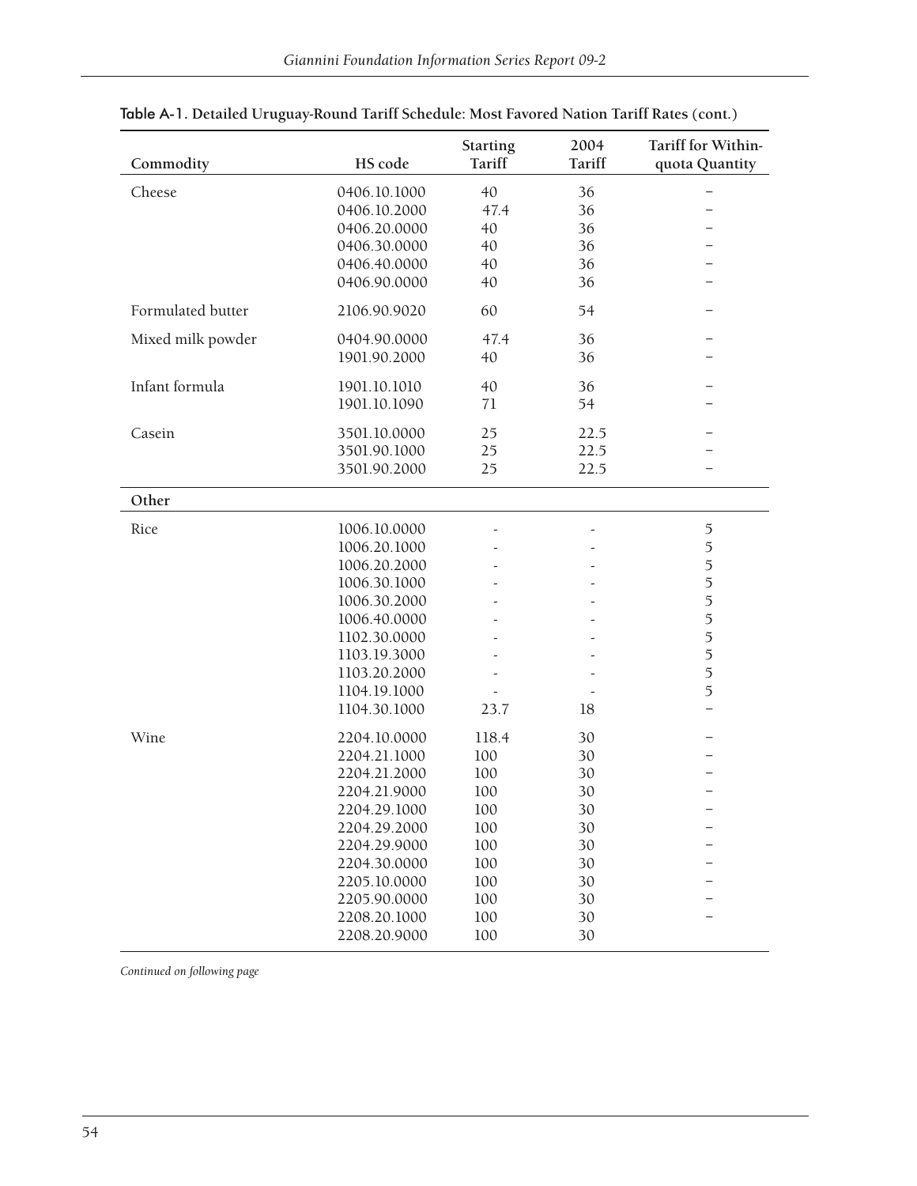Table A-1. Detailed Uruguay-Round Tariff Schedule: Most Favored Nation Tariff Rates (cont.)

| Commodity | HS code | Starting Tariff | 2004 Tariff | Tariff for Within-quota Quantity |
|---|---|---|---|---|
| Cheese | 0406.10.1000 | 40 | 36 | – |
| | 0406.10.2000 | 47.4 | 36 | – |
| | 0406.20.0000 | 40 | 36 | – |
| | 0406.30.0000 | 40 | 36 | – |
| | 0406.40.0000 | 40 | 36 | – |
| | 0406.90.0000 | 40 | 36 | – |
| Formulated butter | 2106.90.9020 | 60 | 54 | – |
| Mixed milk powder | 0404.90.0000 | 47.4 | 36 | – |
| | 1901.90.2000 | 40 | 36 | – |
| Infant formula | 1901.10.1010 | 40 | 36 | – |
| | 1901.10.1090 | 71 | 54 | – |
| Casein | 3501.10.0000 | 25 | 22.5 | – |
| | 3501.90.1000 | 25 | 22.5 | – |
| | 3501.90.2000 | 25 | 22.5 | – |
| **Other** | | | | |
| Rice | 1006.10.0000 | - | - | 5 |
| | 1006.20.1000 | - | - | 5 |
| | 1006.20.2000 | - | - | 5 |
| | 1006.30.1000 | - | - | 5 |
| | 1006.30.2000 | - | - | 5 |
| | 1006.40.0000 | - | - | 5 |
| | 1102.30.0000 | - | - | 5 |
| | 1103.19.3000 | - | - | 5 |
| | 1103.20.2000 | - | - | 5 |
| | 1104.19.1000 | - | - | 5 |
| | 1104.30.1000 | 23.7 | 18 | – |
| Wine | 2204.10.0000 | 118.4 | 30 | – |
| | 2204.21.1000 | 100 | 30 | – |
| | 2204.21.2000 | 100 | 30 | – |
| | 2204.21.9000 | 100 | 30 | – |
| | 2204.29.1000 | 100 | 30 | – |
| | 2204.29.2000 | 100 | 30 | – |
| | 2204.29.9000 | 100 | 30 | – |
| | 2204.30.0000 | 100 | 30 | – |
| | 2205.10.0000 | 100 | 30 | – |
| | 2205.90.0000 | 100 | 30 | – |
| | 2208.20.1000 | 100 | 30 | – |
| | 2208.20.9000 | 100 | 30 | |

*Continued on following page*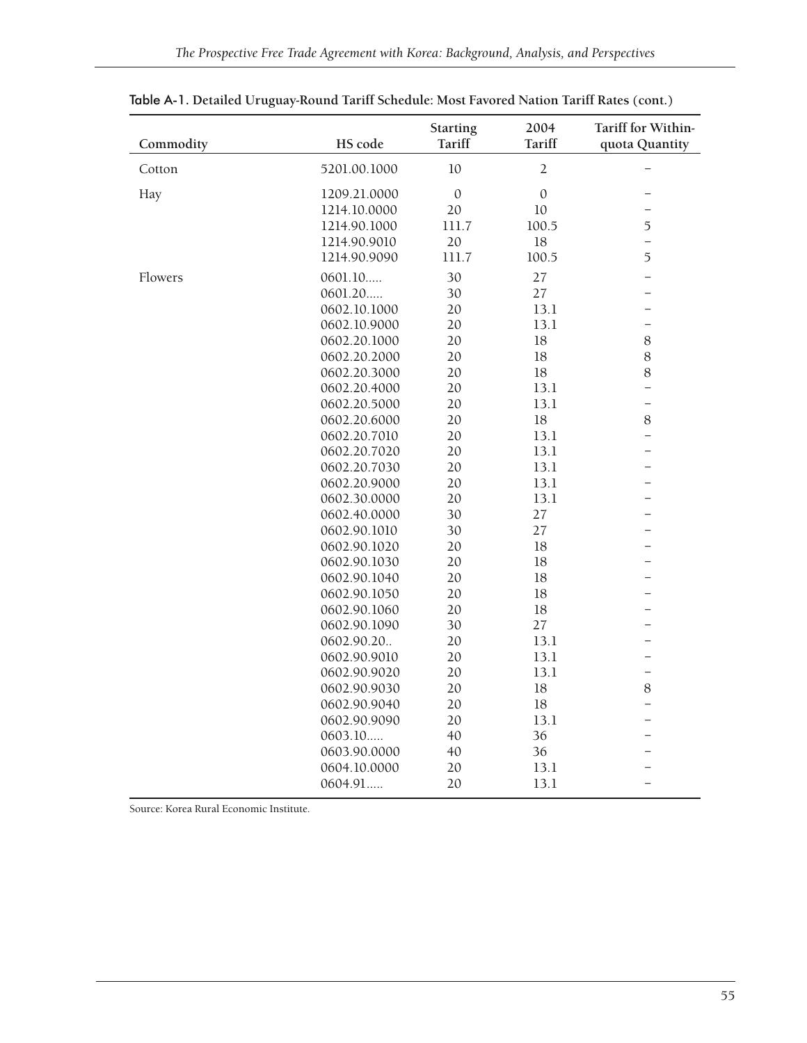Table A-1. Detailed Uruguay-Round Tariff Schedule: Most Favored Nation Tariff Rates (cont.)

| Commodity | HS code | Starting Tariff | 2004 Tariff | Tariff for Within-quota Quantity |
|---|---|---|---|---|
| Cotton | 5201.00.1000 | 10 | 2 | – |
| Hay | 1209.21.0000 | 0 | 0 | – |
| | 1214.10.0000 | 20 | 10 | – |
| | 1214.90.1000 | 111.7 | 100.5 | 5 |
| | 1214.90.9010 | 20 | 18 | – |
| | 1214.90.9090 | 111.7 | 100.5 | 5 |
| Flowers | 0601.10..... | 30 | 27 | – |
| | 0601.20..... | 30 | 27 | – |
| | 0602.10.1000 | 20 | 13.1 | – |
| | 0602.10.9000 | 20 | 13.1 | – |
| | 0602.20.1000 | 20 | 18 | 8 |
| | 0602.20.2000 | 20 | 18 | 8 |
| | 0602.20.3000 | 20 | 18 | 8 |
| | 0602.20.4000 | 20 | 13.1 | – |
| | 0602.20.5000 | 20 | 13.1 | – |
| | 0602.20.6000 | 20 | 18 | 8 |
| | 0602.20.7010 | 20 | 13.1 | – |
| | 0602.20.7020 | 20 | 13.1 | – |
| | 0602.20.7030 | 20 | 13.1 | – |
| | 0602.20.9000 | 20 | 13.1 | – |
| | 0602.30.0000 | 20 | 13.1 | – |
| | 0602.40.0000 | 30 | 27 | – |
| | 0602.90.1010 | 30 | 27 | – |
| | 0602.90.1020 | 20 | 18 | – |
| | 0602.90.1030 | 20 | 18 | – |
| | 0602.90.1040 | 20 | 18 | – |
| | 0602.90.1050 | 20 | 18 | – |
| | 0602.90.1060 | 20 | 18 | – |
| | 0602.90.1090 | 30 | 27 | – |
| | 0602.90.20.. | 20 | 13.1 | – |
| | 0602.90.9010 | 20 | 13.1 | – |
| | 0602.90.9020 | 20 | 13.1 | – |
| | 0602.90.9030 | 20 | 18 | 8 |
| | 0602.90.9040 | 20 | 18 | – |
| | 0602.90.9090 | 20 | 13.1 | – |
| | 0603.10..... | 40 | 36 | – |
| | 0603.90.0000 | 40 | 36 | – |
| | 0604.10.0000 | 20 | 13.1 | – |
| | 0604.91..... | 20 | 13.1 | – |

Source: Korea Rural Economic Institute.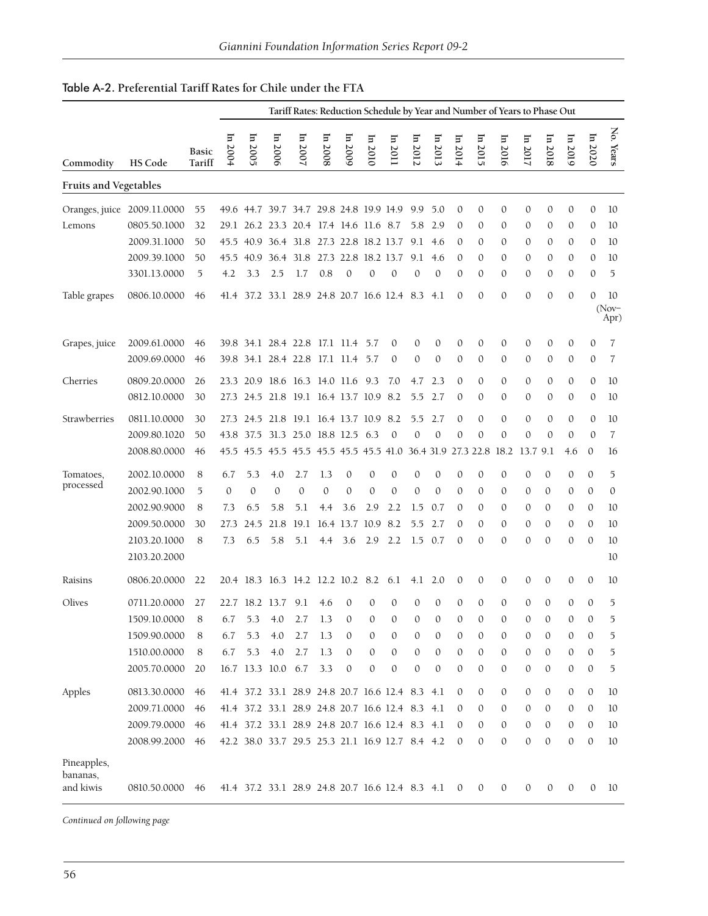## Table A-2. Preferential Tariff Rates for Chile under the FTA

| Commodity | HS Code | Basic Tariff | Tariff Rates: Reduction Schedule by Year and Number of Years to Phase Out | | | | | | | | | | | | | | | | | |
|---|---|---|---|---|---|---|---|---|---|---|---|---|---|---|---|---|---|---|---|---|
| | | | In 2004 | In 2005 | In 2006 | In 2007 | In 2008 | In 2009 | In 2010 | In 2011 | In 2012 | In 2013 | In 2014 | In 2015 | In 2016 | In 2017 | In 2018 | In 2019 | In 2020 | No. Years |
| **Fruits and Vegetables** | | | | | | | | | | | | | | | | | | | | |
| Oranges, juice | 2009.11.0000 | 55 | 49.6 | 44.7 | 39.7 | 34.7 | 29.8 | 24.8 | 19.9 | 14.9 | 9.9 | 5.0 | 0 | 0 | 0 | 0 | 0 | 0 | 0 | 10 |
| Lemons | 0805.50.1000 | 32 | 29.1 | 26.2 | 23.3 | 20.4 | 17.4 | 14.6 | 11.6 | 8.7 | 5.8 | 2.9 | 0 | 0 | 0 | 0 | 0 | 0 | 0 | 10 |
| | 2009.31.1000 | 50 | 45.5 | 40.9 | 36.4 | 31.8 | 27.3 | 22.8 | 18.2 | 13.7 | 9.1 | 4.6 | 0 | 0 | 0 | 0 | 0 | 0 | 0 | 10 |
| | 2009.39.1000 | 50 | 45.5 | 40.9 | 36.4 | 31.8 | 27.3 | 22.8 | 18.2 | 13.7 | 9.1 | 4.6 | 0 | 0 | 0 | 0 | 0 | 0 | 0 | 10 |
| | 3301.13.0000 | 5 | 4.2 | 3.3 | 2.5 | 1.7 | 0.8 | 0 | 0 | 0 | 0 | 0 | 0 | 0 | 0 | 0 | 0 | 0 | 0 | 5 |
| Table grapes | 0806.10.0000 | 46 | 41.4 | 37.2 | 33.1 | 28.9 | 24.8 | 20.7 | 16.6 | 12.4 | 8.3 | 4.1 | 0 | 0 | 0 | 0 | 0 | 0 | 0 | 10 (Nov–Apr) |
| Grapes, juice | 2009.61.0000 | 46 | 39.8 | 34.1 | 28.4 | 22.8 | 17.1 | 11.4 | 5.7 | 0 | 0 | 0 | 0 | 0 | 0 | 0 | 0 | 0 | 0 | 7 |
| | 2009.69.0000 | 46 | 39.8 | 34.1 | 28.4 | 22.8 | 17.1 | 11.4 | 5.7 | 0 | 0 | 0 | 0 | 0 | 0 | 0 | 0 | 0 | 0 | 7 |
| Cherries | 0809.20.0000 | 26 | 23.3 | 20.9 | 18.6 | 16.3 | 14.0 | 11.6 | 9.3 | 7.0 | 4.7 | 2.3 | 0 | 0 | 0 | 0 | 0 | 0 | 0 | 10 |
| | 0812.10.0000 | 30 | 27.3 | 24.5 | 21.8 | 19.1 | 16.4 | 13.7 | 10.9 | 8.2 | 5.5 | 2.7 | 0 | 0 | 0 | 0 | 0 | 0 | 0 | 10 |
| Strawberries | 0811.10.0000 | 30 | 27.3 | 24.5 | 21.8 | 19.1 | 16.4 | 13.7 | 10.9 | 8.2 | 5.5 | 2.7 | 0 | 0 | 0 | 0 | 0 | 0 | 0 | 10 |
| | 2009.80.1020 | 50 | 43.8 | 37.5 | 31.3 | 25.0 | 18.8 | 12.5 | 6.3 | 0 | 0 | 0 | 0 | 0 | 0 | 0 | 0 | 0 | 0 | 7 |
| | 2008.80.0000 | 46 | 45.5 | 45.5 | 45.5 | 45.5 | 45.5 | 45.5 | 45.5 | 41.0 | 36.4 | 31.9 | 27.3 | 22.8 | 18.2 | 13.7 | 9.1 | 4.6 | 0 | 16 |
| Tomatoes, processed | 2002.10.0000 | 8 | 6.7 | 5.3 | 4.0 | 2.7 | 1.3 | 0 | 0 | 0 | 0 | 0 | 0 | 0 | 0 | 0 | 0 | 0 | 0 | 5 |
| | 2002.90.1000 | 5 | 0 | 0 | 0 | 0 | 0 | 0 | 0 | 0 | 0 | 0 | 0 | 0 | 0 | 0 | 0 | 0 | 0 | 0 |
| | 2002.90.9000 | 8 | 7.3 | 6.5 | 5.8 | 5.1 | 4.4 | 3.6 | 2.9 | 2.2 | 1.5 | 0.7 | 0 | 0 | 0 | 0 | 0 | 0 | 0 | 10 |
| | 2009.50.0000 | 30 | 27.3 | 24.5 | 21.8 | 19.1 | 16.4 | 13.7 | 10.9 | 8.2 | 5.5 | 2.7 | 0 | 0 | 0 | 0 | 0 | 0 | 0 | 10 |
| | 2103.20.1000 | 8 | 7.3 | 6.5 | 5.8 | 5.1 | 4.4 | 3.6 | 2.9 | 2.2 | 1.5 | 0.7 | 0 | 0 | 0 | 0 | 0 | 0 | 0 | 10 |
| | 2103.20.2000 | | | | | | | | | | | | | | | | | | | 10 |
| Raisins | 0806.20.0000 | 22 | 20.4 | 18.3 | 16.3 | 14.2 | 12.2 | 10.2 | 8.2 | 6.1 | 4.1 | 2.0 | 0 | 0 | 0 | 0 | 0 | 0 | 0 | 10 |
| Olives | 0711.20.0000 | 27 | 22.7 | 18.2 | 13.7 | 9.1 | 4.6 | 0 | 0 | 0 | 0 | 0 | 0 | 0 | 0 | 0 | 0 | 0 | 0 | 5 |
| | 1509.10.0000 | 8 | 6.7 | 5.3 | 4.0 | 2.7 | 1.3 | 0 | 0 | 0 | 0 | 0 | 0 | 0 | 0 | 0 | 0 | 0 | 0 | 5 |
| | 1509.90.0000 | 8 | 6.7 | 5.3 | 4.0 | 2.7 | 1.3 | 0 | 0 | 0 | 0 | 0 | 0 | 0 | 0 | 0 | 0 | 0 | 0 | 5 |
| | 1510.00.0000 | 8 | 6.7 | 5.3 | 4.0 | 2.7 | 1.3 | 0 | 0 | 0 | 0 | 0 | 0 | 0 | 0 | 0 | 0 | 0 | 0 | 5 |
| | 2005.70.0000 | 20 | 16.7 | 13.3 | 10.0 | 6.7 | 3.3 | 0 | 0 | 0 | 0 | 0 | 0 | 0 | 0 | 0 | 0 | 0 | 0 | 5 |
| Apples | 0813.30.0000 | 46 | 41.4 | 37.2 | 33.1 | 28.9 | 24.8 | 20.7 | 16.6 | 12.4 | 8.3 | 4.1 | 0 | 0 | 0 | 0 | 0 | 0 | 0 | 10 |
| | 2009.71.0000 | 46 | 41.4 | 37.2 | 33.1 | 28.9 | 24.8 | 20.7 | 16.6 | 12.4 | 8.3 | 4.1 | 0 | 0 | 0 | 0 | 0 | 0 | 0 | 10 |
| | 2009.79.0000 | 46 | 41.4 | 37.2 | 33.1 | 28.9 | 24.8 | 20.7 | 16.6 | 12.4 | 8.3 | 4.1 | 0 | 0 | 0 | 0 | 0 | 0 | 0 | 10 |
| | 2008.99.2000 | 46 | 42.2 | 38.0 | 33.7 | 29.5 | 25.3 | 21.1 | 16.9 | 12.7 | 8.4 | 4.2 | 0 | 0 | 0 | 0 | 0 | 0 | 0 | 10 |
| Pineapples, bananas, and kiwis | 0810.50.0000 | 46 | 41.4 | 37.2 | 33.1 | 28.9 | 24.8 | 20.7 | 16.6 | 12.4 | 8.3 | 4.1 | 0 | 0 | 0 | 0 | 0 | 0 | 0 | 10 |

*Continued on following page*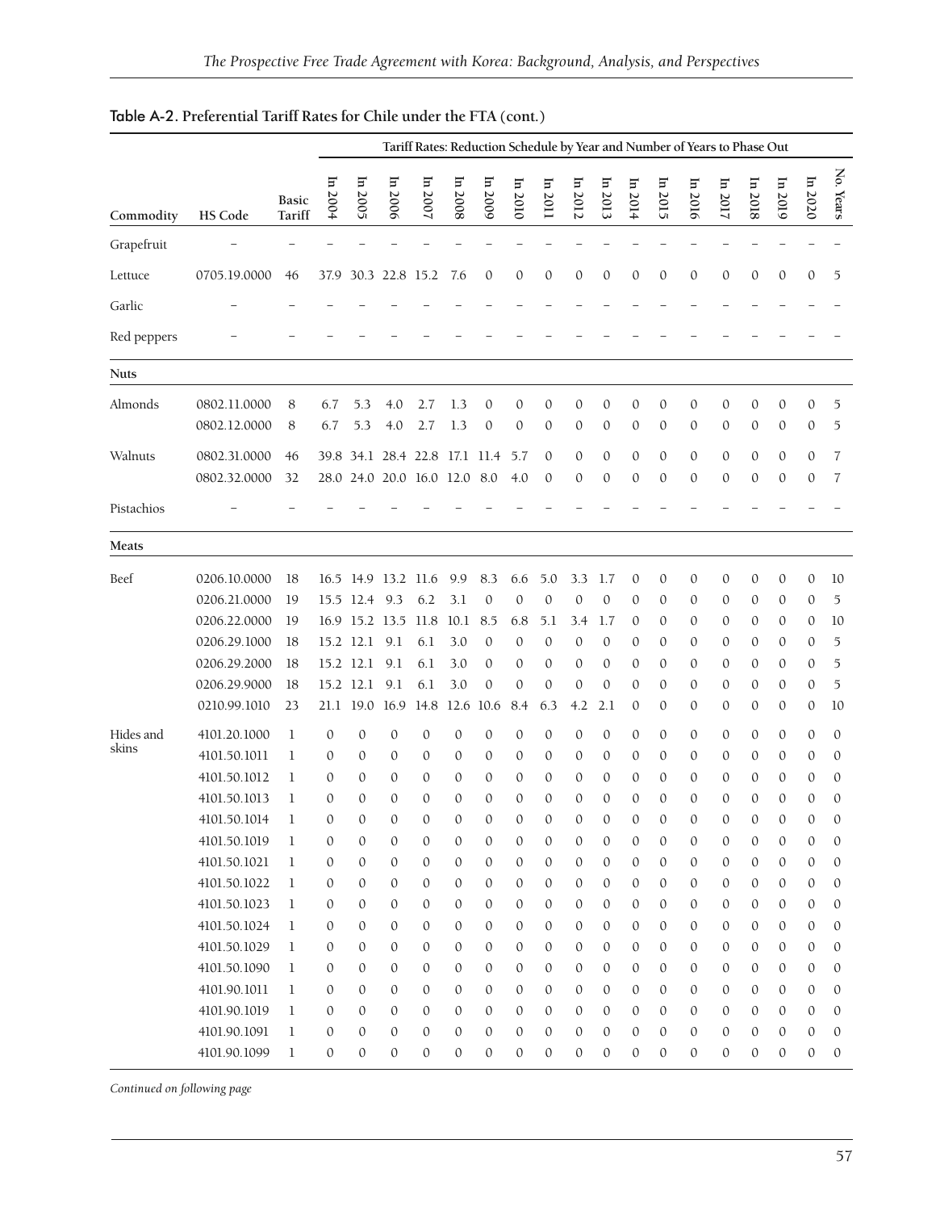Table A-2. **Preferential Tariff Rates for Chile under the FTA (cont.)**

| Commodity | HS Code | Basic Tariff | Tariff Rates: Reduction Schedule by Year and Number of Years to Phase Out | | | | | | | | | | | | | | | | | |
|---|---|---|---|---|---|---|---|---|---|---|---|---|---|---|---|---|---|---|---|
| | | | In 2004 | In 2005 | In 2006 | In 2007 | In 2008 | In 2009 | In 2010 | In 2011 | In 2012 | In 2013 | In 2014 | In 2015 | In 2016 | In 2017 | In 2018 | In 2019 | In 2020 | No. Years |
| Grapefruit | – | – | – | – | – | – | – | – | – | – | – | – | – | – | – | – | – | – | – | – |
| Lettuce | 0705.19.0000 | 46 | 37.9 | 30.3 | 22.8 | 15.2 | 7.6 | 0 | 0 | 0 | 0 | 0 | 0 | 0 | 0 | 0 | 0 | 0 | 0 | 5 |
| Garlic | – | – | – | – | – | – | – | – | – | – | – | – | – | – | – | – | – | – | – | – |
| Red peppers | – | – | – | – | – | – | – | – | – | – | – | – | – | – | – | – | – | – | – | – |
| **Nuts** | | | | | | | | | | | | | | | | | | | | |
| Almonds | 0802.11.0000 | 8 | 6.7 | 5.3 | 4.0 | 2.7 | 1.3 | 0 | 0 | 0 | 0 | 0 | 0 | 0 | 0 | 0 | 0 | 0 | 0 | 5 |
| | 0802.12.0000 | 8 | 6.7 | 5.3 | 4.0 | 2.7 | 1.3 | 0 | 0 | 0 | 0 | 0 | 0 | 0 | 0 | 0 | 0 | 0 | 0 | 5 |
| Walnuts | 0802.31.0000 | 46 | 39.8 | 34.1 | 28.4 | 22.8 | 17.1 | 11.4 | 5.7 | 0 | 0 | 0 | 0 | 0 | 0 | 0 | 0 | 0 | 0 | 7 |
| | 0802.32.0000 | 32 | 28.0 | 24.0 | 20.0 | 16.0 | 12.0 | 8.0 | 4.0 | 0 | 0 | 0 | 0 | 0 | 0 | 0 | 0 | 0 | 0 | 7 |
| Pistachios | – | – | – | – | – | – | – | – | – | – | – | – | – | – | – | – | – | – | – | – |
| **Meats** | | | | | | | | | | | | | | | | | | | | |
| Beef | 0206.10.0000 | 18 | 16.5 | 14.9 | 13.2 | 11.6 | 9.9 | 8.3 | 6.6 | 5.0 | 3.3 | 1.7 | 0 | 0 | 0 | 0 | 0 | 0 | 0 | 10 |
| | 0206.21.0000 | 19 | 15.5 | 12.4 | 9.3 | 6.2 | 3.1 | 0 | 0 | 0 | 0 | 0 | 0 | 0 | 0 | 0 | 0 | 0 | 0 | 5 |
| | 0206.22.0000 | 19 | 16.9 | 15.2 | 13.5 | 11.8 | 10.1 | 8.5 | 6.8 | 5.1 | 3.4 | 1.7 | 0 | 0 | 0 | 0 | 0 | 0 | 0 | 10 |
| | 0206.29.1000 | 18 | 15.2 | 12.1 | 9.1 | 6.1 | 3.0 | 0 | 0 | 0 | 0 | 0 | 0 | 0 | 0 | 0 | 0 | 0 | 0 | 5 |
| | 0206.29.2000 | 18 | 15.2 | 12.1 | 9.1 | 6.1 | 3.0 | 0 | 0 | 0 | 0 | 0 | 0 | 0 | 0 | 0 | 0 | 0 | 0 | 5 |
| | 0206.29.9000 | 18 | 15.2 | 12.1 | 9.1 | 6.1 | 3.0 | 0 | 0 | 0 | 0 | 0 | 0 | 0 | 0 | 0 | 0 | 0 | 0 | 5 |
| | 0210.99.1010 | 23 | 21.1 | 19.0 | 16.9 | 14.8 | 12.6 | 10.6 | 8.4 | 6.3 | 4.2 | 2.1 | 0 | 0 | 0 | 0 | 0 | 0 | 0 | 10 |
| Hides and skins | 4101.20.1000 | 1 | 0 | 0 | 0 | 0 | 0 | 0 | 0 | 0 | 0 | 0 | 0 | 0 | 0 | 0 | 0 | 0 | 0 | 0 |
| | 4101.50.1011 | 1 | 0 | 0 | 0 | 0 | 0 | 0 | 0 | 0 | 0 | 0 | 0 | 0 | 0 | 0 | 0 | 0 | 0 | 0 |
| | 4101.50.1012 | 1 | 0 | 0 | 0 | 0 | 0 | 0 | 0 | 0 | 0 | 0 | 0 | 0 | 0 | 0 | 0 | 0 | 0 | 0 |
| | 4101.50.1013 | 1 | 0 | 0 | 0 | 0 | 0 | 0 | 0 | 0 | 0 | 0 | 0 | 0 | 0 | 0 | 0 | 0 | 0 | 0 |
| | 4101.50.1014 | 1 | 0 | 0 | 0 | 0 | 0 | 0 | 0 | 0 | 0 | 0 | 0 | 0 | 0 | 0 | 0 | 0 | 0 | 0 |
| | 4101.50.1019 | 1 | 0 | 0 | 0 | 0 | 0 | 0 | 0 | 0 | 0 | 0 | 0 | 0 | 0 | 0 | 0 | 0 | 0 | 0 |
| | 4101.50.1021 | 1 | 0 | 0 | 0 | 0 | 0 | 0 | 0 | 0 | 0 | 0 | 0 | 0 | 0 | 0 | 0 | 0 | 0 | 0 |
| | 4101.50.1022 | 1 | 0 | 0 | 0 | 0 | 0 | 0 | 0 | 0 | 0 | 0 | 0 | 0 | 0 | 0 | 0 | 0 | 0 | 0 |
| | 4101.50.1023 | 1 | 0 | 0 | 0 | 0 | 0 | 0 | 0 | 0 | 0 | 0 | 0 | 0 | 0 | 0 | 0 | 0 | 0 | 0 |
| | 4101.50.1024 | 1 | 0 | 0 | 0 | 0 | 0 | 0 | 0 | 0 | 0 | 0 | 0 | 0 | 0 | 0 | 0 | 0 | 0 | 0 |
| | 4101.50.1029 | 1 | 0 | 0 | 0 | 0 | 0 | 0 | 0 | 0 | 0 | 0 | 0 | 0 | 0 | 0 | 0 | 0 | 0 | 0 |
| | 4101.50.1090 | 1 | 0 | 0 | 0 | 0 | 0 | 0 | 0 | 0 | 0 | 0 | 0 | 0 | 0 | 0 | 0 | 0 | 0 | 0 |
| | 4101.90.1011 | 1 | 0 | 0 | 0 | 0 | 0 | 0 | 0 | 0 | 0 | 0 | 0 | 0 | 0 | 0 | 0 | 0 | 0 | 0 |
| | 4101.90.1019 | 1 | 0 | 0 | 0 | 0 | 0 | 0 | 0 | 0 | 0 | 0 | 0 | 0 | 0 | 0 | 0 | 0 | 0 | 0 |
| | 4101.90.1091 | 1 | 0 | 0 | 0 | 0 | 0 | 0 | 0 | 0 | 0 | 0 | 0 | 0 | 0 | 0 | 0 | 0 | 0 | 0 |
| | 4101.90.1099 | 1 | 0 | 0 | 0 | 0 | 0 | 0 | 0 | 0 | 0 | 0 | 0 | 0 | 0 | 0 | 0 | 0 | 0 | 0 |

*Continued on following page*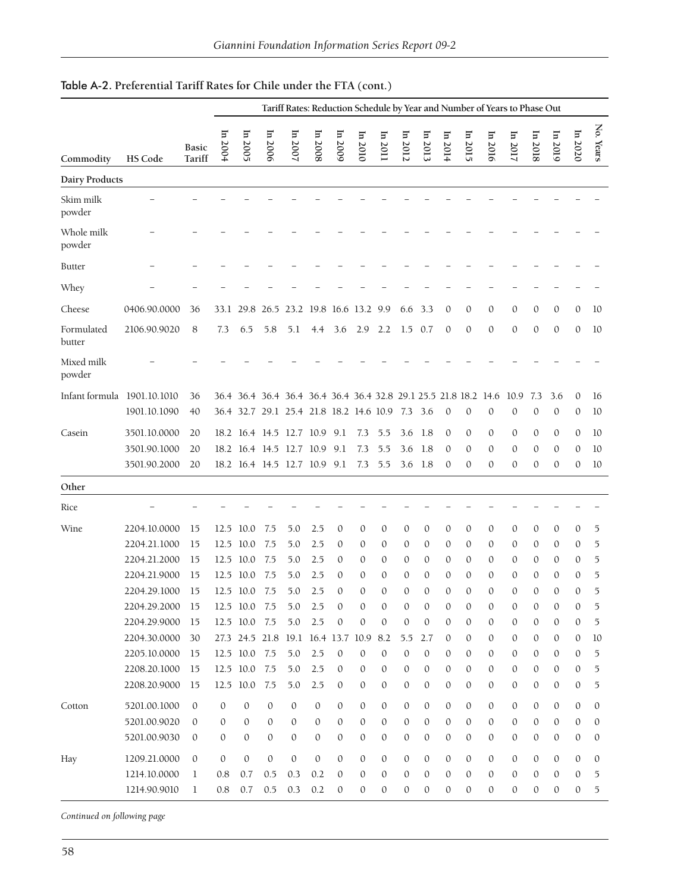## Table A-2. Preferential Tariff Rates for Chile under the FTA (cont.)

| Commodity | HS Code | Basic Tariff | Tariff Rates: Reduction Schedule by Year and Number of Years to Phase Out | | | | | | | | | | | | | | | | | |
|---|---|---|---|---|---|---|---|---|---|---|---|---|---|---|---|---|---|---|---|---|
| | | | In 2004 | In 2005 | In 2006 | In 2007 | In 2008 | In 2009 | In 2010 | In 2011 | In 2012 | In 2013 | In 2014 | In 2015 | In 2016 | In 2017 | In 2018 | In 2019 | In 2020 | No. Years |
| **Dairy Products** | | | | | | | | | | | | | | | | | | | | |
| Skim milk powder | – | – | – | – | – | – | – | – | – | – | – | – | – | – | – | – | – | – | – | – |
| Whole milk powder | – | – | – | – | – | – | – | – | – | – | – | – | – | – | – | – | – | – | – | – |
| Butter | – | – | – | – | – | – | – | – | – | – | – | – | – | – | – | – | – | – | – | – |
| Whey | – | – | – | – | – | – | – | – | – | – | – | – | – | – | – | – | – | – | – | – |
| Cheese | 0406.90.0000 | 36 | 33.1 | 29.8 | 26.5 | 23.2 | 19.8 | 16.6 | 13.2 | 9.9 | 6.6 | 3.3 | 0 | 0 | 0 | 0 | 0 | 0 | 0 | 10 |
| Formulated butter | 2106.90.9020 | 8 | 7.3 | 6.5 | 5.8 | 5.1 | 4.4 | 3.6 | 2.9 | 2.2 | 1.5 | 0.7 | 0 | 0 | 0 | 0 | 0 | 0 | 0 | 10 |
| Mixed milk powder | – | – | – | – | – | – | – | – | – | – | – | – | – | – | – | – | – | – | – | – |
| Infant formula | 1901.10.1010 | 36 | 36.4 | 36.4 | 36.4 | 36.4 | 36.4 | 36.4 | 36.4 | 32.8 | 29.1 | 25.5 | 21.8 | 18.2 | 14.6 | 10.9 | 7.3 | 3.6 | 0 | 16 |
| | 1901.10.1090 | 40 | 36.4 | 32.7 | 29.1 | 25.4 | 21.8 | 18.2 | 14.6 | 10.9 | 7.3 | 3.6 | 0 | 0 | 0 | 0 | 0 | 0 | 0 | 10 |
| Casein | 3501.10.0000 | 20 | 18.2 | 16.4 | 14.5 | 12.7 | 10.9 | 9.1 | 7.3 | 5.5 | 3.6 | 1.8 | 0 | 0 | 0 | 0 | 0 | 0 | 0 | 10 |
| | 3501.90.1000 | 20 | 18.2 | 16.4 | 14.5 | 12.7 | 10.9 | 9.1 | 7.3 | 5.5 | 3.6 | 1.8 | 0 | 0 | 0 | 0 | 0 | 0 | 0 | 10 |
| | 3501.90.2000 | 20 | 18.2 | 16.4 | 14.5 | 12.7 | 10.9 | 9.1 | 7.3 | 5.5 | 3.6 | 1.8 | 0 | 0 | 0 | 0 | 0 | 0 | 0 | 10 |
| **Other** | | | | | | | | | | | | | | | | | | | | |
| Rice | – | – | – | – | – | – | – | – | – | – | – | – | – | – | – | – | – | – | – | – |
| Wine | 2204.10.0000 | 15 | 12.5 | 10.0 | 7.5 | 5.0 | 2.5 | 0 | 0 | 0 | 0 | 0 | 0 | 0 | 0 | 0 | 0 | 0 | 0 | 5 |
| | 2204.21.1000 | 15 | 12.5 | 10.0 | 7.5 | 5.0 | 2.5 | 0 | 0 | 0 | 0 | 0 | 0 | 0 | 0 | 0 | 0 | 0 | 0 | 5 |
| | 2204.21.2000 | 15 | 12.5 | 10.0 | 7.5 | 5.0 | 2.5 | 0 | 0 | 0 | 0 | 0 | 0 | 0 | 0 | 0 | 0 | 0 | 0 | 5 |
| | 2204.21.9000 | 15 | 12.5 | 10.0 | 7.5 | 5.0 | 2.5 | 0 | 0 | 0 | 0 | 0 | 0 | 0 | 0 | 0 | 0 | 0 | 0 | 5 |
| | 2204.29.1000 | 15 | 12.5 | 10.0 | 7.5 | 5.0 | 2.5 | 0 | 0 | 0 | 0 | 0 | 0 | 0 | 0 | 0 | 0 | 0 | 0 | 5 |
| | 2204.29.2000 | 15 | 12.5 | 10.0 | 7.5 | 5.0 | 2.5 | 0 | 0 | 0 | 0 | 0 | 0 | 0 | 0 | 0 | 0 | 0 | 0 | 5 |
| | 2204.29.9000 | 15 | 12.5 | 10.0 | 7.5 | 5.0 | 2.5 | 0 | 0 | 0 | 0 | 0 | 0 | 0 | 0 | 0 | 0 | 0 | 0 | 5 |
| | 2204.30.0000 | 30 | 27.3 | 24.5 | 21.8 | 19.1 | 16.4 | 13.7 | 10.9 | 8.2 | 5.5 | 2.7 | 0 | 0 | 0 | 0 | 0 | 0 | 0 | 10 |
| | 2205.10.0000 | 15 | 12.5 | 10.0 | 7.5 | 5.0 | 2.5 | 0 | 0 | 0 | 0 | 0 | 0 | 0 | 0 | 0 | 0 | 0 | 0 | 5 |
| | 2208.20.1000 | 15 | 12.5 | 10.0 | 7.5 | 5.0 | 2.5 | 0 | 0 | 0 | 0 | 0 | 0 | 0 | 0 | 0 | 0 | 0 | 0 | 5 |
| | 2208.20.9000 | 15 | 12.5 | 10.0 | 7.5 | 5.0 | 2.5 | 0 | 0 | 0 | 0 | 0 | 0 | 0 | 0 | 0 | 0 | 0 | 0 | 5 |
| Cotton | 5201.00.1000 | 0 | 0 | 0 | 0 | 0 | 0 | 0 | 0 | 0 | 0 | 0 | 0 | 0 | 0 | 0 | 0 | 0 | 0 | 0 |
| | 5201.00.9020 | 0 | 0 | 0 | 0 | 0 | 0 | 0 | 0 | 0 | 0 | 0 | 0 | 0 | 0 | 0 | 0 | 0 | 0 | 0 |
| | 5201.00.9030 | 0 | 0 | 0 | 0 | 0 | 0 | 0 | 0 | 0 | 0 | 0 | 0 | 0 | 0 | 0 | 0 | 0 | 0 | 0 |
| Hay | 1209.21.0000 | 0 | 0 | 0 | 0 | 0 | 0 | 0 | 0 | 0 | 0 | 0 | 0 | 0 | 0 | 0 | 0 | 0 | 0 | 0 |
| | 1214.10.0000 | 1 | 0.8 | 0.7 | 0.5 | 0.3 | 0.2 | 0 | 0 | 0 | 0 | 0 | 0 | 0 | 0 | 0 | 0 | 0 | 0 | 5 |
| | 1214.90.9010 | 1 | 0.8 | 0.7 | 0.5 | 0.3 | 0.2 | 0 | 0 | 0 | 0 | 0 | 0 | 0 | 0 | 0 | 0 | 0 | 0 | 5 |

*Continued on following page*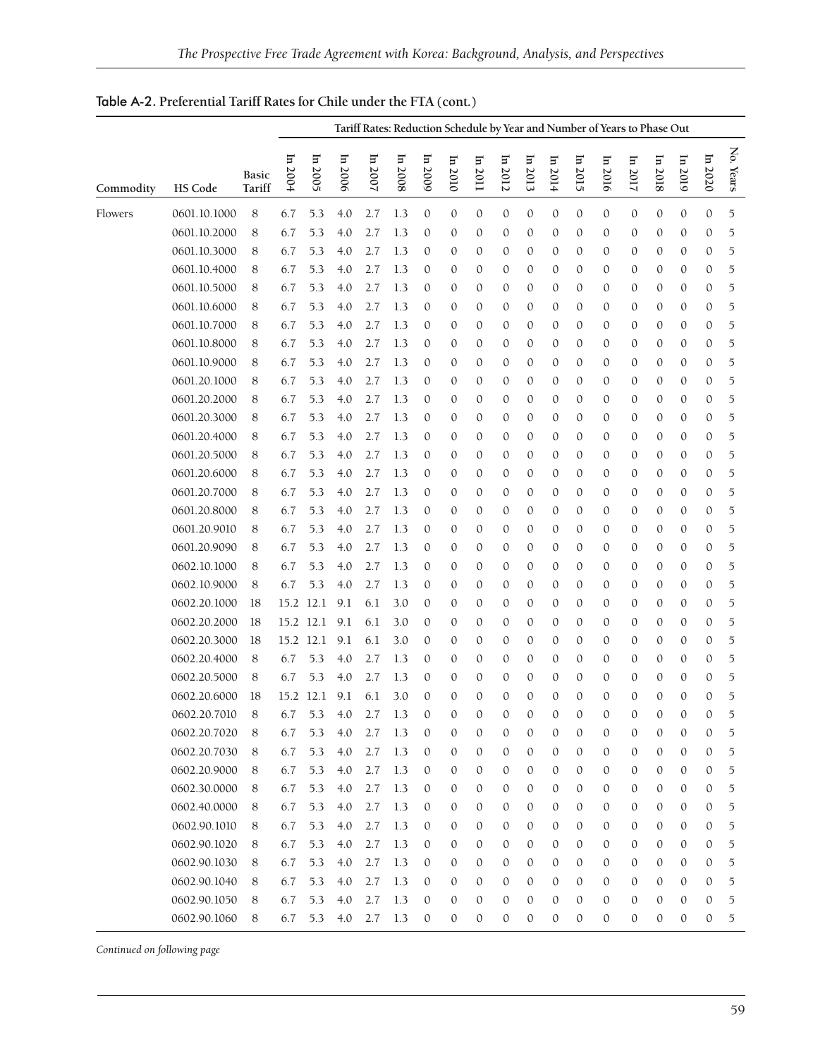Table A-2. Preferential Tariff Rates for Chile under the FTA (cont.)

| Commodity | HS Code | Basic Tariff | Tariff Rates: Reduction Schedule by Year and Number of Years to Phase Out | | | | | | | | | | | | | | | | | |
|---|---|---|---|---|---|---|---|---|---|---|---|---|---|---|---|---|---|---|---|---|
| | | | In 2004 | In 2005 | In 2006 | In 2007 | In 2008 | In 2009 | In 2010 | In 2011 | In 2012 | In 2013 | In 2014 | In 2015 | In 2016 | In 2017 | In 2018 | In 2019 | In 2020 | No. Years |
| Flowers | 0601.10.1000 | 8 | 6.7 | 5.3 | 4.0 | 2.7 | 1.3 | 0 | 0 | 0 | 0 | 0 | 0 | 0 | 0 | 0 | 0 | 0 | 0 | 5 |
| | 0601.10.2000 | 8 | 6.7 | 5.3 | 4.0 | 2.7 | 1.3 | 0 | 0 | 0 | 0 | 0 | 0 | 0 | 0 | 0 | 0 | 0 | 0 | 5 |
| | 0601.10.3000 | 8 | 6.7 | 5.3 | 4.0 | 2.7 | 1.3 | 0 | 0 | 0 | 0 | 0 | 0 | 0 | 0 | 0 | 0 | 0 | 0 | 5 |
| | 0601.10.4000 | 8 | 6.7 | 5.3 | 4.0 | 2.7 | 1.3 | 0 | 0 | 0 | 0 | 0 | 0 | 0 | 0 | 0 | 0 | 0 | 0 | 5 |
| | 0601.10.5000 | 8 | 6.7 | 5.3 | 4.0 | 2.7 | 1.3 | 0 | 0 | 0 | 0 | 0 | 0 | 0 | 0 | 0 | 0 | 0 | 0 | 5 |
| | 0601.10.6000 | 8 | 6.7 | 5.3 | 4.0 | 2.7 | 1.3 | 0 | 0 | 0 | 0 | 0 | 0 | 0 | 0 | 0 | 0 | 0 | 0 | 5 |
| | 0601.10.7000 | 8 | 6.7 | 5.3 | 4.0 | 2.7 | 1.3 | 0 | 0 | 0 | 0 | 0 | 0 | 0 | 0 | 0 | 0 | 0 | 0 | 5 |
| | 0601.10.8000 | 8 | 6.7 | 5.3 | 4.0 | 2.7 | 1.3 | 0 | 0 | 0 | 0 | 0 | 0 | 0 | 0 | 0 | 0 | 0 | 0 | 5 |
| | 0601.10.9000 | 8 | 6.7 | 5.3 | 4.0 | 2.7 | 1.3 | 0 | 0 | 0 | 0 | 0 | 0 | 0 | 0 | 0 | 0 | 0 | 0 | 5 |
| | 0601.20.1000 | 8 | 6.7 | 5.3 | 4.0 | 2.7 | 1.3 | 0 | 0 | 0 | 0 | 0 | 0 | 0 | 0 | 0 | 0 | 0 | 0 | 5 |
| | 0601.20.2000 | 8 | 6.7 | 5.3 | 4.0 | 2.7 | 1.3 | 0 | 0 | 0 | 0 | 0 | 0 | 0 | 0 | 0 | 0 | 0 | 0 | 5 |
| | 0601.20.3000 | 8 | 6.7 | 5.3 | 4.0 | 2.7 | 1.3 | 0 | 0 | 0 | 0 | 0 | 0 | 0 | 0 | 0 | 0 | 0 | 0 | 5 |
| | 0601.20.4000 | 8 | 6.7 | 5.3 | 4.0 | 2.7 | 1.3 | 0 | 0 | 0 | 0 | 0 | 0 | 0 | 0 | 0 | 0 | 0 | 0 | 5 |
| | 0601.20.5000 | 8 | 6.7 | 5.3 | 4.0 | 2.7 | 1.3 | 0 | 0 | 0 | 0 | 0 | 0 | 0 | 0 | 0 | 0 | 0 | 0 | 5 |
| | 0601.20.6000 | 8 | 6.7 | 5.3 | 4.0 | 2.7 | 1.3 | 0 | 0 | 0 | 0 | 0 | 0 | 0 | 0 | 0 | 0 | 0 | 0 | 5 |
| | 0601.20.7000 | 8 | 6.7 | 5.3 | 4.0 | 2.7 | 1.3 | 0 | 0 | 0 | 0 | 0 | 0 | 0 | 0 | 0 | 0 | 0 | 0 | 5 |
| | 0601.20.8000 | 8 | 6.7 | 5.3 | 4.0 | 2.7 | 1.3 | 0 | 0 | 0 | 0 | 0 | 0 | 0 | 0 | 0 | 0 | 0 | 0 | 5 |
| | 0601.20.9010 | 8 | 6.7 | 5.3 | 4.0 | 2.7 | 1.3 | 0 | 0 | 0 | 0 | 0 | 0 | 0 | 0 | 0 | 0 | 0 | 0 | 5 |
| | 0601.20.9090 | 8 | 6.7 | 5.3 | 4.0 | 2.7 | 1.3 | 0 | 0 | 0 | 0 | 0 | 0 | 0 | 0 | 0 | 0 | 0 | 0 | 5 |
| | 0602.10.1000 | 8 | 6.7 | 5.3 | 4.0 | 2.7 | 1.3 | 0 | 0 | 0 | 0 | 0 | 0 | 0 | 0 | 0 | 0 | 0 | 0 | 5 |
| | 0602.10.9000 | 8 | 6.7 | 5.3 | 4.0 | 2.7 | 1.3 | 0 | 0 | 0 | 0 | 0 | 0 | 0 | 0 | 0 | 0 | 0 | 0 | 5 |
| | 0602.20.1000 | 18 | 15.2 | 12.1 | 9.1 | 6.1 | 3.0 | 0 | 0 | 0 | 0 | 0 | 0 | 0 | 0 | 0 | 0 | 0 | 0 | 5 |
| | 0602.20.2000 | 18 | 15.2 | 12.1 | 9.1 | 6.1 | 3.0 | 0 | 0 | 0 | 0 | 0 | 0 | 0 | 0 | 0 | 0 | 0 | 0 | 5 |
| | 0602.20.3000 | 18 | 15.2 | 12.1 | 9.1 | 6.1 | 3.0 | 0 | 0 | 0 | 0 | 0 | 0 | 0 | 0 | 0 | 0 | 0 | 0 | 5 |
| | 0602.20.4000 | 8 | 6.7 | 5.3 | 4.0 | 2.7 | 1.3 | 0 | 0 | 0 | 0 | 0 | 0 | 0 | 0 | 0 | 0 | 0 | 0 | 5 |
| | 0602.20.5000 | 8 | 6.7 | 5.3 | 4.0 | 2.7 | 1.3 | 0 | 0 | 0 | 0 | 0 | 0 | 0 | 0 | 0 | 0 | 0 | 0 | 5 |
| | 0602.20.6000 | 18 | 15.2 | 12.1 | 9.1 | 6.1 | 3.0 | 0 | 0 | 0 | 0 | 0 | 0 | 0 | 0 | 0 | 0 | 0 | 0 | 5 |
| | 0602.20.7010 | 8 | 6.7 | 5.3 | 4.0 | 2.7 | 1.3 | 0 | 0 | 0 | 0 | 0 | 0 | 0 | 0 | 0 | 0 | 0 | 0 | 5 |
| | 0602.20.7020 | 8 | 6.7 | 5.3 | 4.0 | 2.7 | 1.3 | 0 | 0 | 0 | 0 | 0 | 0 | 0 | 0 | 0 | 0 | 0 | 0 | 5 |
| | 0602.20.7030 | 8 | 6.7 | 5.3 | 4.0 | 2.7 | 1.3 | 0 | 0 | 0 | 0 | 0 | 0 | 0 | 0 | 0 | 0 | 0 | 0 | 5 |
| | 0602.20.9000 | 8 | 6.7 | 5.3 | 4.0 | 2.7 | 1.3 | 0 | 0 | 0 | 0 | 0 | 0 | 0 | 0 | 0 | 0 | 0 | 0 | 5 |
| | 0602.30.0000 | 8 | 6.7 | 5.3 | 4.0 | 2.7 | 1.3 | 0 | 0 | 0 | 0 | 0 | 0 | 0 | 0 | 0 | 0 | 0 | 0 | 5 |
| | 0602.40.0000 | 8 | 6.7 | 5.3 | 4.0 | 2.7 | 1.3 | 0 | 0 | 0 | 0 | 0 | 0 | 0 | 0 | 0 | 0 | 0 | 0 | 5 |
| | 0602.90.1010 | 8 | 6.7 | 5.3 | 4.0 | 2.7 | 1.3 | 0 | 0 | 0 | 0 | 0 | 0 | 0 | 0 | 0 | 0 | 0 | 0 | 5 |
| | 0602.90.1020 | 8 | 6.7 | 5.3 | 4.0 | 2.7 | 1.3 | 0 | 0 | 0 | 0 | 0 | 0 | 0 | 0 | 0 | 0 | 0 | 0 | 5 |
| | 0602.90.1030 | 8 | 6.7 | 5.3 | 4.0 | 2.7 | 1.3 | 0 | 0 | 0 | 0 | 0 | 0 | 0 | 0 | 0 | 0 | 0 | 0 | 5 |
| | 0602.90.1040 | 8 | 6.7 | 5.3 | 4.0 | 2.7 | 1.3 | 0 | 0 | 0 | 0 | 0 | 0 | 0 | 0 | 0 | 0 | 0 | 0 | 5 |
| | 0602.90.1050 | 8 | 6.7 | 5.3 | 4.0 | 2.7 | 1.3 | 0 | 0 | 0 | 0 | 0 | 0 | 0 | 0 | 0 | 0 | 0 | 0 | 5 |
| | 0602.90.1060 | 8 | 6.7 | 5.3 | 4.0 | 2.7 | 1.3 | 0 | 0 | 0 | 0 | 0 | 0 | 0 | 0 | 0 | 0 | 0 | 0 | 5 |

*Continued on following page*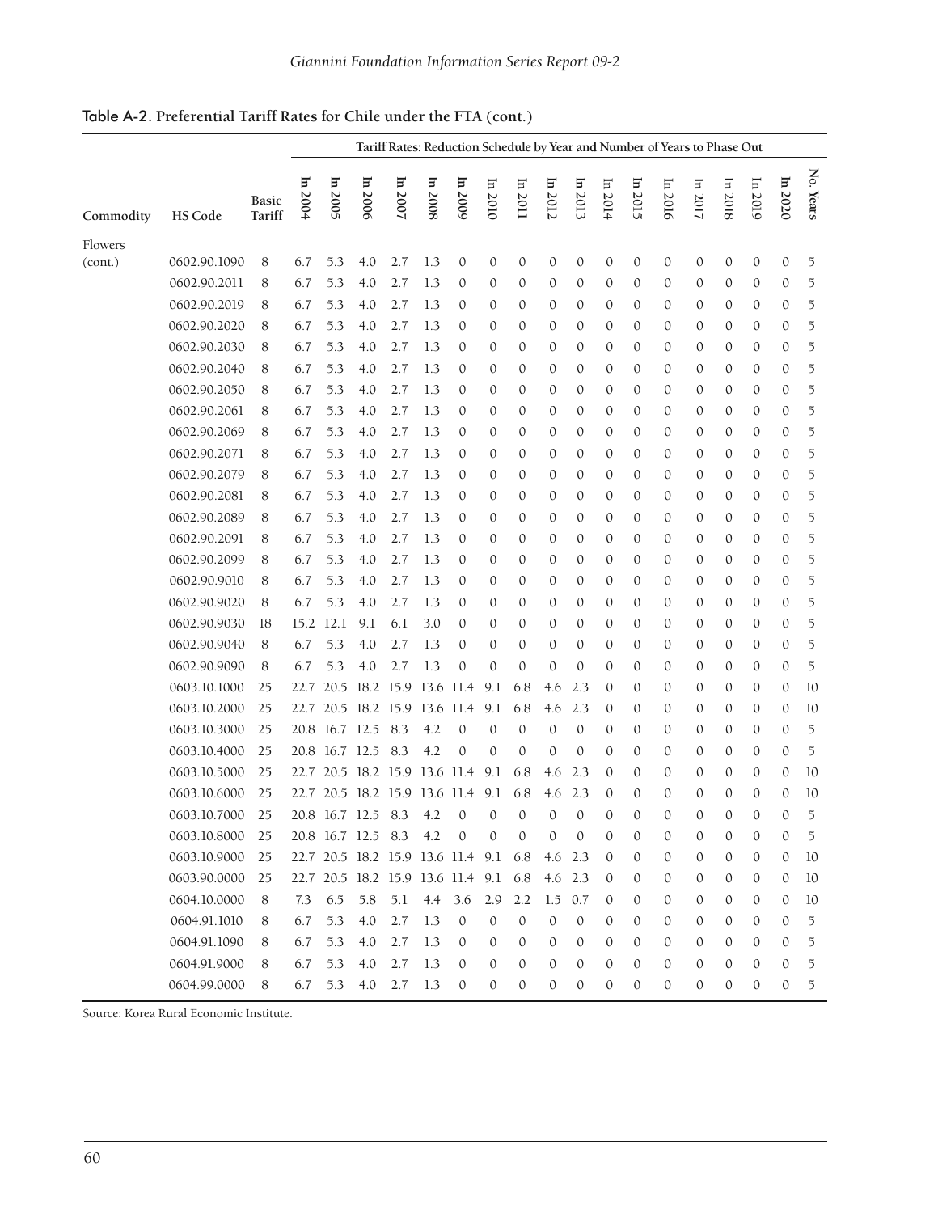## Table A-2. Preferential Tariff Rates for Chile under the FTA (cont.)

| Commodity | HS Code | Basic Tariff | Tariff Rates: Reduction Schedule by Year and Number of Years to Phase Out | | | | | | | | | | | | | | | | | |
|---|---|---|---|---|---|---|---|---|---|---|---|---|---|---|---|---|---|---|---|
| | | | In 2004 | In 2005 | In 2006 | In 2007 | In 2008 | In 2009 | In 2010 | In 2011 | In 2012 | In 2013 | In 2014 | In 2015 | In 2016 | In 2017 | In 2018 | In 2019 | In 2020 | No. Years |
| Flowers (cont.) | 0602.90.1090 | 8 | 6.7 | 5.3 | 4.0 | 2.7 | 1.3 | 0 | 0 | 0 | 0 | 0 | 0 | 0 | 0 | 0 | 0 | 0 | 0 | 5 |
| | 0602.90.2011 | 8 | 6.7 | 5.3 | 4.0 | 2.7 | 1.3 | 0 | 0 | 0 | 0 | 0 | 0 | 0 | 0 | 0 | 0 | 0 | 0 | 5 |
| | 0602.90.2019 | 8 | 6.7 | 5.3 | 4.0 | 2.7 | 1.3 | 0 | 0 | 0 | 0 | 0 | 0 | 0 | 0 | 0 | 0 | 0 | 0 | 5 |
| | 0602.90.2020 | 8 | 6.7 | 5.3 | 4.0 | 2.7 | 1.3 | 0 | 0 | 0 | 0 | 0 | 0 | 0 | 0 | 0 | 0 | 0 | 0 | 5 |
| | 0602.90.2030 | 8 | 6.7 | 5.3 | 4.0 | 2.7 | 1.3 | 0 | 0 | 0 | 0 | 0 | 0 | 0 | 0 | 0 | 0 | 0 | 0 | 5 |
| | 0602.90.2040 | 8 | 6.7 | 5.3 | 4.0 | 2.7 | 1.3 | 0 | 0 | 0 | 0 | 0 | 0 | 0 | 0 | 0 | 0 | 0 | 0 | 5 |
| | 0602.90.2050 | 8 | 6.7 | 5.3 | 4.0 | 2.7 | 1.3 | 0 | 0 | 0 | 0 | 0 | 0 | 0 | 0 | 0 | 0 | 0 | 0 | 5 |
| | 0602.90.2061 | 8 | 6.7 | 5.3 | 4.0 | 2.7 | 1.3 | 0 | 0 | 0 | 0 | 0 | 0 | 0 | 0 | 0 | 0 | 0 | 0 | 5 |
| | 0602.90.2069 | 8 | 6.7 | 5.3 | 4.0 | 2.7 | 1.3 | 0 | 0 | 0 | 0 | 0 | 0 | 0 | 0 | 0 | 0 | 0 | 0 | 5 |
| | 0602.90.2071 | 8 | 6.7 | 5.3 | 4.0 | 2.7 | 1.3 | 0 | 0 | 0 | 0 | 0 | 0 | 0 | 0 | 0 | 0 | 0 | 0 | 5 |
| | 0602.90.2079 | 8 | 6.7 | 5.3 | 4.0 | 2.7 | 1.3 | 0 | 0 | 0 | 0 | 0 | 0 | 0 | 0 | 0 | 0 | 0 | 0 | 5 |
| | 0602.90.2081 | 8 | 6.7 | 5.3 | 4.0 | 2.7 | 1.3 | 0 | 0 | 0 | 0 | 0 | 0 | 0 | 0 | 0 | 0 | 0 | 0 | 5 |
| | 0602.90.2089 | 8 | 6.7 | 5.3 | 4.0 | 2.7 | 1.3 | 0 | 0 | 0 | 0 | 0 | 0 | 0 | 0 | 0 | 0 | 0 | 0 | 5 |
| | 0602.90.2091 | 8 | 6.7 | 5.3 | 4.0 | 2.7 | 1.3 | 0 | 0 | 0 | 0 | 0 | 0 | 0 | 0 | 0 | 0 | 0 | 0 | 5 |
| | 0602.90.2099 | 8 | 6.7 | 5.3 | 4.0 | 2.7 | 1.3 | 0 | 0 | 0 | 0 | 0 | 0 | 0 | 0 | 0 | 0 | 0 | 0 | 5 |
| | 0602.90.9010 | 8 | 6.7 | 5.3 | 4.0 | 2.7 | 1.3 | 0 | 0 | 0 | 0 | 0 | 0 | 0 | 0 | 0 | 0 | 0 | 0 | 5 |
| | 0602.90.9020 | 8 | 6.7 | 5.3 | 4.0 | 2.7 | 1.3 | 0 | 0 | 0 | 0 | 0 | 0 | 0 | 0 | 0 | 0 | 0 | 0 | 5 |
| | 0602.90.9030 | 18 | 15.2 | 12.1 | 9.1 | 6.1 | 3.0 | 0 | 0 | 0 | 0 | 0 | 0 | 0 | 0 | 0 | 0 | 0 | 0 | 5 |
| | 0602.90.9040 | 8 | 6.7 | 5.3 | 4.0 | 2.7 | 1.3 | 0 | 0 | 0 | 0 | 0 | 0 | 0 | 0 | 0 | 0 | 0 | 0 | 5 |
| | 0602.90.9090 | 8 | 6.7 | 5.3 | 4.0 | 2.7 | 1.3 | 0 | 0 | 0 | 0 | 0 | 0 | 0 | 0 | 0 | 0 | 0 | 0 | 5 |
| | 0603.10.1000 | 25 | 22.7 | 20.5 | 18.2 | 15.9 | 13.6 | 11.4 | 9.1 | 6.8 | 4.6 | 2.3 | 0 | 0 | 0 | 0 | 0 | 0 | 0 | 10 |
| | 0603.10.2000 | 25 | 22.7 | 20.5 | 18.2 | 15.9 | 13.6 | 11.4 | 9.1 | 6.8 | 4.6 | 2.3 | 0 | 0 | 0 | 0 | 0 | 0 | 0 | 10 |
| | 0603.10.3000 | 25 | 20.8 | 16.7 | 12.5 | 8.3 | 4.2 | 0 | 0 | 0 | 0 | 0 | 0 | 0 | 0 | 0 | 0 | 0 | 0 | 5 |
| | 0603.10.4000 | 25 | 20.8 | 16.7 | 12.5 | 8.3 | 4.2 | 0 | 0 | 0 | 0 | 0 | 0 | 0 | 0 | 0 | 0 | 0 | 0 | 5 |
| | 0603.10.5000 | 25 | 22.7 | 20.5 | 18.2 | 15.9 | 13.6 | 11.4 | 9.1 | 6.8 | 4.6 | 2.3 | 0 | 0 | 0 | 0 | 0 | 0 | 0 | 10 |
| | 0603.10.6000 | 25 | 22.7 | 20.5 | 18.2 | 15.9 | 13.6 | 11.4 | 9.1 | 6.8 | 4.6 | 2.3 | 0 | 0 | 0 | 0 | 0 | 0 | 0 | 10 |
| | 0603.10.7000 | 25 | 20.8 | 16.7 | 12.5 | 8.3 | 4.2 | 0 | 0 | 0 | 0 | 0 | 0 | 0 | 0 | 0 | 0 | 0 | 0 | 5 |
| | 0603.10.8000 | 25 | 20.8 | 16.7 | 12.5 | 8.3 | 4.2 | 0 | 0 | 0 | 0 | 0 | 0 | 0 | 0 | 0 | 0 | 0 | 0 | 5 |
| | 0603.10.9000 | 25 | 22.7 | 20.5 | 18.2 | 15.9 | 13.6 | 11.4 | 9.1 | 6.8 | 4.6 | 2.3 | 0 | 0 | 0 | 0 | 0 | 0 | 0 | 10 |
| | 0603.90.0000 | 25 | 22.7 | 20.5 | 18.2 | 15.9 | 13.6 | 11.4 | 9.1 | 6.8 | 4.6 | 2.3 | 0 | 0 | 0 | 0 | 0 | 0 | 0 | 10 |
| | 0604.10.0000 | 8 | 7.3 | 6.5 | 5.8 | 5.1 | 4.4 | 3.6 | 2.9 | 2.2 | 1.5 | 0.7 | 0 | 0 | 0 | 0 | 0 | 0 | 0 | 10 |
| | 0604.91.1010 | 8 | 6.7 | 5.3 | 4.0 | 2.7 | 1.3 | 0 | 0 | 0 | 0 | 0 | 0 | 0 | 0 | 0 | 0 | 0 | 0 | 5 |
| | 0604.91.1090 | 8 | 6.7 | 5.3 | 4.0 | 2.7 | 1.3 | 0 | 0 | 0 | 0 | 0 | 0 | 0 | 0 | 0 | 0 | 0 | 0 | 5 |
| | 0604.91.9000 | 8 | 6.7 | 5.3 | 4.0 | 2.7 | 1.3 | 0 | 0 | 0 | 0 | 0 | 0 | 0 | 0 | 0 | 0 | 0 | 0 | 5 |
| | 0604.99.0000 | 8 | 6.7 | 5.3 | 4.0 | 2.7 | 1.3 | 0 | 0 | 0 | 0 | 0 | 0 | 0 | 0 | 0 | 0 | 0 | 0 | 5 |

Source: Korea Rural Economic Institute.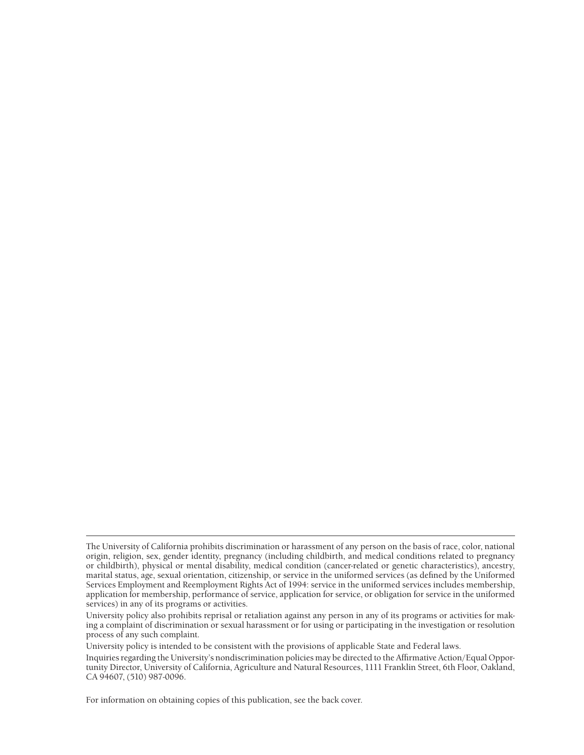---

The University of California prohibits discrimination or harassment of any person on the basis of race, color, national origin, religion, sex, gender identity, pregnancy (including childbirth, and medical conditions related to pregnancy or childbirth), physical or mental disability, medical condition (cancer-related or genetic characteristics), ancestry, marital status, age, sexual orientation, citizenship, or service in the uniformed services (as defined by the Uniformed Services Employment and Reemployment Rights Act of 1994: service in the uniformed services includes membership, application for membership, performance of service, application for service, or obligation for service in the uniformed services) in any of its programs or activities.

University policy also prohibits reprisal or retaliation against any person in any of its programs or activities for making a complaint of discrimination or sexual harassment or for using or participating in the investigation or resolution process of any such complaint.

University policy is intended to be consistent with the provisions of applicable State and Federal laws.

Inquiries regarding the University's nondiscrimination policies may be directed to the Affirmative Action/Equal Opportunity Director, University of California, Agriculture and Natural Resources, 1111 Franklin Street, 6th Floor, Oakland, CA 94607, (510) 987-0096.

For information on obtaining copies of this publication, see the back cover.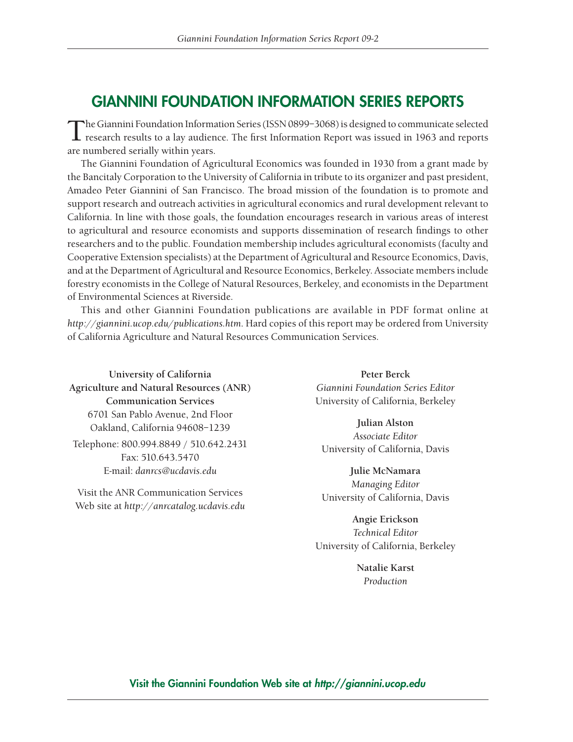# GIANNINI FOUNDATION INFORMATION SERIES REPORTS

The Giannini Foundation Information Series (ISSN 0899–3068) is designed to communicate selected research results to a lay audience. The first Information Report was issued in 1963 and reports are numbered serially within years.

The Giannini Foundation of Agricultural Economics was founded in 1930 from a grant made by the Bancitaly Corporation to the University of California in tribute to its organizer and past president, Amadeo Peter Giannini of San Francisco. The broad mission of the foundation is to promote and support research and outreach activities in agricultural economics and rural development relevant to California. In line with those goals, the foundation encourages research in various areas of interest to agricultural and resource economists and supports dissemination of research findings to other researchers and to the public. Foundation membership includes agricultural economists (faculty and Cooperative Extension specialists) at the Department of Agricultural and Resource Economics, Davis, and at the Department of Agricultural and Resource Economics, Berkeley. Associate members include forestry economists in the College of Natural Resources, Berkeley, and economists in the Department of Environmental Sciences at Riverside.

This and other Giannini Foundation publications are available in PDF format online at *http://giannini.ucop.edu/publications.htm*. Hard copies of this report may be ordered from University of California Agriculture and Natural Resources Communication Services.

**University of California**
**Agriculture and Natural Resources (ANR)**
**Communication Services**
6701 San Pablo Avenue, 2nd Floor
Oakland, California 94608–1239

Telephone: 800.994.8849 / 510.642.2431
Fax: 510.643.5470
E-mail: *danrcs@ucdavis.edu*

Visit the ANR Communication Services Web site at *http://anrcatalog.ucdavis.edu*

**Peter Berck**
*Giannini Foundation Series Editor*
University of California, Berkeley

**Julian Alston**
*Associate Editor*
University of California, Davis

**Julie McNamara**
*Managing Editor*
University of California, Davis

**Angie Erickson**
*Technical Editor*
University of California, Berkeley

**Natalie Karst**
*Production*

**Visit the Giannini Foundation Web site at *http://giannini.ucop.edu***